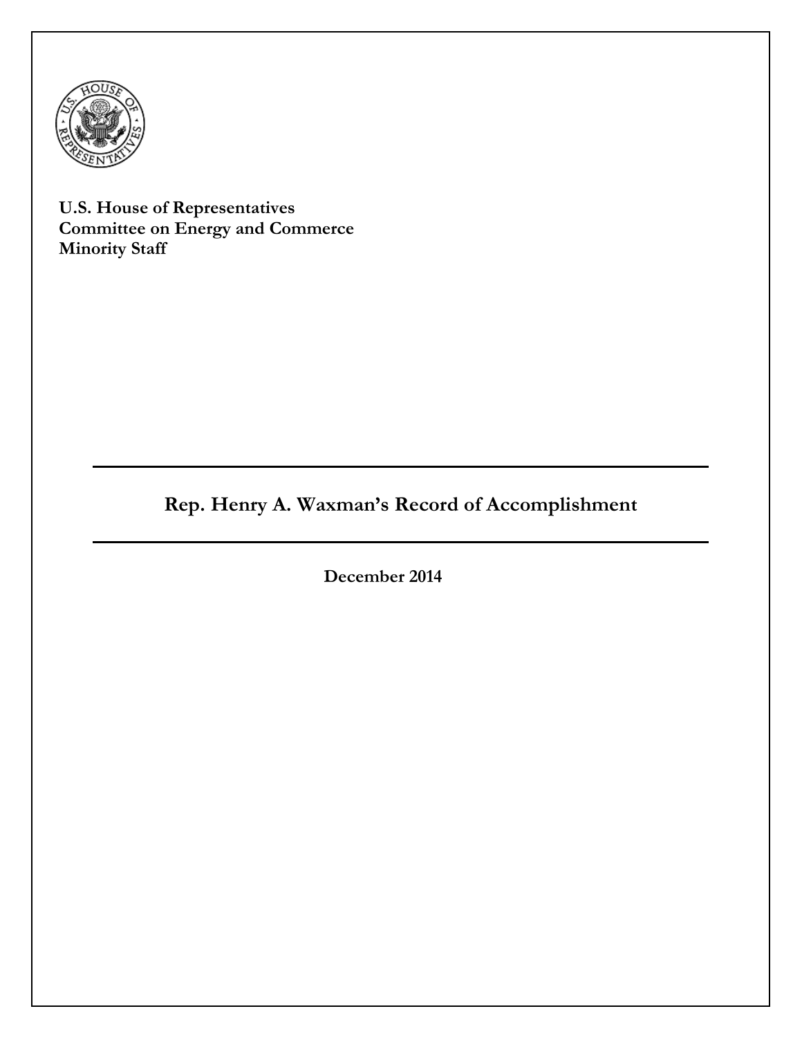**U.S. House of Representatives**
**Committee on Energy and Commerce**
**Minority Staff**

# Rep. Henry A. Waxman's Record of Accomplishment

**December 2014**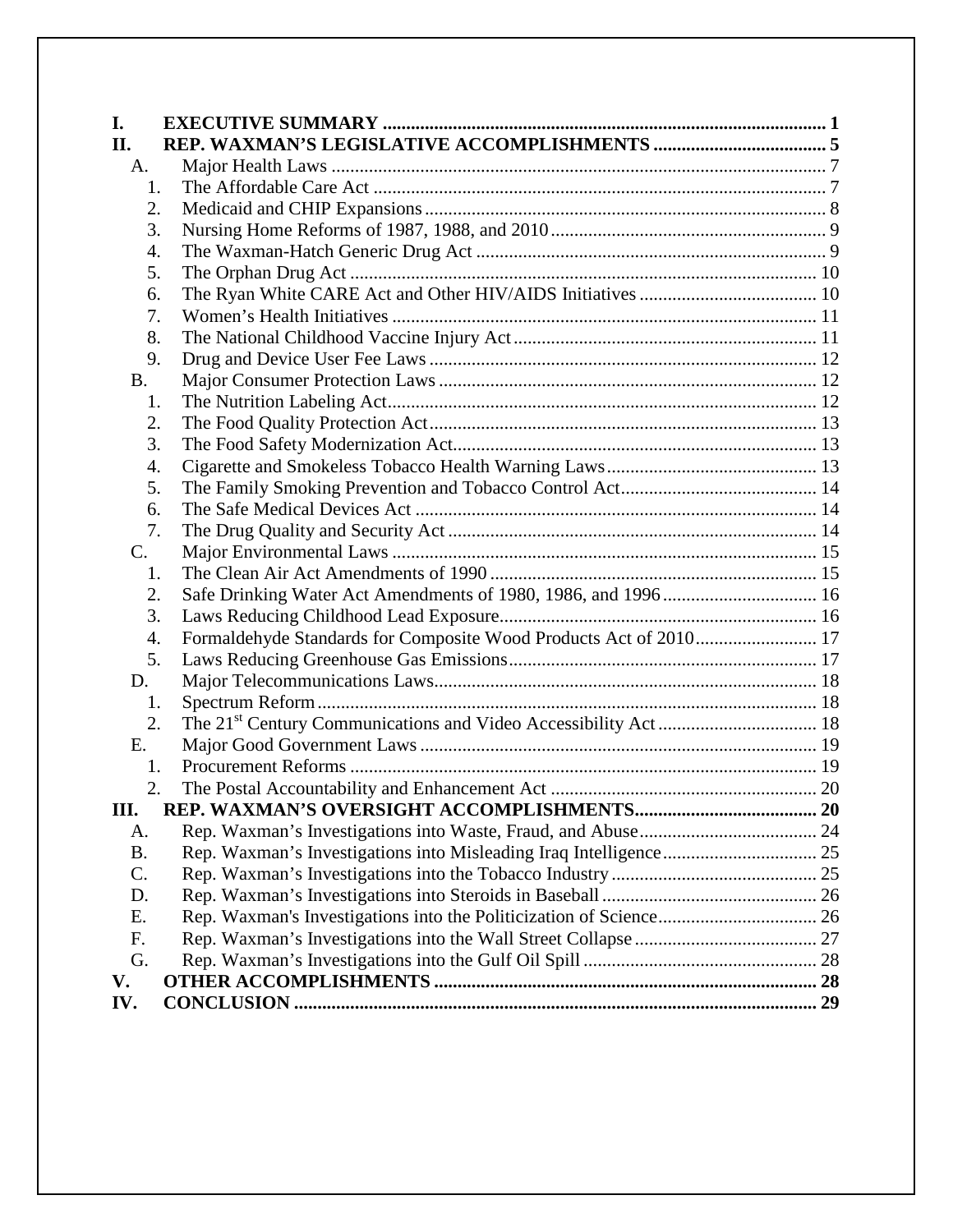- **I. EXECUTIVE SUMMARY** ... 1
- **II. REP. WAXMAN'S LEGISLATIVE ACCOMPLISHMENTS** ... 5
  - A. Major Health Laws ... 7
    1. The Affordable Care Act ... 7
    2. Medicaid and CHIP Expansions ... 8
    3. Nursing Home Reforms of 1987, 1988, and 2010 ... 9
    4. The Waxman-Hatch Generic Drug Act ... 9
    5. The Orphan Drug Act ... 10
    6. The Ryan White CARE Act and Other HIV/AIDS Initiatives ... 10
    7. Women's Health Initiatives ... 11
    8. The National Childhood Vaccine Injury Act ... 11
    9. Drug and Device User Fee Laws ... 12
  - B. Major Consumer Protection Laws ... 12
    1. The Nutrition Labeling Act ... 12
    2. The Food Quality Protection Act ... 13
    3. The Food Safety Modernization Act ... 13
    4. Cigarette and Smokeless Tobacco Health Warning Laws ... 13
    5. The Family Smoking Prevention and Tobacco Control Act ... 14
    6. The Safe Medical Devices Act ... 14
    7. The Drug Quality and Security Act ... 14
  - C. Major Environmental Laws ... 15
    1. The Clean Air Act Amendments of 1990 ... 15
    2. Safe Drinking Water Act Amendments of 1980, 1986, and 1996 ... 16
    3. Laws Reducing Childhood Lead Exposure ... 16
    4. Formaldehyde Standards for Composite Wood Products Act of 2010 ... 17
    5. Laws Reducing Greenhouse Gas Emissions ... 17
  - D. Major Telecommunications Laws ... 18
    1. Spectrum Reform ... 18
    2. The 21st Century Communications and Video Accessibility Act ... 18
  - E. Major Good Government Laws ... 19
    1. Procurement Reforms ... 19
    2. The Postal Accountability and Enhancement Act ... 20
- **III. REP. WAXMAN'S OVERSIGHT ACCOMPLISHMENTS** ... 20
  - A. Rep. Waxman's Investigations into Waste, Fraud, and Abuse ... 24
  - B. Rep. Waxman's Investigations into Misleading Iraq Intelligence ... 25
  - C. Rep. Waxman's Investigations into the Tobacco Industry ... 25
  - D. Rep. Waxman's Investigations into Steroids in Baseball ... 26
  - E. Rep. Waxman's Investigations into the Politicization of Science ... 26
  - F. Rep. Waxman's Investigations into the Wall Street Collapse ... 27
  - G. Rep. Waxman's Investigations into the Gulf Oil Spill ... 28
- **V. OTHER ACCOMPLISHMENTS** ... 28
- **IV. CONCLUSION** ... 29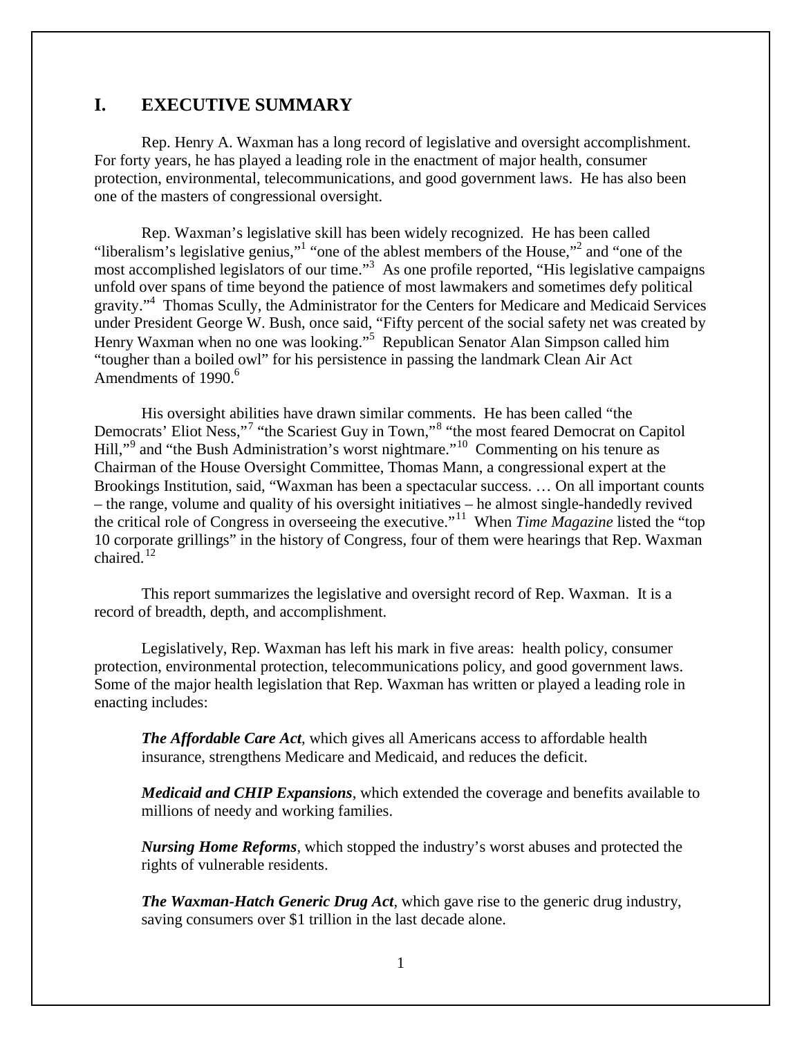# I. EXECUTIVE SUMMARY

Rep. Henry A. Waxman has a long record of legislative and oversight accomplishment. For forty years, he has played a leading role in the enactment of major health, consumer protection, environmental, telecommunications, and good government laws. He has also been one of the masters of congressional oversight.

Rep. Waxman's legislative skill has been widely recognized. He has been called "liberalism's legislative genius,"[1] "one of the ablest members of the House,"[2] and "one of the most accomplished legislators of our time."[3] As one profile reported, "His legislative campaigns unfold over spans of time beyond the patience of most lawmakers and sometimes defy political gravity."[4] Thomas Scully, the Administrator for the Centers for Medicare and Medicaid Services under President George W. Bush, once said, "Fifty percent of the social safety net was created by Henry Waxman when no one was looking."[5] Republican Senator Alan Simpson called him "tougher than a boiled owl" for his persistence in passing the landmark Clean Air Act Amendments of 1990.[6]

His oversight abilities have drawn similar comments. He has been called "the Democrats' Eliot Ness,"[7] "the Scariest Guy in Town,"[8] "the most feared Democrat on Capitol Hill,"[9] and "the Bush Administration's worst nightmare."[10] Commenting on his tenure as Chairman of the House Oversight Committee, Thomas Mann, a congressional expert at the Brookings Institution, said, "Waxman has been a spectacular success. … On all important counts – the range, volume and quality of his oversight initiatives – he almost single-handedly revived the critical role of Congress in overseeing the executive."[11] When *Time Magazine* listed the "top 10 corporate grillings" in the history of Congress, four of them were hearings that Rep. Waxman chaired.[12]

This report summarizes the legislative and oversight record of Rep. Waxman. It is a record of breadth, depth, and accomplishment.

Legislatively, Rep. Waxman has left his mark in five areas: health policy, consumer protection, environmental protection, telecommunications policy, and good government laws. Some of the major health legislation that Rep. Waxman has written or played a leading role in enacting includes:

***The Affordable Care Act***, which gives all Americans access to affordable health insurance, strengthens Medicare and Medicaid, and reduces the deficit.

***Medicaid and CHIP Expansions***, which extended the coverage and benefits available to millions of needy and working families.

***Nursing Home Reforms***, which stopped the industry's worst abuses and protected the rights of vulnerable residents.

***The Waxman-Hatch Generic Drug Act***, which gave rise to the generic drug industry, saving consumers over $1 trillion in the last decade alone.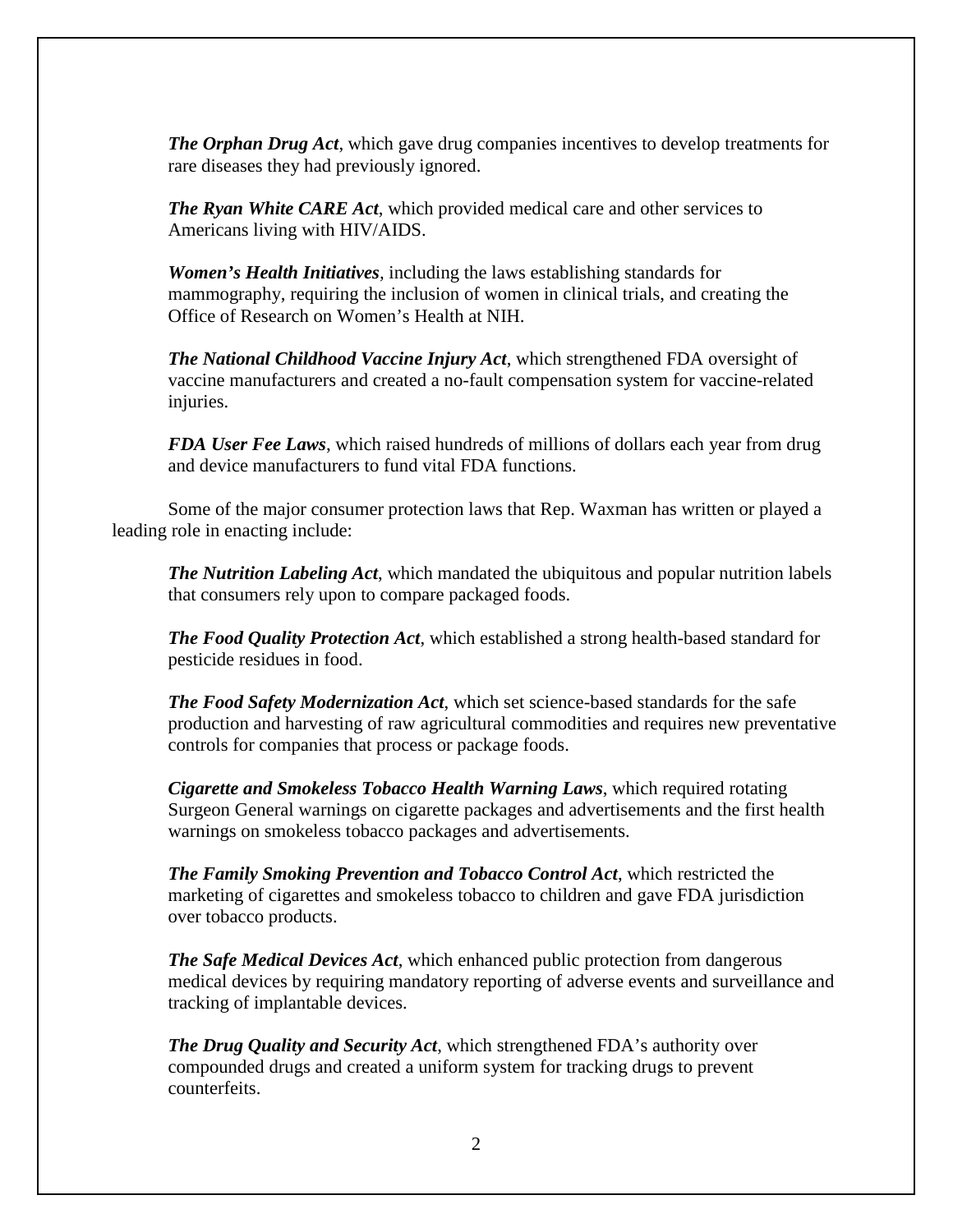***The Orphan Drug Act***, which gave drug companies incentives to develop treatments for rare diseases they had previously ignored.

***The Ryan White CARE Act***, which provided medical care and other services to Americans living with HIV/AIDS.

***Women's Health Initiatives***, including the laws establishing standards for mammography, requiring the inclusion of women in clinical trials, and creating the Office of Research on Women's Health at NIH.

***The National Childhood Vaccine Injury Act***, which strengthened FDA oversight of vaccine manufacturers and created a no-fault compensation system for vaccine-related injuries.

***FDA User Fee Laws***, which raised hundreds of millions of dollars each year from drug and device manufacturers to fund vital FDA functions.

Some of the major consumer protection laws that Rep. Waxman has written or played a leading role in enacting include:

***The Nutrition Labeling Act***, which mandated the ubiquitous and popular nutrition labels that consumers rely upon to compare packaged foods.

***The Food Quality Protection Act***, which established a strong health-based standard for pesticide residues in food.

***The Food Safety Modernization Act***, which set science-based standards for the safe production and harvesting of raw agricultural commodities and requires new preventative controls for companies that process or package foods.

***Cigarette and Smokeless Tobacco Health Warning Laws***, which required rotating Surgeon General warnings on cigarette packages and advertisements and the first health warnings on smokeless tobacco packages and advertisements.

***The Family Smoking Prevention and Tobacco Control Act***, which restricted the marketing of cigarettes and smokeless tobacco to children and gave FDA jurisdiction over tobacco products.

***The Safe Medical Devices Act***, which enhanced public protection from dangerous medical devices by requiring mandatory reporting of adverse events and surveillance and tracking of implantable devices.

***The Drug Quality and Security Act***, which strengthened FDA's authority over compounded drugs and created a uniform system for tracking drugs to prevent counterfeits.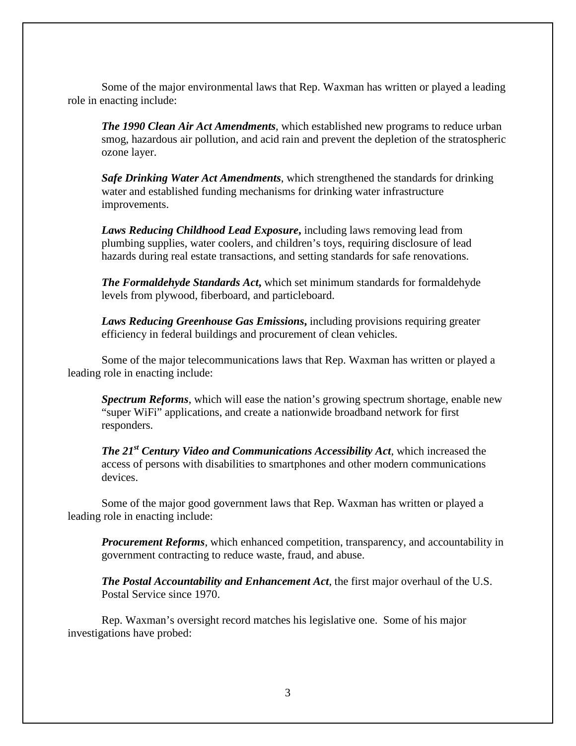Some of the major environmental laws that Rep. Waxman has written or played a leading role in enacting include:

***The 1990 Clean Air Act Amendments***, which established new programs to reduce urban smog, hazardous air pollution, and acid rain and prevent the depletion of the stratospheric ozone layer.

***Safe Drinking Water Act Amendments***, which strengthened the standards for drinking water and established funding mechanisms for drinking water infrastructure improvements.

***Laws Reducing Childhood Lead Exposure*,** including laws removing lead from plumbing supplies, water coolers, and children's toys, requiring disclosure of lead hazards during real estate transactions, and setting standards for safe renovations.

***The Formaldehyde Standards Act*,** which set minimum standards for formaldehyde levels from plywood, fiberboard, and particleboard.

***Laws Reducing Greenhouse Gas Emissions*,** including provisions requiring greater efficiency in federal buildings and procurement of clean vehicles.

Some of the major telecommunications laws that Rep. Waxman has written or played a leading role in enacting include:

***Spectrum Reforms***, which will ease the nation's growing spectrum shortage, enable new "super WiFi" applications, and create a nationwide broadband network for first responders.

***The 21st Century Video and Communications Accessibility Act***, which increased the access of persons with disabilities to smartphones and other modern communications devices.

Some of the major good government laws that Rep. Waxman has written or played a leading role in enacting include:

***Procurement Reforms***, which enhanced competition, transparency, and accountability in government contracting to reduce waste, fraud, and abuse.

***The Postal Accountability and Enhancement Act***, the first major overhaul of the U.S. Postal Service since 1970.

Rep. Waxman's oversight record matches his legislative one. Some of his major investigations have probed: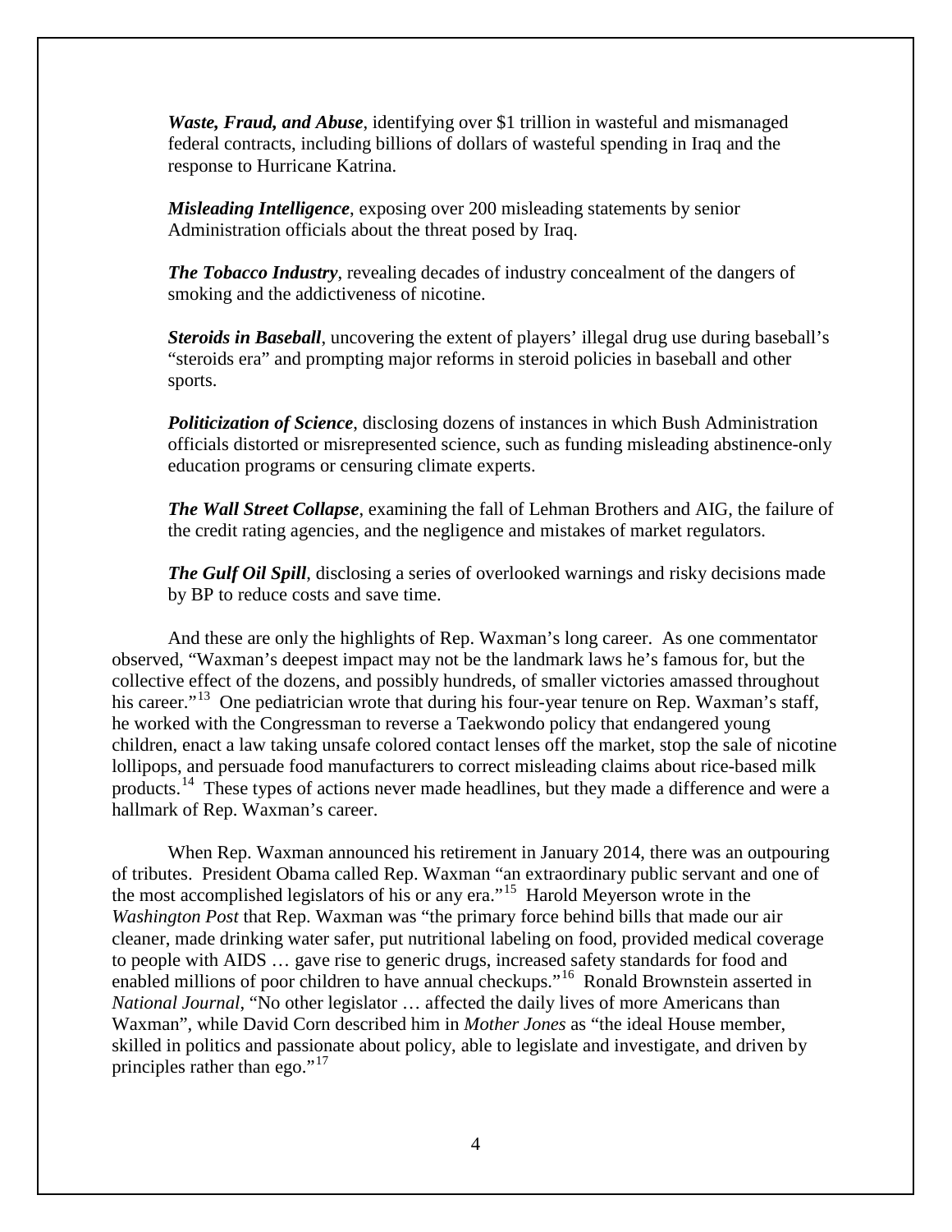***Waste, Fraud, and Abuse***, identifying over $1 trillion in wasteful and mismanaged federal contracts, including billions of dollars of wasteful spending in Iraq and the response to Hurricane Katrina.

***Misleading Intelligence***, exposing over 200 misleading statements by senior Administration officials about the threat posed by Iraq.

***The Tobacco Industry***, revealing decades of industry concealment of the dangers of smoking and the addictiveness of nicotine.

***Steroids in Baseball***, uncovering the extent of players' illegal drug use during baseball's "steroids era" and prompting major reforms in steroid policies in baseball and other sports.

***Politicization of Science***, disclosing dozens of instances in which Bush Administration officials distorted or misrepresented science, such as funding misleading abstinence-only education programs or censuring climate experts.

***The Wall Street Collapse***, examining the fall of Lehman Brothers and AIG, the failure of the credit rating agencies, and the negligence and mistakes of market regulators.

***The Gulf Oil Spill***, disclosing a series of overlooked warnings and risky decisions made by BP to reduce costs and save time.

And these are only the highlights of Rep. Waxman's long career. As one commentator observed, "Waxman's deepest impact may not be the landmark laws he's famous for, but the collective effect of the dozens, and possibly hundreds, of smaller victories amassed throughout his career."[13] One pediatrician wrote that during his four-year tenure on Rep. Waxman's staff, he worked with the Congressman to reverse a Taekwondo policy that endangered young children, enact a law taking unsafe colored contact lenses off the market, stop the sale of nicotine lollipops, and persuade food manufacturers to correct misleading claims about rice-based milk products.[14] These types of actions never made headlines, but they made a difference and were a hallmark of Rep. Waxman's career.

When Rep. Waxman announced his retirement in January 2014, there was an outpouring of tributes. President Obama called Rep. Waxman "an extraordinary public servant and one of the most accomplished legislators of his or any era."[15] Harold Meyerson wrote in the *Washington Post* that Rep. Waxman was "the primary force behind bills that made our air cleaner, made drinking water safer, put nutritional labeling on food, provided medical coverage to people with AIDS … gave rise to generic drugs, increased safety standards for food and enabled millions of poor children to have annual checkups."[16] Ronald Brownstein asserted in *National Journal*, "No other legislator … affected the daily lives of more Americans than Waxman", while David Corn described him in *Mother Jones* as "the ideal House member, skilled in politics and passionate about policy, able to legislate and investigate, and driven by principles rather than ego."[17]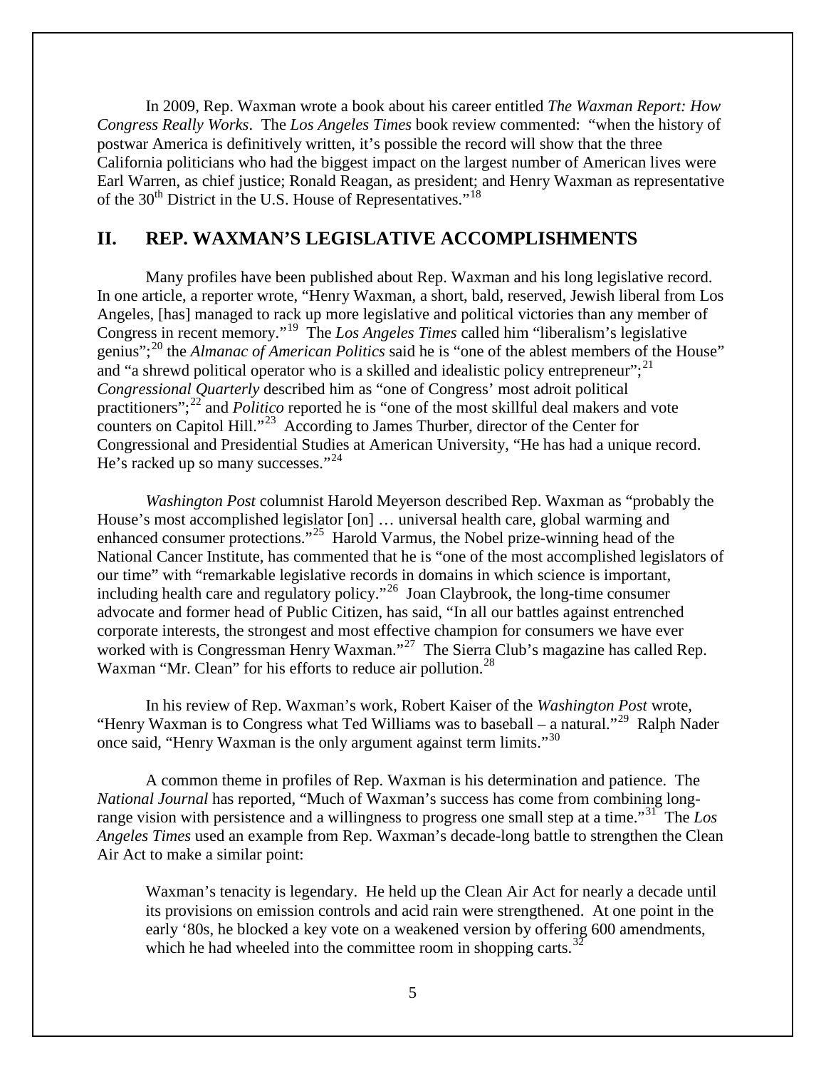In 2009, Rep. Waxman wrote a book about his career entitled *The Waxman Report: How Congress Really Works*. The *Los Angeles Times* book review commented: "when the history of postwar America is definitively written, it's possible the record will show that the three California politicians who had the biggest impact on the largest number of American lives were Earl Warren, as chief justice; Ronald Reagan, as president; and Henry Waxman as representative of the 30th District in the U.S. House of Representatives."[18]

## II. REP. WAXMAN'S LEGISLATIVE ACCOMPLISHMENTS

Many profiles have been published about Rep. Waxman and his long legislative record. In one article, a reporter wrote, "Henry Waxman, a short, bald, reserved, Jewish liberal from Los Angeles, [has] managed to rack up more legislative and political victories than any member of Congress in recent memory."[19] The *Los Angeles Times* called him "liberalism's legislative genius";[20] the *Almanac of American Politics* said he is "one of the ablest members of the House" and "a shrewd political operator who is a skilled and idealistic policy entrepreneur";[21] *Congressional Quarterly* described him as "one of Congress' most adroit political practitioners";[22] and *Politico* reported he is "one of the most skillful deal makers and vote counters on Capitol Hill."[23] According to James Thurber, director of the Center for Congressional and Presidential Studies at American University, "He has had a unique record. He's racked up so many successes."[24]

*Washington Post* columnist Harold Meyerson described Rep. Waxman as "probably the House's most accomplished legislator [on] … universal health care, global warming and enhanced consumer protections."[25] Harold Varmus, the Nobel prize-winning head of the National Cancer Institute, has commented that he is "one of the most accomplished legislators of our time" with "remarkable legislative records in domains in which science is important, including health care and regulatory policy."[26] Joan Claybrook, the long-time consumer advocate and former head of Public Citizen, has said, "In all our battles against entrenched corporate interests, the strongest and most effective champion for consumers we have ever worked with is Congressman Henry Waxman."[27] The Sierra Club's magazine has called Rep. Waxman "Mr. Clean" for his efforts to reduce air pollution.[28]

In his review of Rep. Waxman's work, Robert Kaiser of the *Washington Post* wrote, "Henry Waxman is to Congress what Ted Williams was to baseball – a natural."[29] Ralph Nader once said, "Henry Waxman is the only argument against term limits."[30]

A common theme in profiles of Rep. Waxman is his determination and patience. The *National Journal* has reported, "Much of Waxman's success has come from combining long-range vision with persistence and a willingness to progress one small step at a time."[31] The *Los Angeles Times* used an example from Rep. Waxman's decade-long battle to strengthen the Clean Air Act to make a similar point:

> Waxman's tenacity is legendary. He held up the Clean Air Act for nearly a decade until its provisions on emission controls and acid rain were strengthened. At one point in the early '80s, he blocked a key vote on a weakened version by offering 600 amendments, which he had wheeled into the committee room in shopping carts.[32]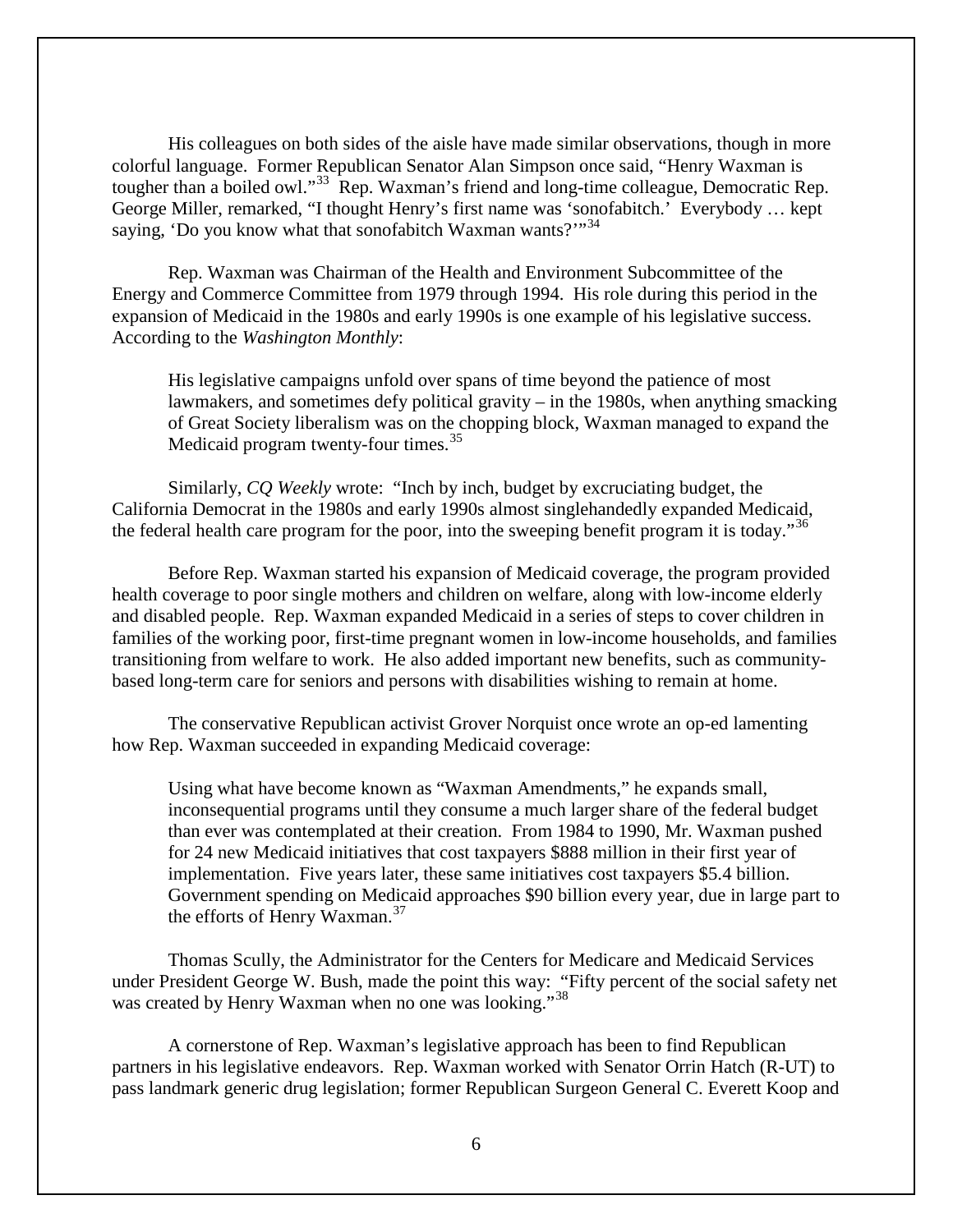His colleagues on both sides of the aisle have made similar observations, though in more colorful language. Former Republican Senator Alan Simpson once said, "Henry Waxman is tougher than a boiled owl."[33] Rep. Waxman's friend and long-time colleague, Democratic Rep. George Miller, remarked, "I thought Henry's first name was 'sonofabitch.' Everybody … kept saying, 'Do you know what that sonofabitch Waxman wants?'"[34]

Rep. Waxman was Chairman of the Health and Environment Subcommittee of the Energy and Commerce Committee from 1979 through 1994. His role during this period in the expansion of Medicaid in the 1980s and early 1990s is one example of his legislative success. According to the *Washington Monthly*:

> His legislative campaigns unfold over spans of time beyond the patience of most lawmakers, and sometimes defy political gravity – in the 1980s, when anything smacking of Great Society liberalism was on the chopping block, Waxman managed to expand the Medicaid program twenty-four times.[35]

Similarly, *CQ Weekly* wrote: "Inch by inch, budget by excruciating budget, the California Democrat in the 1980s and early 1990s almost singlehandedly expanded Medicaid, the federal health care program for the poor, into the sweeping benefit program it is today."[36]

Before Rep. Waxman started his expansion of Medicaid coverage, the program provided health coverage to poor single mothers and children on welfare, along with low-income elderly and disabled people. Rep. Waxman expanded Medicaid in a series of steps to cover children in families of the working poor, first-time pregnant women in low-income households, and families transitioning from welfare to work. He also added important new benefits, such as community-based long-term care for seniors and persons with disabilities wishing to remain at home.

The conservative Republican activist Grover Norquist once wrote an op-ed lamenting how Rep. Waxman succeeded in expanding Medicaid coverage:

> Using what have become known as "Waxman Amendments," he expands small, inconsequential programs until they consume a much larger share of the federal budget than ever was contemplated at their creation. From 1984 to 1990, Mr. Waxman pushed for 24 new Medicaid initiatives that cost taxpayers $888 million in their first year of implementation. Five years later, these same initiatives cost taxpayers $5.4 billion. Government spending on Medicaid approaches $90 billion every year, due in large part to the efforts of Henry Waxman.[37]

Thomas Scully, the Administrator for the Centers for Medicare and Medicaid Services under President George W. Bush, made the point this way: "Fifty percent of the social safety net was created by Henry Waxman when no one was looking."[38]

A cornerstone of Rep. Waxman's legislative approach has been to find Republican partners in his legislative endeavors. Rep. Waxman worked with Senator Orrin Hatch (R-UT) to pass landmark generic drug legislation; former Republican Surgeon General C. Everett Koop and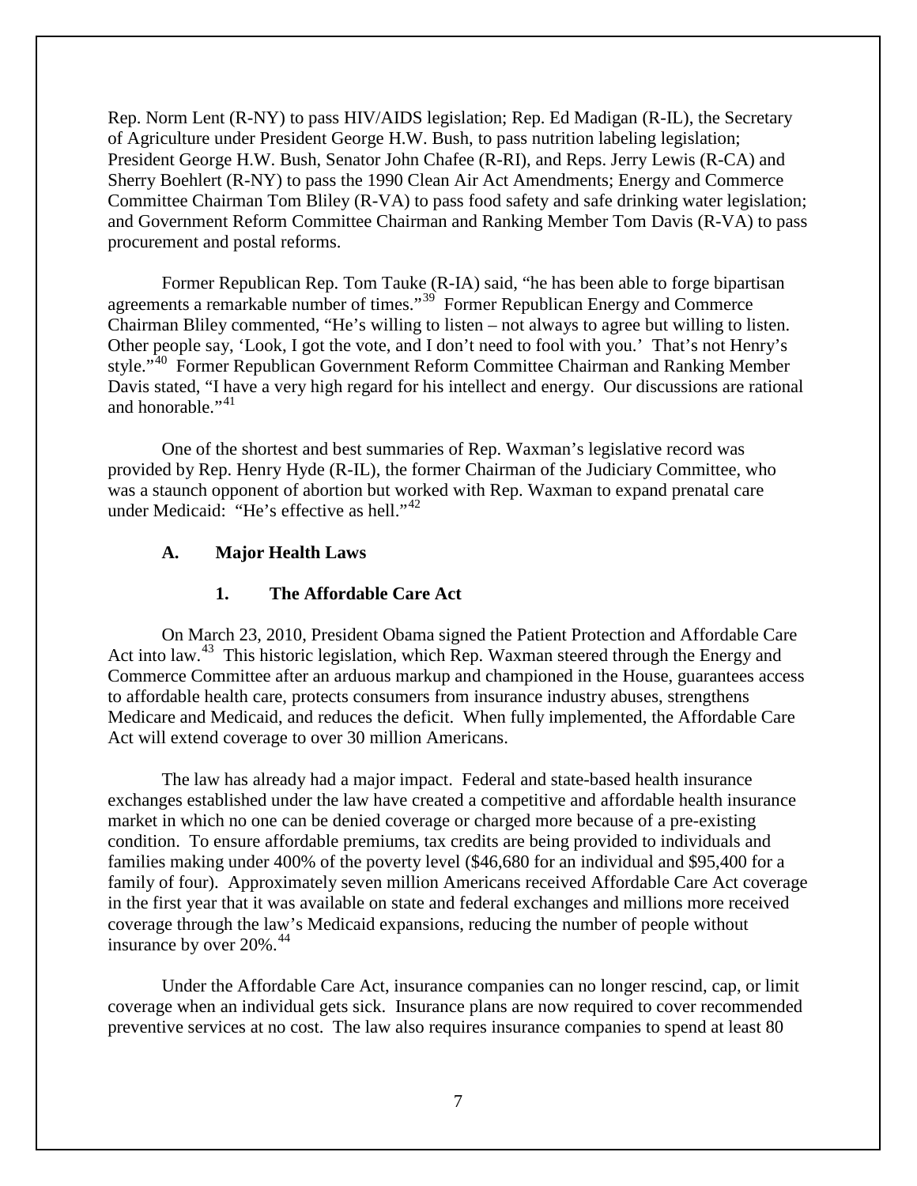Rep. Norm Lent (R-NY) to pass HIV/AIDS legislation; Rep. Ed Madigan (R-IL), the Secretary of Agriculture under President George H.W. Bush, to pass nutrition labeling legislation; President George H.W. Bush, Senator John Chafee (R-RI), and Reps. Jerry Lewis (R-CA) and Sherry Boehlert (R-NY) to pass the 1990 Clean Air Act Amendments; Energy and Commerce Committee Chairman Tom Bliley (R-VA) to pass food safety and safe drinking water legislation; and Government Reform Committee Chairman and Ranking Member Tom Davis (R-VA) to pass procurement and postal reforms.

Former Republican Rep. Tom Tauke (R-IA) said, "he has been able to forge bipartisan agreements a remarkable number of times."[39] Former Republican Energy and Commerce Chairman Bliley commented, "He's willing to listen – not always to agree but willing to listen. Other people say, 'Look, I got the vote, and I don't need to fool with you.' That's not Henry's style."[40] Former Republican Government Reform Committee Chairman and Ranking Member Davis stated, "I have a very high regard for his intellect and energy. Our discussions are rational and honorable."[41]

One of the shortest and best summaries of Rep. Waxman's legislative record was provided by Rep. Henry Hyde (R-IL), the former Chairman of the Judiciary Committee, who was a staunch opponent of abortion but worked with Rep. Waxman to expand prenatal care under Medicaid: "He's effective as hell."[42]

### A. Major Health Laws

#### 1. The Affordable Care Act

On March 23, 2010, President Obama signed the Patient Protection and Affordable Care Act into law.[43] This historic legislation, which Rep. Waxman steered through the Energy and Commerce Committee after an arduous markup and championed in the House, guarantees access to affordable health care, protects consumers from insurance industry abuses, strengthens Medicare and Medicaid, and reduces the deficit. When fully implemented, the Affordable Care Act will extend coverage to over 30 million Americans.

The law has already had a major impact. Federal and state-based health insurance exchanges established under the law have created a competitive and affordable health insurance market in which no one can be denied coverage or charged more because of a pre-existing condition. To ensure affordable premiums, tax credits are being provided to individuals and families making under 400% of the poverty level ($46,680 for an individual and $95,400 for a family of four). Approximately seven million Americans received Affordable Care Act coverage in the first year that it was available on state and federal exchanges and millions more received coverage through the law's Medicaid expansions, reducing the number of people without insurance by over 20%.[44]

Under the Affordable Care Act, insurance companies can no longer rescind, cap, or limit coverage when an individual gets sick. Insurance plans are now required to cover recommended preventive services at no cost. The law also requires insurance companies to spend at least 80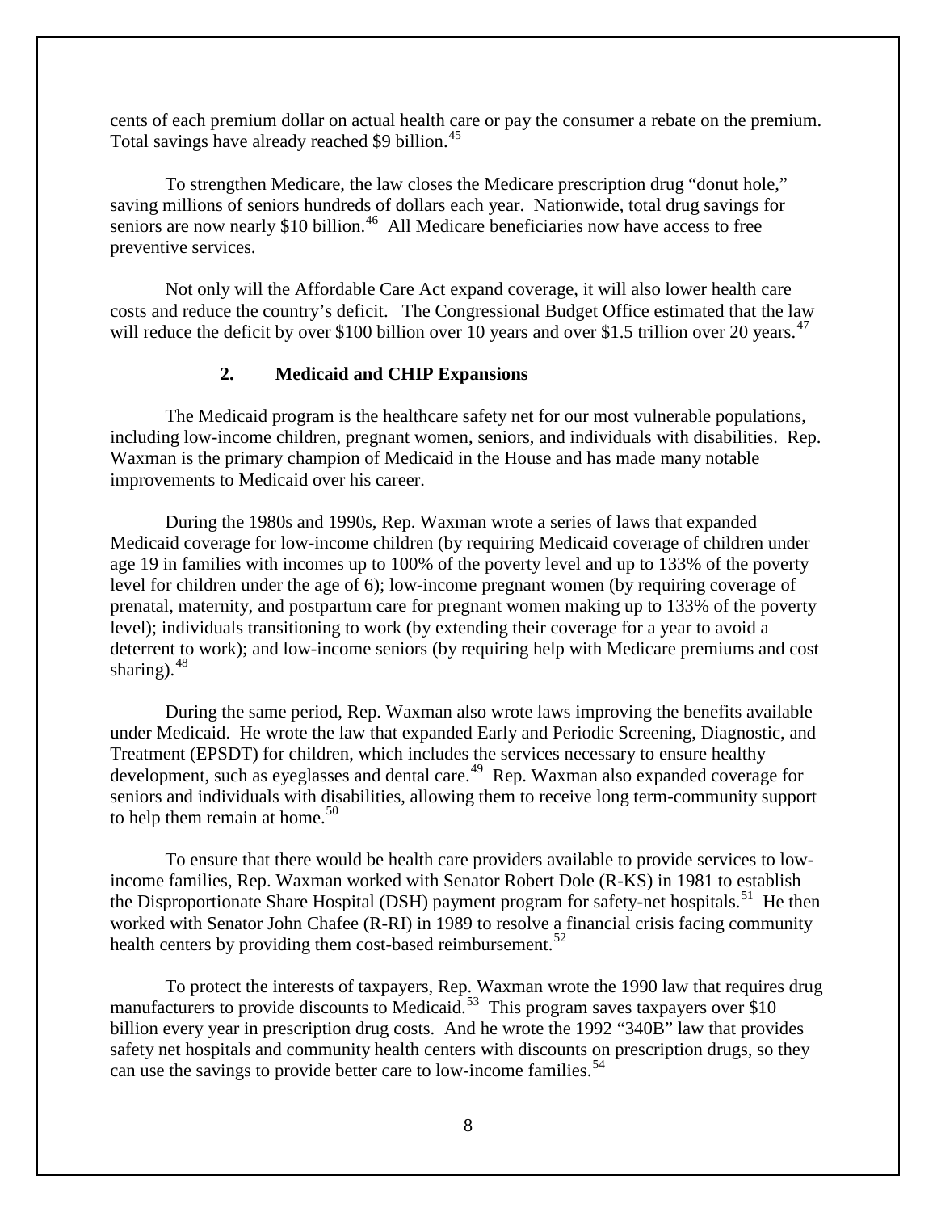cents of each premium dollar on actual health care or pay the consumer a rebate on the premium. Total savings have already reached $9 billion.[45]

To strengthen Medicare, the law closes the Medicare prescription drug "donut hole," saving millions of seniors hundreds of dollars each year. Nationwide, total drug savings for seniors are now nearly $10 billion.[46] All Medicare beneficiaries now have access to free preventive services.

Not only will the Affordable Care Act expand coverage, it will also lower health care costs and reduce the country's deficit. The Congressional Budget Office estimated that the law will reduce the deficit by over $100 billion over 10 years and over $1.5 trillion over 20 years.[47]

### 2. Medicaid and CHIP Expansions

The Medicaid program is the healthcare safety net for our most vulnerable populations, including low-income children, pregnant women, seniors, and individuals with disabilities. Rep. Waxman is the primary champion of Medicaid in the House and has made many notable improvements to Medicaid over his career.

During the 1980s and 1990s, Rep. Waxman wrote a series of laws that expanded Medicaid coverage for low-income children (by requiring Medicaid coverage of children under age 19 in families with incomes up to 100% of the poverty level and up to 133% of the poverty level for children under the age of 6); low-income pregnant women (by requiring coverage of prenatal, maternity, and postpartum care for pregnant women making up to 133% of the poverty level); individuals transitioning to work (by extending their coverage for a year to avoid a deterrent to work); and low-income seniors (by requiring help with Medicare premiums and cost sharing).[48]

During the same period, Rep. Waxman also wrote laws improving the benefits available under Medicaid. He wrote the law that expanded Early and Periodic Screening, Diagnostic, and Treatment (EPSDT) for children, which includes the services necessary to ensure healthy development, such as eyeglasses and dental care.[49] Rep. Waxman also expanded coverage for seniors and individuals with disabilities, allowing them to receive long term-community support to help them remain at home.[50]

To ensure that there would be health care providers available to provide services to low-income families, Rep. Waxman worked with Senator Robert Dole (R-KS) in 1981 to establish the Disproportionate Share Hospital (DSH) payment program for safety-net hospitals.[51] He then worked with Senator John Chafee (R-RI) in 1989 to resolve a financial crisis facing community health centers by providing them cost-based reimbursement.[52]

To protect the interests of taxpayers, Rep. Waxman wrote the 1990 law that requires drug manufacturers to provide discounts to Medicaid.[53] This program saves taxpayers over $10 billion every year in prescription drug costs. And he wrote the 1992 "340B" law that provides safety net hospitals and community health centers with discounts on prescription drugs, so they can use the savings to provide better care to low-income families.[54]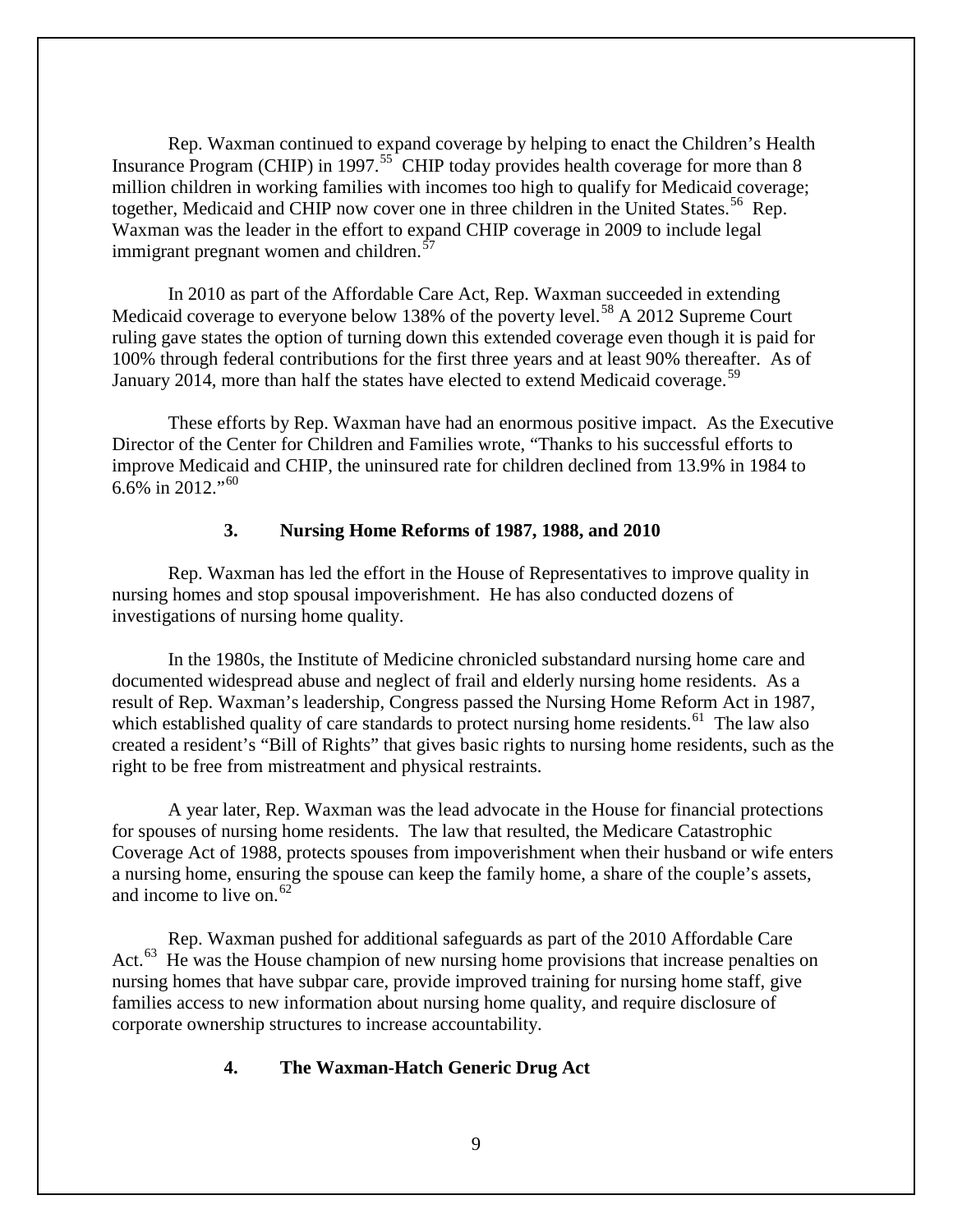Rep. Waxman continued to expand coverage by helping to enact the Children's Health Insurance Program (CHIP) in 1997.[55] CHIP today provides health coverage for more than 8 million children in working families with incomes too high to qualify for Medicaid coverage; together, Medicaid and CHIP now cover one in three children in the United States.[56] Rep. Waxman was the leader in the effort to expand CHIP coverage in 2009 to include legal immigrant pregnant women and children.[57]

In 2010 as part of the Affordable Care Act, Rep. Waxman succeeded in extending Medicaid coverage to everyone below 138% of the poverty level.[58] A 2012 Supreme Court ruling gave states the option of turning down this extended coverage even though it is paid for 100% through federal contributions for the first three years and at least 90% thereafter. As of January 2014, more than half the states have elected to extend Medicaid coverage.[59]

These efforts by Rep. Waxman have had an enormous positive impact. As the Executive Director of the Center for Children and Families wrote, "Thanks to his successful efforts to improve Medicaid and CHIP, the uninsured rate for children declined from 13.9% in 1984 to 6.6% in 2012."[60]

### 3. Nursing Home Reforms of 1987, 1988, and 2010

Rep. Waxman has led the effort in the House of Representatives to improve quality in nursing homes and stop spousal impoverishment. He has also conducted dozens of investigations of nursing home quality.

In the 1980s, the Institute of Medicine chronicled substandard nursing home care and documented widespread abuse and neglect of frail and elderly nursing home residents. As a result of Rep. Waxman's leadership, Congress passed the Nursing Home Reform Act in 1987, which established quality of care standards to protect nursing home residents.[61] The law also created a resident's "Bill of Rights" that gives basic rights to nursing home residents, such as the right to be free from mistreatment and physical restraints.

A year later, Rep. Waxman was the lead advocate in the House for financial protections for spouses of nursing home residents. The law that resulted, the Medicare Catastrophic Coverage Act of 1988, protects spouses from impoverishment when their husband or wife enters a nursing home, ensuring the spouse can keep the family home, a share of the couple's assets, and income to live on.[62]

Rep. Waxman pushed for additional safeguards as part of the 2010 Affordable Care Act.[63] He was the House champion of new nursing home provisions that increase penalties on nursing homes that have subpar care, provide improved training for nursing home staff, give families access to new information about nursing home quality, and require disclosure of corporate ownership structures to increase accountability.

### 4. The Waxman-Hatch Generic Drug Act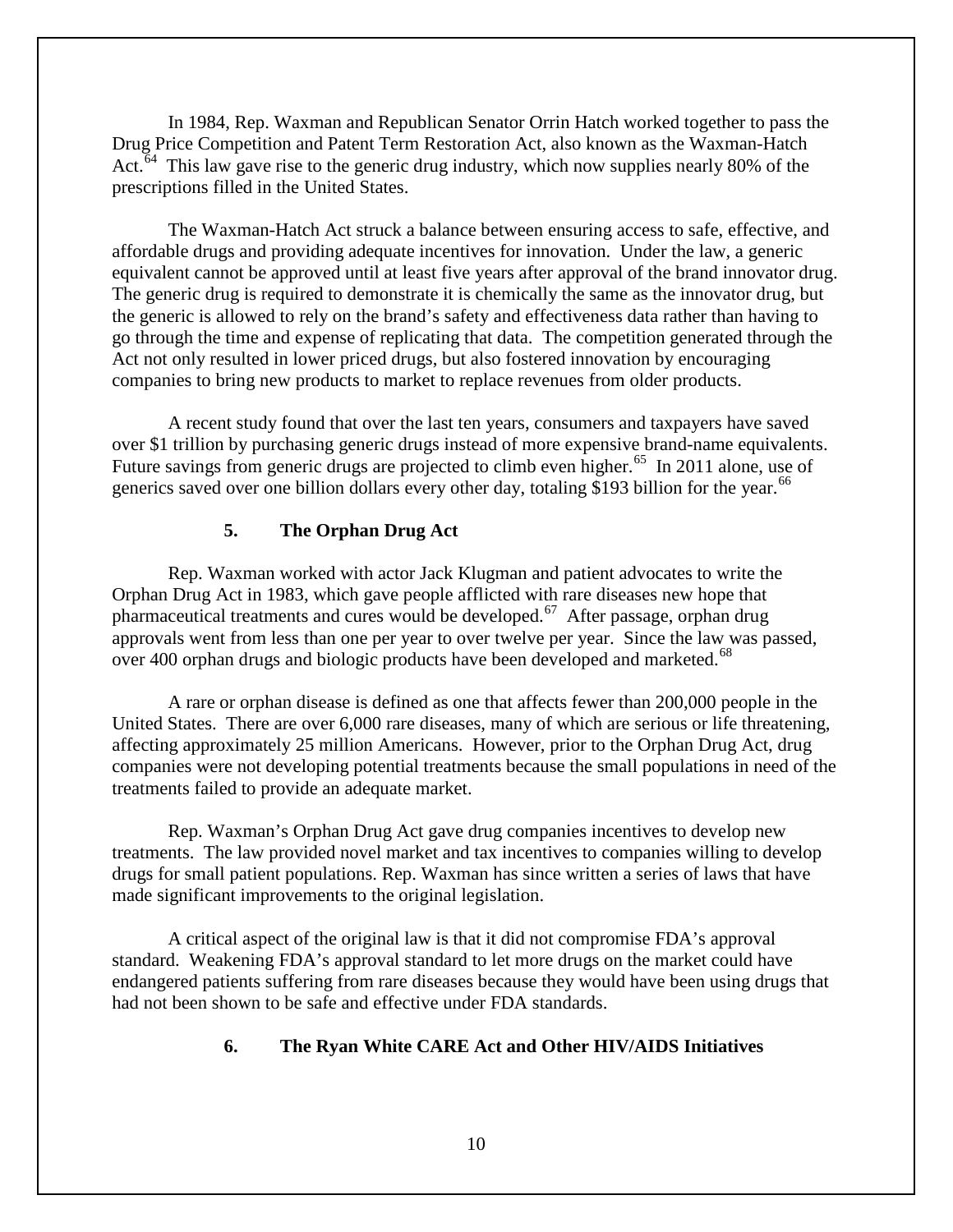In 1984, Rep. Waxman and Republican Senator Orrin Hatch worked together to pass the Drug Price Competition and Patent Term Restoration Act, also known as the Waxman-Hatch Act.[64] This law gave rise to the generic drug industry, which now supplies nearly 80% of the prescriptions filled in the United States.

The Waxman-Hatch Act struck a balance between ensuring access to safe, effective, and affordable drugs and providing adequate incentives for innovation. Under the law, a generic equivalent cannot be approved until at least five years after approval of the brand innovator drug. The generic drug is required to demonstrate it is chemically the same as the innovator drug, but the generic is allowed to rely on the brand's safety and effectiveness data rather than having to go through the time and expense of replicating that data. The competition generated through the Act not only resulted in lower priced drugs, but also fostered innovation by encouraging companies to bring new products to market to replace revenues from older products.

A recent study found that over the last ten years, consumers and taxpayers have saved over $1 trillion by purchasing generic drugs instead of more expensive brand-name equivalents. Future savings from generic drugs are projected to climb even higher.[65] In 2011 alone, use of generics saved over one billion dollars every other day, totaling $193 billion for the year.[66]

### 5. The Orphan Drug Act

Rep. Waxman worked with actor Jack Klugman and patient advocates to write the Orphan Drug Act in 1983, which gave people afflicted with rare diseases new hope that pharmaceutical treatments and cures would be developed.[67] After passage, orphan drug approvals went from less than one per year to over twelve per year. Since the law was passed, over 400 orphan drugs and biologic products have been developed and marketed.[68]

A rare or orphan disease is defined as one that affects fewer than 200,000 people in the United States. There are over 6,000 rare diseases, many of which are serious or life threatening, affecting approximately 25 million Americans. However, prior to the Orphan Drug Act, drug companies were not developing potential treatments because the small populations in need of the treatments failed to provide an adequate market.

Rep. Waxman's Orphan Drug Act gave drug companies incentives to develop new treatments. The law provided novel market and tax incentives to companies willing to develop drugs for small patient populations. Rep. Waxman has since written a series of laws that have made significant improvements to the original legislation.

A critical aspect of the original law is that it did not compromise FDA's approval standard. Weakening FDA's approval standard to let more drugs on the market could have endangered patients suffering from rare diseases because they would have been using drugs that had not been shown to be safe and effective under FDA standards.

### 6. The Ryan White CARE Act and Other HIV/AIDS Initiatives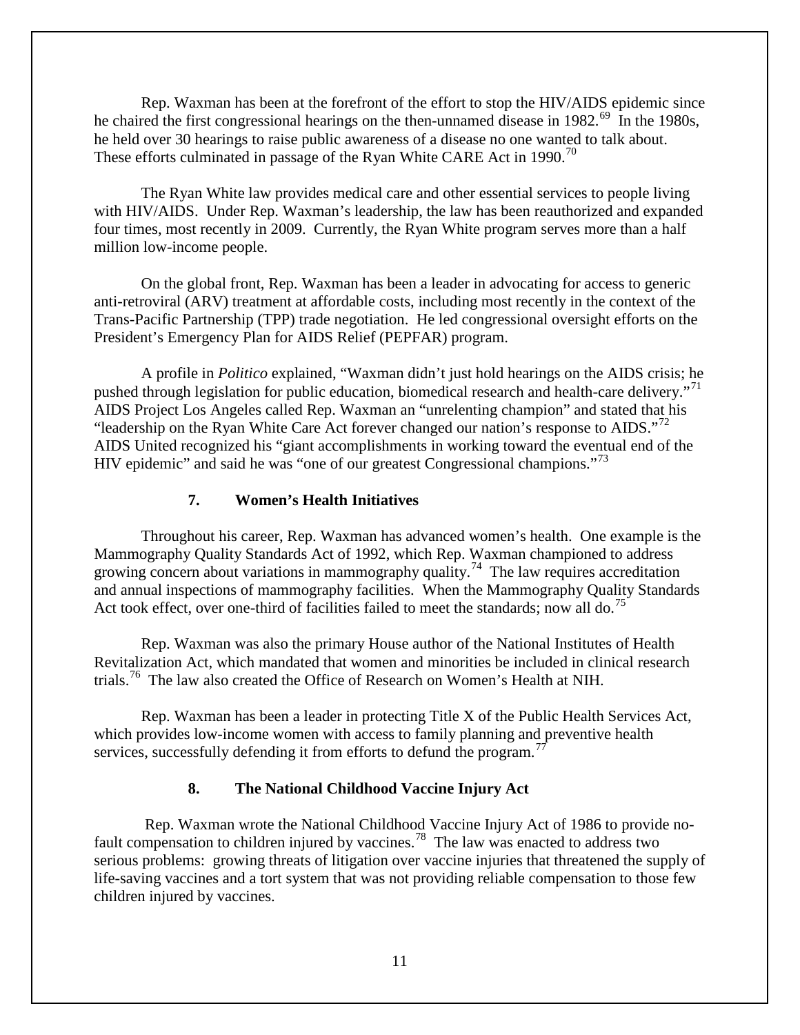Rep. Waxman has been at the forefront of the effort to stop the HIV/AIDS epidemic since he chaired the first congressional hearings on the then-unnamed disease in 1982.[69] In the 1980s, he held over 30 hearings to raise public awareness of a disease no one wanted to talk about. These efforts culminated in passage of the Ryan White CARE Act in 1990.[70]

The Ryan White law provides medical care and other essential services to people living with HIV/AIDS. Under Rep. Waxman's leadership, the law has been reauthorized and expanded four times, most recently in 2009. Currently, the Ryan White program serves more than a half million low-income people.

On the global front, Rep. Waxman has been a leader in advocating for access to generic anti-retroviral (ARV) treatment at affordable costs, including most recently in the context of the Trans-Pacific Partnership (TPP) trade negotiation. He led congressional oversight efforts on the President's Emergency Plan for AIDS Relief (PEPFAR) program.

A profile in *Politico* explained, "Waxman didn't just hold hearings on the AIDS crisis; he pushed through legislation for public education, biomedical research and health-care delivery."[71] AIDS Project Los Angeles called Rep. Waxman an "unrelenting champion" and stated that his "leadership on the Ryan White Care Act forever changed our nation's response to AIDS."[72] AIDS United recognized his "giant accomplishments in working toward the eventual end of the HIV epidemic" and said he was "one of our greatest Congressional champions."[73]

### 7. Women's Health Initiatives

Throughout his career, Rep. Waxman has advanced women's health. One example is the Mammography Quality Standards Act of 1992, which Rep. Waxman championed to address growing concern about variations in mammography quality.[74] The law requires accreditation and annual inspections of mammography facilities. When the Mammography Quality Standards Act took effect, over one-third of facilities failed to meet the standards; now all do.[75]

Rep. Waxman was also the primary House author of the National Institutes of Health Revitalization Act, which mandated that women and minorities be included in clinical research trials.[76] The law also created the Office of Research on Women's Health at NIH.

Rep. Waxman has been a leader in protecting Title X of the Public Health Services Act, which provides low-income women with access to family planning and preventive health services, successfully defending it from efforts to defund the program.[77]

### 8. The National Childhood Vaccine Injury Act

Rep. Waxman wrote the National Childhood Vaccine Injury Act of 1986 to provide no-fault compensation to children injured by vaccines.[78] The law was enacted to address two serious problems: growing threats of litigation over vaccine injuries that threatened the supply of life-saving vaccines and a tort system that was not providing reliable compensation to those few children injured by vaccines.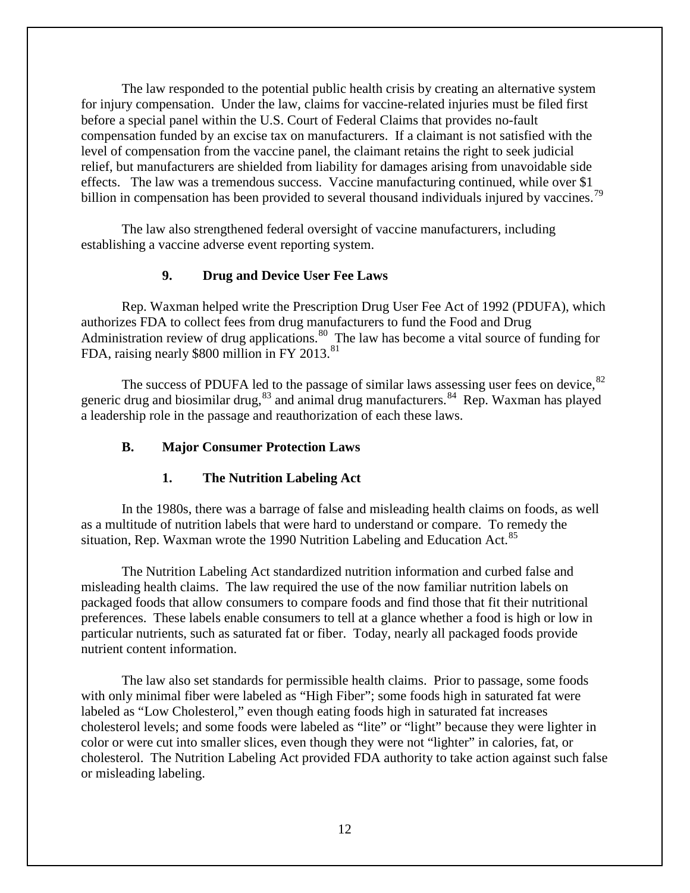The law responded to the potential public health crisis by creating an alternative system for injury compensation. Under the law, claims for vaccine-related injuries must be filed first before a special panel within the U.S. Court of Federal Claims that provides no-fault compensation funded by an excise tax on manufacturers. If a claimant is not satisfied with the level of compensation from the vaccine panel, the claimant retains the right to seek judicial relief, but manufacturers are shielded from liability for damages arising from unavoidable side effects. The law was a tremendous success. Vaccine manufacturing continued, while over $1 billion in compensation has been provided to several thousand individuals injured by vaccines.[79]

The law also strengthened federal oversight of vaccine manufacturers, including establishing a vaccine adverse event reporting system.

### 9. Drug and Device User Fee Laws

Rep. Waxman helped write the Prescription Drug User Fee Act of 1992 (PDUFA), which authorizes FDA to collect fees from drug manufacturers to fund the Food and Drug Administration review of drug applications.[80] The law has become a vital source of funding for FDA, raising nearly $800 million in FY 2013.[81]

The success of PDUFA led to the passage of similar laws assessing user fees on device,[82] generic drug and biosimilar drug,[83] and animal drug manufacturers.[84] Rep. Waxman has played a leadership role in the passage and reauthorization of each these laws.

## B. Major Consumer Protection Laws

### 1. The Nutrition Labeling Act

In the 1980s, there was a barrage of false and misleading health claims on foods, as well as a multitude of nutrition labels that were hard to understand or compare. To remedy the situation, Rep. Waxman wrote the 1990 Nutrition Labeling and Education Act.[85]

The Nutrition Labeling Act standardized nutrition information and curbed false and misleading health claims. The law required the use of the now familiar nutrition labels on packaged foods that allow consumers to compare foods and find those that fit their nutritional preferences. These labels enable consumers to tell at a glance whether a food is high or low in particular nutrients, such as saturated fat or fiber. Today, nearly all packaged foods provide nutrient content information.

The law also set standards for permissible health claims. Prior to passage, some foods with only minimal fiber were labeled as "High Fiber"; some foods high in saturated fat were labeled as "Low Cholesterol," even though eating foods high in saturated fat increases cholesterol levels; and some foods were labeled as "lite" or "light" because they were lighter in color or were cut into smaller slices, even though they were not "lighter" in calories, fat, or cholesterol. The Nutrition Labeling Act provided FDA authority to take action against such false or misleading labeling.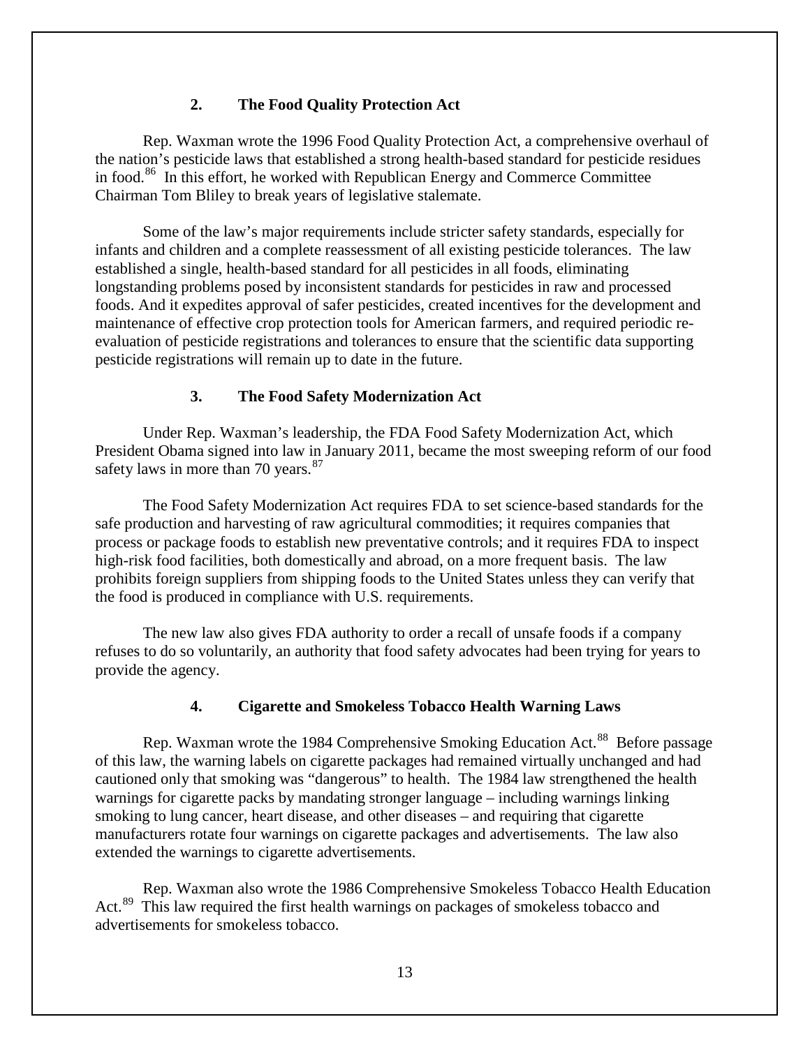### 2. The Food Quality Protection Act

Rep. Waxman wrote the 1996 Food Quality Protection Act, a comprehensive overhaul of the nation's pesticide laws that established a strong health-based standard for pesticide residues in food.[86] In this effort, he worked with Republican Energy and Commerce Committee Chairman Tom Bliley to break years of legislative stalemate.

Some of the law's major requirements include stricter safety standards, especially for infants and children and a complete reassessment of all existing pesticide tolerances. The law established a single, health-based standard for all pesticides in all foods, eliminating longstanding problems posed by inconsistent standards for pesticides in raw and processed foods. And it expedites approval of safer pesticides, created incentives for the development and maintenance of effective crop protection tools for American farmers, and required periodic re-evaluation of pesticide registrations and tolerances to ensure that the scientific data supporting pesticide registrations will remain up to date in the future.

### 3. The Food Safety Modernization Act

Under Rep. Waxman's leadership, the FDA Food Safety Modernization Act, which President Obama signed into law in January 2011, became the most sweeping reform of our food safety laws in more than 70 years.[87]

The Food Safety Modernization Act requires FDA to set science-based standards for the safe production and harvesting of raw agricultural commodities; it requires companies that process or package foods to establish new preventative controls; and it requires FDA to inspect high-risk food facilities, both domestically and abroad, on a more frequent basis. The law prohibits foreign suppliers from shipping foods to the United States unless they can verify that the food is produced in compliance with U.S. requirements.

The new law also gives FDA authority to order a recall of unsafe foods if a company refuses to do so voluntarily, an authority that food safety advocates had been trying for years to provide the agency.

### 4. Cigarette and Smokeless Tobacco Health Warning Laws

Rep. Waxman wrote the 1984 Comprehensive Smoking Education Act.[88] Before passage of this law, the warning labels on cigarette packages had remained virtually unchanged and had cautioned only that smoking was "dangerous" to health. The 1984 law strengthened the health warnings for cigarette packs by mandating stronger language – including warnings linking smoking to lung cancer, heart disease, and other diseases – and requiring that cigarette manufacturers rotate four warnings on cigarette packages and advertisements. The law also extended the warnings to cigarette advertisements.

Rep. Waxman also wrote the 1986 Comprehensive Smokeless Tobacco Health Education Act.[89] This law required the first health warnings on packages of smokeless tobacco and advertisements for smokeless tobacco.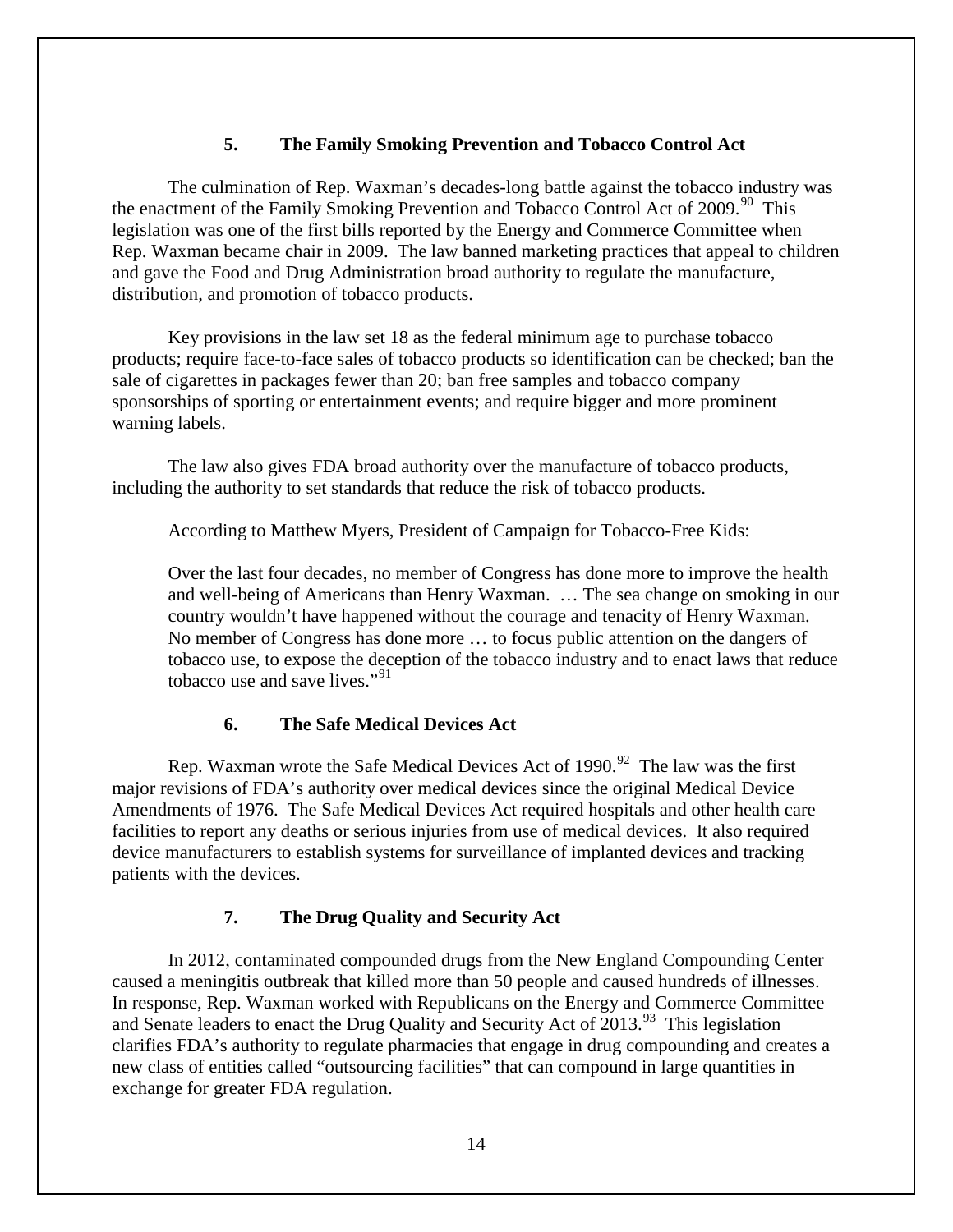### 5. The Family Smoking Prevention and Tobacco Control Act

The culmination of Rep. Waxman's decades-long battle against the tobacco industry was the enactment of the Family Smoking Prevention and Tobacco Control Act of 2009.[90] This legislation was one of the first bills reported by the Energy and Commerce Committee when Rep. Waxman became chair in 2009. The law banned marketing practices that appeal to children and gave the Food and Drug Administration broad authority to regulate the manufacture, distribution, and promotion of tobacco products.

Key provisions in the law set 18 as the federal minimum age to purchase tobacco products; require face-to-face sales of tobacco products so identification can be checked; ban the sale of cigarettes in packages fewer than 20; ban free samples and tobacco company sponsorships of sporting or entertainment events; and require bigger and more prominent warning labels.

The law also gives FDA broad authority over the manufacture of tobacco products, including the authority to set standards that reduce the risk of tobacco products.

According to Matthew Myers, President of Campaign for Tobacco-Free Kids:

> Over the last four decades, no member of Congress has done more to improve the health and well-being of Americans than Henry Waxman. … The sea change on smoking in our country wouldn't have happened without the courage and tenacity of Henry Waxman. No member of Congress has done more … to focus public attention on the dangers of tobacco use, to expose the deception of the tobacco industry and to enact laws that reduce tobacco use and save lives."[91]

### 6. The Safe Medical Devices Act

Rep. Waxman wrote the Safe Medical Devices Act of 1990.[92] The law was the first major revisions of FDA's authority over medical devices since the original Medical Device Amendments of 1976. The Safe Medical Devices Act required hospitals and other health care facilities to report any deaths or serious injuries from use of medical devices. It also required device manufacturers to establish systems for surveillance of implanted devices and tracking patients with the devices.

### 7. The Drug Quality and Security Act

In 2012, contaminated compounded drugs from the New England Compounding Center caused a meningitis outbreak that killed more than 50 people and caused hundreds of illnesses. In response, Rep. Waxman worked with Republicans on the Energy and Commerce Committee and Senate leaders to enact the Drug Quality and Security Act of 2013.[93] This legislation clarifies FDA's authority to regulate pharmacies that engage in drug compounding and creates a new class of entities called "outsourcing facilities" that can compound in large quantities in exchange for greater FDA regulation.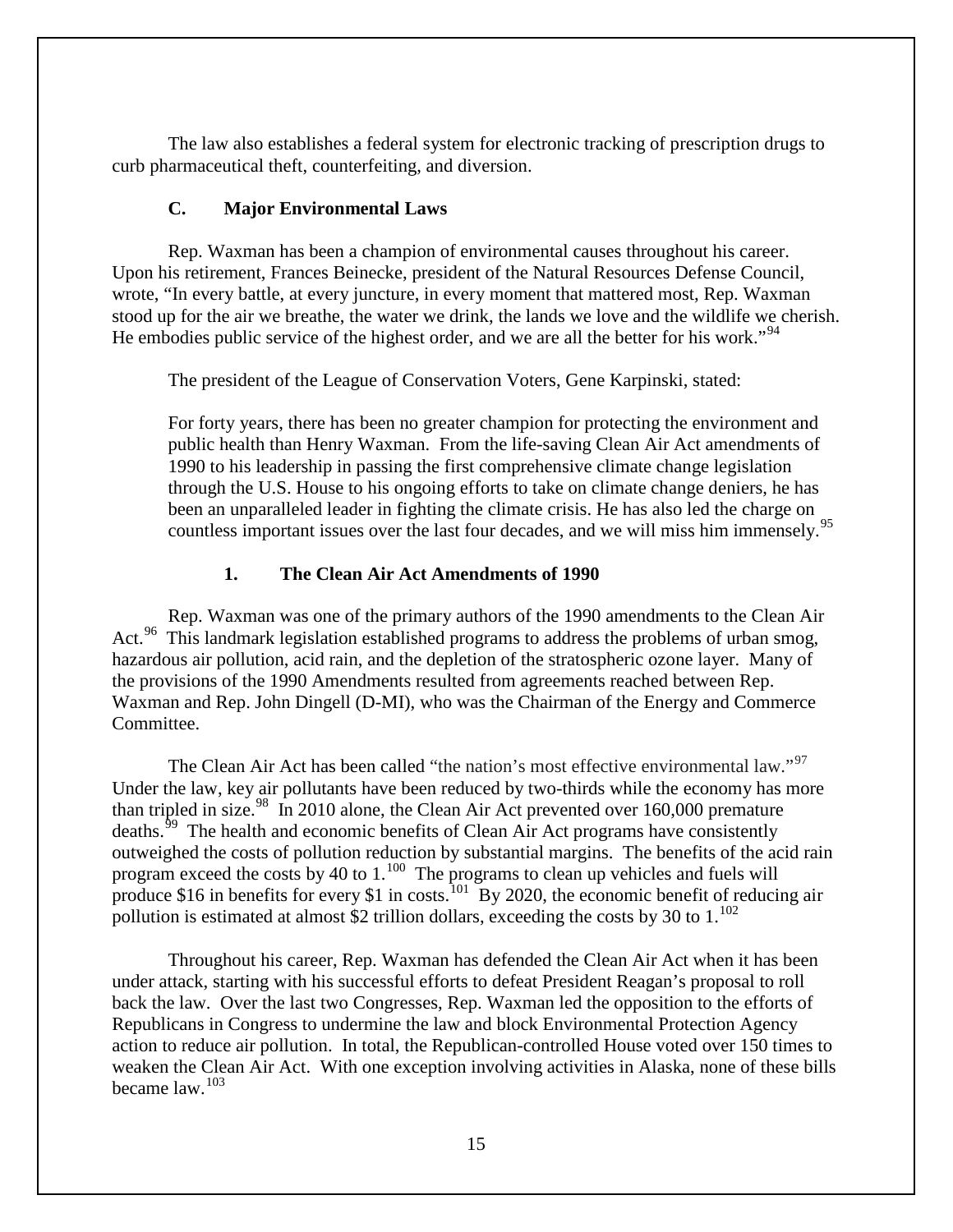The law also establishes a federal system for electronic tracking of prescription drugs to curb pharmaceutical theft, counterfeiting, and diversion.

### C. Major Environmental Laws

Rep. Waxman has been a champion of environmental causes throughout his career. Upon his retirement, Frances Beinecke, president of the Natural Resources Defense Council, wrote, "In every battle, at every juncture, in every moment that mattered most, Rep. Waxman stood up for the air we breathe, the water we drink, the lands we love and the wildlife we cherish. He embodies public service of the highest order, and we are all the better for his work."[94]

The president of the League of Conservation Voters, Gene Karpinski, stated:

> For forty years, there has been no greater champion for protecting the environment and public health than Henry Waxman. From the life-saving Clean Air Act amendments of 1990 to his leadership in passing the first comprehensive climate change legislation through the U.S. House to his ongoing efforts to take on climate change deniers, he has been an unparalleled leader in fighting the climate crisis. He has also led the charge on countless important issues over the last four decades, and we will miss him immensely.[95]

#### 1. The Clean Air Act Amendments of 1990

Rep. Waxman was one of the primary authors of the 1990 amendments to the Clean Air Act.[96] This landmark legislation established programs to address the problems of urban smog, hazardous air pollution, acid rain, and the depletion of the stratospheric ozone layer. Many of the provisions of the 1990 Amendments resulted from agreements reached between Rep. Waxman and Rep. John Dingell (D-MI), who was the Chairman of the Energy and Commerce Committee.

The Clean Air Act has been called "the nation's most effective environmental law."[97] Under the law, key air pollutants have been reduced by two-thirds while the economy has more than tripled in size.[98] In 2010 alone, the Clean Air Act prevented over 160,000 premature deaths.[99] The health and economic benefits of Clean Air Act programs have consistently outweighed the costs of pollution reduction by substantial margins. The benefits of the acid rain program exceed the costs by 40 to 1.[100] The programs to clean up vehicles and fuels will produce $16 in benefits for every $1 in costs.[101] By 2020, the economic benefit of reducing air pollution is estimated at almost $2 trillion dollars, exceeding the costs by 30 to 1.[102]

Throughout his career, Rep. Waxman has defended the Clean Air Act when it has been under attack, starting with his successful efforts to defeat President Reagan's proposal to roll back the law. Over the last two Congresses, Rep. Waxman led the opposition to the efforts of Republicans in Congress to undermine the law and block Environmental Protection Agency action to reduce air pollution. In total, the Republican-controlled House voted over 150 times to weaken the Clean Air Act. With one exception involving activities in Alaska, none of these bills became law.[103]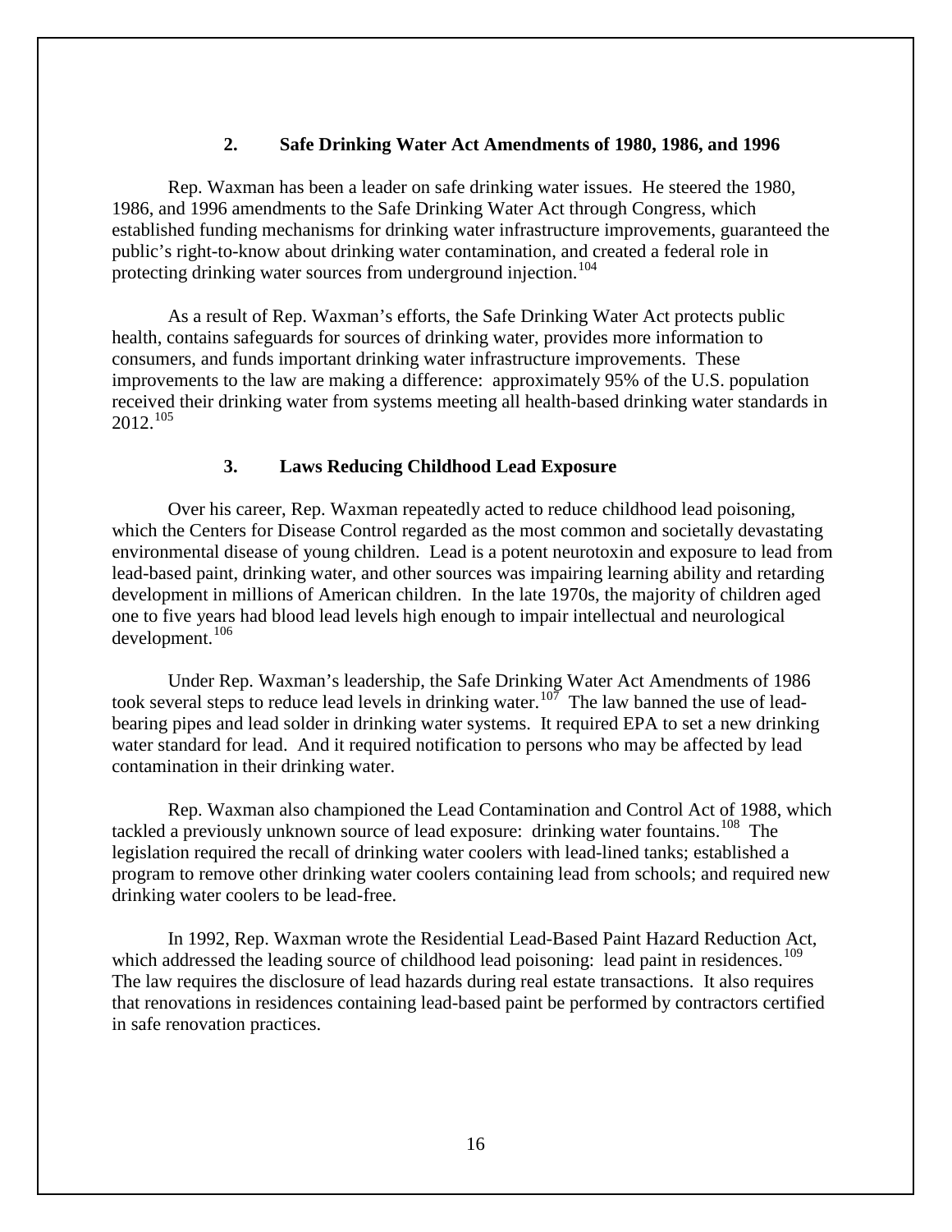### 2. Safe Drinking Water Act Amendments of 1980, 1986, and 1996

Rep. Waxman has been a leader on safe drinking water issues. He steered the 1980, 1986, and 1996 amendments to the Safe Drinking Water Act through Congress, which established funding mechanisms for drinking water infrastructure improvements, guaranteed the public's right-to-know about drinking water contamination, and created a federal role in protecting drinking water sources from underground injection.[104]

As a result of Rep. Waxman's efforts, the Safe Drinking Water Act protects public health, contains safeguards for sources of drinking water, provides more information to consumers, and funds important drinking water infrastructure improvements. These improvements to the law are making a difference: approximately 95% of the U.S. population received their drinking water from systems meeting all health-based drinking water standards in 2012.[105]

### 3. Laws Reducing Childhood Lead Exposure

Over his career, Rep. Waxman repeatedly acted to reduce childhood lead poisoning, which the Centers for Disease Control regarded as the most common and societally devastating environmental disease of young children. Lead is a potent neurotoxin and exposure to lead from lead-based paint, drinking water, and other sources was impairing learning ability and retarding development in millions of American children. In the late 1970s, the majority of children aged one to five years had blood lead levels high enough to impair intellectual and neurological development.[106]

Under Rep. Waxman's leadership, the Safe Drinking Water Act Amendments of 1986 took several steps to reduce lead levels in drinking water.[107] The law banned the use of lead-bearing pipes and lead solder in drinking water systems. It required EPA to set a new drinking water standard for lead. And it required notification to persons who may be affected by lead contamination in their drinking water.

Rep. Waxman also championed the Lead Contamination and Control Act of 1988, which tackled a previously unknown source of lead exposure: drinking water fountains.[108] The legislation required the recall of drinking water coolers with lead-lined tanks; established a program to remove other drinking water coolers containing lead from schools; and required new drinking water coolers to be lead-free.

In 1992, Rep. Waxman wrote the Residential Lead-Based Paint Hazard Reduction Act, which addressed the leading source of childhood lead poisoning: lead paint in residences.[109] The law requires the disclosure of lead hazards during real estate transactions. It also requires that renovations in residences containing lead-based paint be performed by contractors certified in safe renovation practices.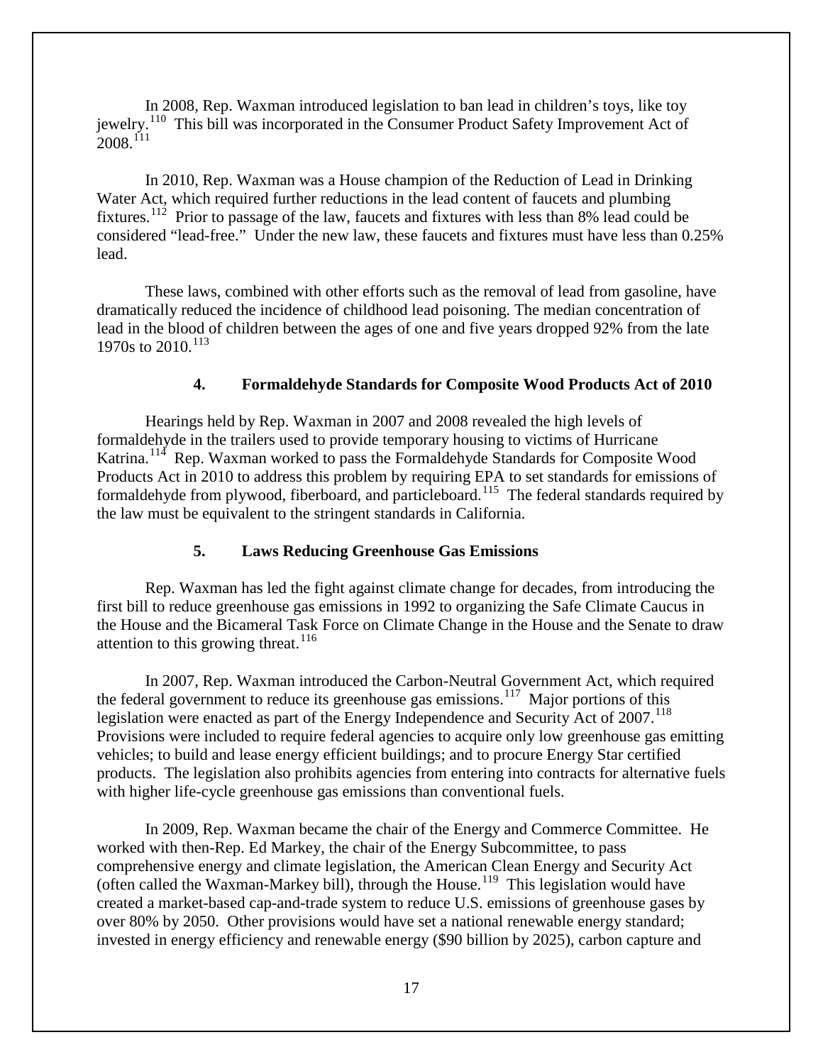In 2008, Rep. Waxman introduced legislation to ban lead in children's toys, like toy jewelry.[110] This bill was incorporated in the Consumer Product Safety Improvement Act of 2008.[111]

In 2010, Rep. Waxman was a House champion of the Reduction of Lead in Drinking Water Act, which required further reductions in the lead content of faucets and plumbing fixtures.[112] Prior to passage of the law, faucets and fixtures with less than 8% lead could be considered "lead-free." Under the new law, these faucets and fixtures must have less than 0.25% lead.

These laws, combined with other efforts such as the removal of lead from gasoline, have dramatically reduced the incidence of childhood lead poisoning. The median concentration of lead in the blood of children between the ages of one and five years dropped 92% from the late 1970s to 2010.[113]

### 4. Formaldehyde Standards for Composite Wood Products Act of 2010

Hearings held by Rep. Waxman in 2007 and 2008 revealed the high levels of formaldehyde in the trailers used to provide temporary housing to victims of Hurricane Katrina.[114] Rep. Waxman worked to pass the Formaldehyde Standards for Composite Wood Products Act in 2010 to address this problem by requiring EPA to set standards for emissions of formaldehyde from plywood, fiberboard, and particleboard.[115] The federal standards required by the law must be equivalent to the stringent standards in California.

### 5. Laws Reducing Greenhouse Gas Emissions

Rep. Waxman has led the fight against climate change for decades, from introducing the first bill to reduce greenhouse gas emissions in 1992 to organizing the Safe Climate Caucus in the House and the Bicameral Task Force on Climate Change in the House and the Senate to draw attention to this growing threat.[116]

In 2007, Rep. Waxman introduced the Carbon-Neutral Government Act, which required the federal government to reduce its greenhouse gas emissions.[117] Major portions of this legislation were enacted as part of the Energy Independence and Security Act of 2007.[118] Provisions were included to require federal agencies to acquire only low greenhouse gas emitting vehicles; to build and lease energy efficient buildings; and to procure Energy Star certified products. The legislation also prohibits agencies from entering into contracts for alternative fuels with higher life-cycle greenhouse gas emissions than conventional fuels.

In 2009, Rep. Waxman became the chair of the Energy and Commerce Committee. He worked with then-Rep. Ed Markey, the chair of the Energy Subcommittee, to pass comprehensive energy and climate legislation, the American Clean Energy and Security Act (often called the Waxman-Markey bill), through the House.[119] This legislation would have created a market-based cap-and-trade system to reduce U.S. emissions of greenhouse gases by over 80% by 2050. Other provisions would have set a national renewable energy standard; invested in energy efficiency and renewable energy ($90 billion by 2025), carbon capture and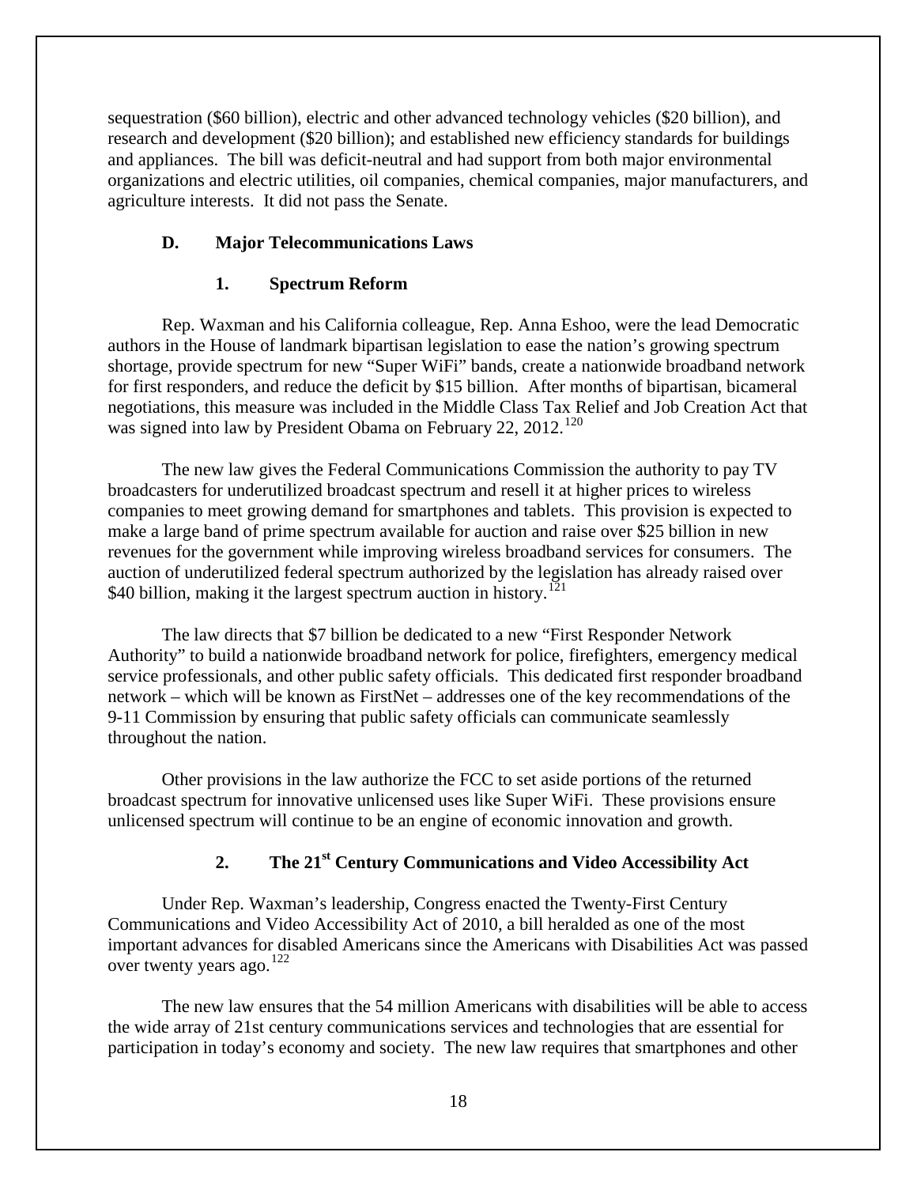sequestration ($60 billion), electric and other advanced technology vehicles ($20 billion), and research and development ($20 billion); and established new efficiency standards for buildings and appliances. The bill was deficit-neutral and had support from both major environmental organizations and electric utilities, oil companies, chemical companies, major manufacturers, and agriculture interests. It did not pass the Senate.

### D. Major Telecommunications Laws

#### 1. Spectrum Reform

Rep. Waxman and his California colleague, Rep. Anna Eshoo, were the lead Democratic authors in the House of landmark bipartisan legislation to ease the nation's growing spectrum shortage, provide spectrum for new "Super WiFi" bands, create a nationwide broadband network for first responders, and reduce the deficit by $15 billion. After months of bipartisan, bicameral negotiations, this measure was included in the Middle Class Tax Relief and Job Creation Act that was signed into law by President Obama on February 22, 2012.[120]

The new law gives the Federal Communications Commission the authority to pay TV broadcasters for underutilized broadcast spectrum and resell it at higher prices to wireless companies to meet growing demand for smartphones and tablets. This provision is expected to make a large band of prime spectrum available for auction and raise over $25 billion in new revenues for the government while improving wireless broadband services for consumers. The auction of underutilized federal spectrum authorized by the legislation has already raised over $40 billion, making it the largest spectrum auction in history.[121]

The law directs that $7 billion be dedicated to a new "First Responder Network Authority" to build a nationwide broadband network for police, firefighters, emergency medical service professionals, and other public safety officials. This dedicated first responder broadband network – which will be known as FirstNet – addresses one of the key recommendations of the 9-11 Commission by ensuring that public safety officials can communicate seamlessly throughout the nation.

Other provisions in the law authorize the FCC to set aside portions of the returned broadcast spectrum for innovative unlicensed uses like Super WiFi. These provisions ensure unlicensed spectrum will continue to be an engine of economic innovation and growth.

#### 2. The 21st Century Communications and Video Accessibility Act

Under Rep. Waxman's leadership, Congress enacted the Twenty-First Century Communications and Video Accessibility Act of 2010, a bill heralded as one of the most important advances for disabled Americans since the Americans with Disabilities Act was passed over twenty years ago.[122]

The new law ensures that the 54 million Americans with disabilities will be able to access the wide array of 21st century communications services and technologies that are essential for participation in today's economy and society. The new law requires that smartphones and other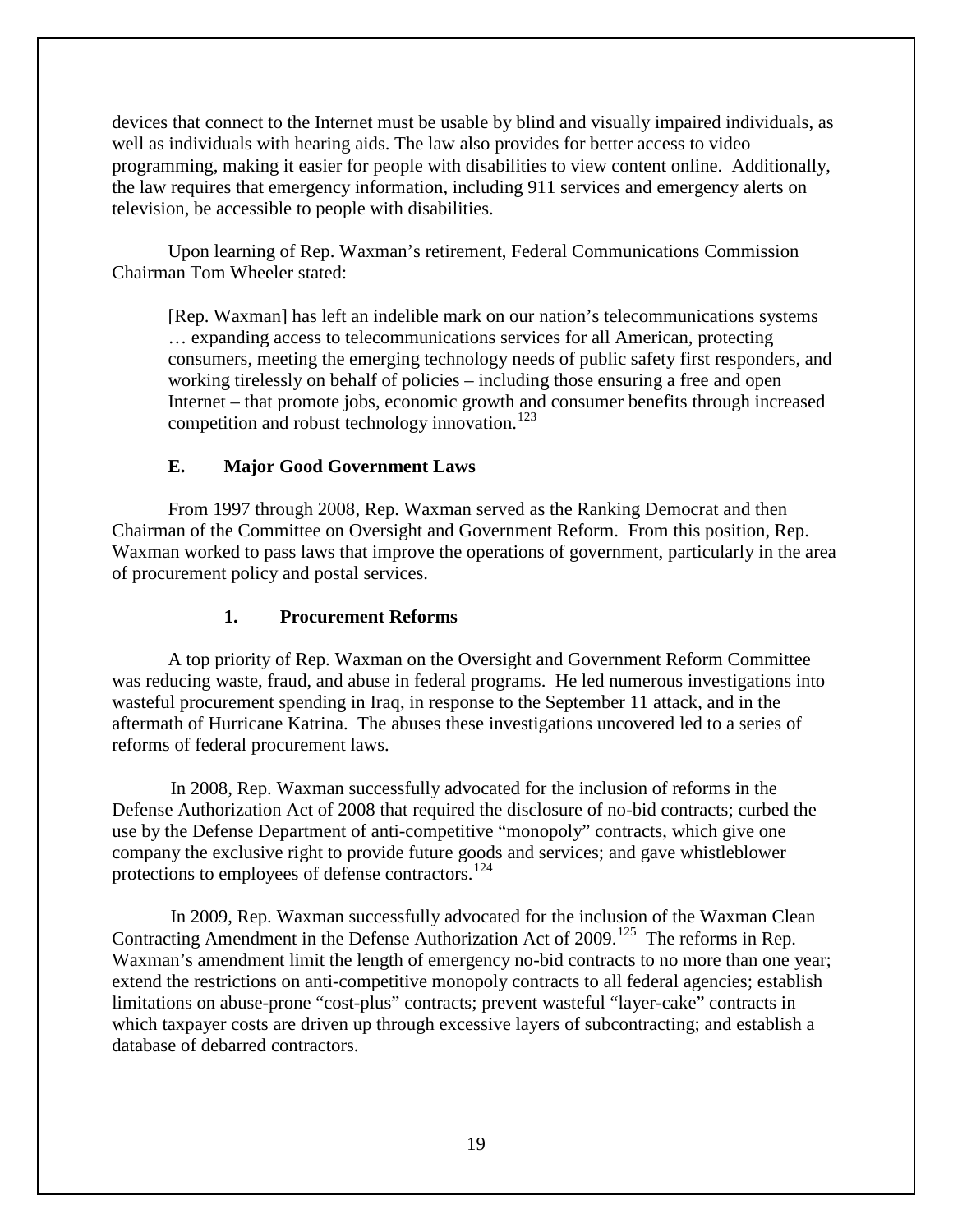devices that connect to the Internet must be usable by blind and visually impaired individuals, as well as individuals with hearing aids. The law also provides for better access to video programming, making it easier for people with disabilities to view content online. Additionally, the law requires that emergency information, including 911 services and emergency alerts on television, be accessible to people with disabilities.

Upon learning of Rep. Waxman's retirement, Federal Communications Commission Chairman Tom Wheeler stated:

> [Rep. Waxman] has left an indelible mark on our nation's telecommunications systems … expanding access to telecommunications services for all American, protecting consumers, meeting the emerging technology needs of public safety first responders, and working tirelessly on behalf of policies – including those ensuring a free and open Internet – that promote jobs, economic growth and consumer benefits through increased competition and robust technology innovation.[123]

### E. Major Good Government Laws

From 1997 through 2008, Rep. Waxman served as the Ranking Democrat and then Chairman of the Committee on Oversight and Government Reform. From this position, Rep. Waxman worked to pass laws that improve the operations of government, particularly in the area of procurement policy and postal services.

#### 1. Procurement Reforms

A top priority of Rep. Waxman on the Oversight and Government Reform Committee was reducing waste, fraud, and abuse in federal programs. He led numerous investigations into wasteful procurement spending in Iraq, in response to the September 11 attack, and in the aftermath of Hurricane Katrina. The abuses these investigations uncovered led to a series of reforms of federal procurement laws.

In 2008, Rep. Waxman successfully advocated for the inclusion of reforms in the Defense Authorization Act of 2008 that required the disclosure of no-bid contracts; curbed the use by the Defense Department of anti-competitive "monopoly" contracts, which give one company the exclusive right to provide future goods and services; and gave whistleblower protections to employees of defense contractors.[124]

In 2009, Rep. Waxman successfully advocated for the inclusion of the Waxman Clean Contracting Amendment in the Defense Authorization Act of 2009.[125] The reforms in Rep. Waxman's amendment limit the length of emergency no-bid contracts to no more than one year; extend the restrictions on anti-competitive monopoly contracts to all federal agencies; establish limitations on abuse-prone "cost-plus" contracts; prevent wasteful "layer-cake" contracts in which taxpayer costs are driven up through excessive layers of subcontracting; and establish a database of debarred contractors.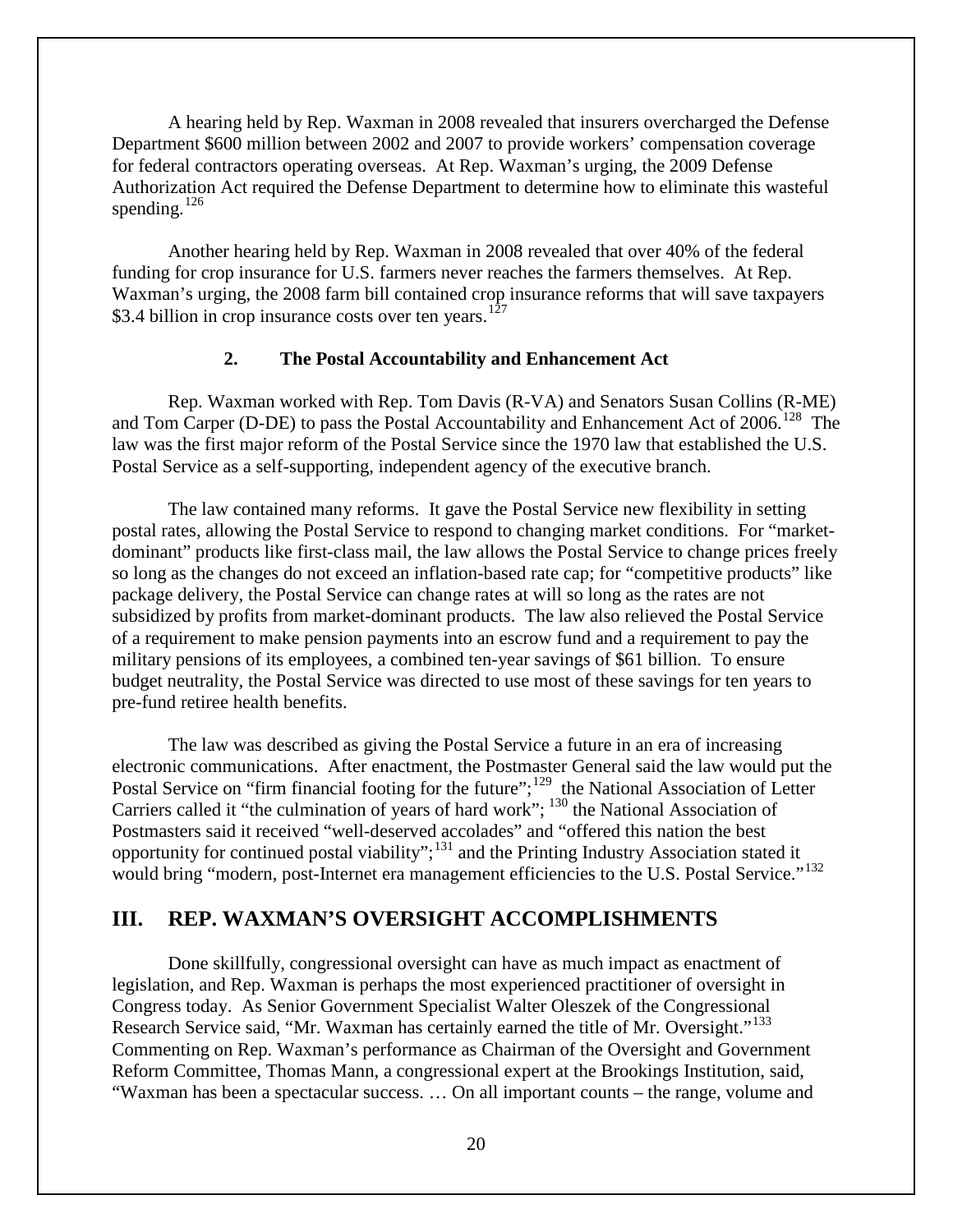A hearing held by Rep. Waxman in 2008 revealed that insurers overcharged the Defense Department $600 million between 2002 and 2007 to provide workers' compensation coverage for federal contractors operating overseas. At Rep. Waxman's urging, the 2009 Defense Authorization Act required the Defense Department to determine how to eliminate this wasteful spending.[126]

Another hearing held by Rep. Waxman in 2008 revealed that over 40% of the federal funding for crop insurance for U.S. farmers never reaches the farmers themselves. At Rep. Waxman's urging, the 2008 farm bill contained crop insurance reforms that will save taxpayers $3.4 billion in crop insurance costs over ten years.[127]

### 2. The Postal Accountability and Enhancement Act

Rep. Waxman worked with Rep. Tom Davis (R-VA) and Senators Susan Collins (R-ME) and Tom Carper (D-DE) to pass the Postal Accountability and Enhancement Act of 2006.[128] The law was the first major reform of the Postal Service since the 1970 law that established the U.S. Postal Service as a self-supporting, independent agency of the executive branch.

The law contained many reforms. It gave the Postal Service new flexibility in setting postal rates, allowing the Postal Service to respond to changing market conditions. For "market-dominant" products like first-class mail, the law allows the Postal Service to change prices freely so long as the changes do not exceed an inflation-based rate cap; for "competitive products" like package delivery, the Postal Service can change rates at will so long as the rates are not subsidized by profits from market-dominant products. The law also relieved the Postal Service of a requirement to make pension payments into an escrow fund and a requirement to pay the military pensions of its employees, a combined ten-year savings of $61 billion. To ensure budget neutrality, the Postal Service was directed to use most of these savings for ten years to pre-fund retiree health benefits.

The law was described as giving the Postal Service a future in an era of increasing electronic communications. After enactment, the Postmaster General said the law would put the Postal Service on "firm financial footing for the future";[129] the National Association of Letter Carriers called it "the culmination of years of hard work"; [130] the National Association of Postmasters said it received "well-deserved accolades" and "offered this nation the best opportunity for continued postal viability";[131] and the Printing Industry Association stated it would bring "modern, post-Internet era management efficiencies to the U.S. Postal Service."[132]

## III. REP. WAXMAN'S OVERSIGHT ACCOMPLISHMENTS

Done skillfully, congressional oversight can have as much impact as enactment of legislation, and Rep. Waxman is perhaps the most experienced practitioner of oversight in Congress today. As Senior Government Specialist Walter Oleszek of the Congressional Research Service said, "Mr. Waxman has certainly earned the title of Mr. Oversight."[133] Commenting on Rep. Waxman's performance as Chairman of the Oversight and Government Reform Committee, Thomas Mann, a congressional expert at the Brookings Institution, said, "Waxman has been a spectacular success. … On all important counts – the range, volume and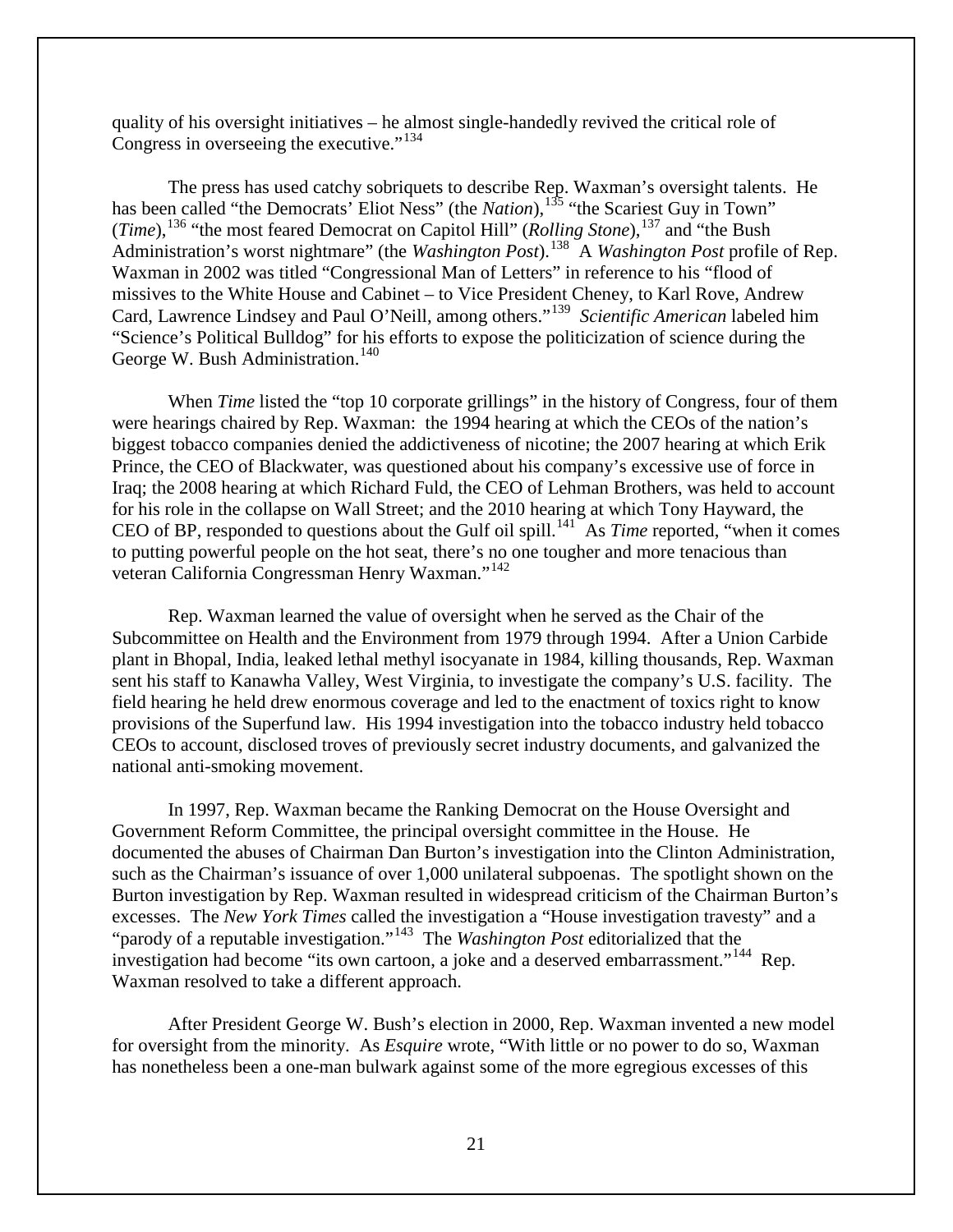quality of his oversight initiatives – he almost single-handedly revived the critical role of Congress in overseeing the executive."[134]

The press has used catchy sobriquets to describe Rep. Waxman's oversight talents. He has been called "the Democrats' Eliot Ness" (the *Nation*),[135] "the Scariest Guy in Town" (*Time*),[136] "the most feared Democrat on Capitol Hill" (*Rolling Stone*),[137] and "the Bush Administration's worst nightmare" (the *Washington Post*).[138] A *Washington Post* profile of Rep. Waxman in 2002 was titled "Congressional Man of Letters" in reference to his "flood of missives to the White House and Cabinet – to Vice President Cheney, to Karl Rove, Andrew Card, Lawrence Lindsey and Paul O'Neill, among others."[139] *Scientific American* labeled him "Science's Political Bulldog" for his efforts to expose the politicization of science during the George W. Bush Administration.[140]

When *Time* listed the "top 10 corporate grillings" in the history of Congress, four of them were hearings chaired by Rep. Waxman: the 1994 hearing at which the CEOs of the nation's biggest tobacco companies denied the addictiveness of nicotine; the 2007 hearing at which Erik Prince, the CEO of Blackwater, was questioned about his company's excessive use of force in Iraq; the 2008 hearing at which Richard Fuld, the CEO of Lehman Brothers, was held to account for his role in the collapse on Wall Street; and the 2010 hearing at which Tony Hayward, the CEO of BP, responded to questions about the Gulf oil spill.[141] As *Time* reported, "when it comes to putting powerful people on the hot seat, there's no one tougher and more tenacious than veteran California Congressman Henry Waxman."[142]

Rep. Waxman learned the value of oversight when he served as the Chair of the Subcommittee on Health and the Environment from 1979 through 1994. After a Union Carbide plant in Bhopal, India, leaked lethal methyl isocyanate in 1984, killing thousands, Rep. Waxman sent his staff to Kanawha Valley, West Virginia, to investigate the company's U.S. facility. The field hearing he held drew enormous coverage and led to the enactment of toxics right to know provisions of the Superfund law. His 1994 investigation into the tobacco industry held tobacco CEOs to account, disclosed troves of previously secret industry documents, and galvanized the national anti-smoking movement.

In 1997, Rep. Waxman became the Ranking Democrat on the House Oversight and Government Reform Committee, the principal oversight committee in the House. He documented the abuses of Chairman Dan Burton's investigation into the Clinton Administration, such as the Chairman's issuance of over 1,000 unilateral subpoenas. The spotlight shown on the Burton investigation by Rep. Waxman resulted in widespread criticism of the Chairman Burton's excesses. The *New York Times* called the investigation a "House investigation travesty" and a "parody of a reputable investigation."[143] The *Washington Post* editorialized that the investigation had become "its own cartoon, a joke and a deserved embarrassment."[144] Rep. Waxman resolved to take a different approach.

After President George W. Bush's election in 2000, Rep. Waxman invented a new model for oversight from the minority. As *Esquire* wrote, "With little or no power to do so, Waxman has nonetheless been a one-man bulwark against some of the more egregious excesses of this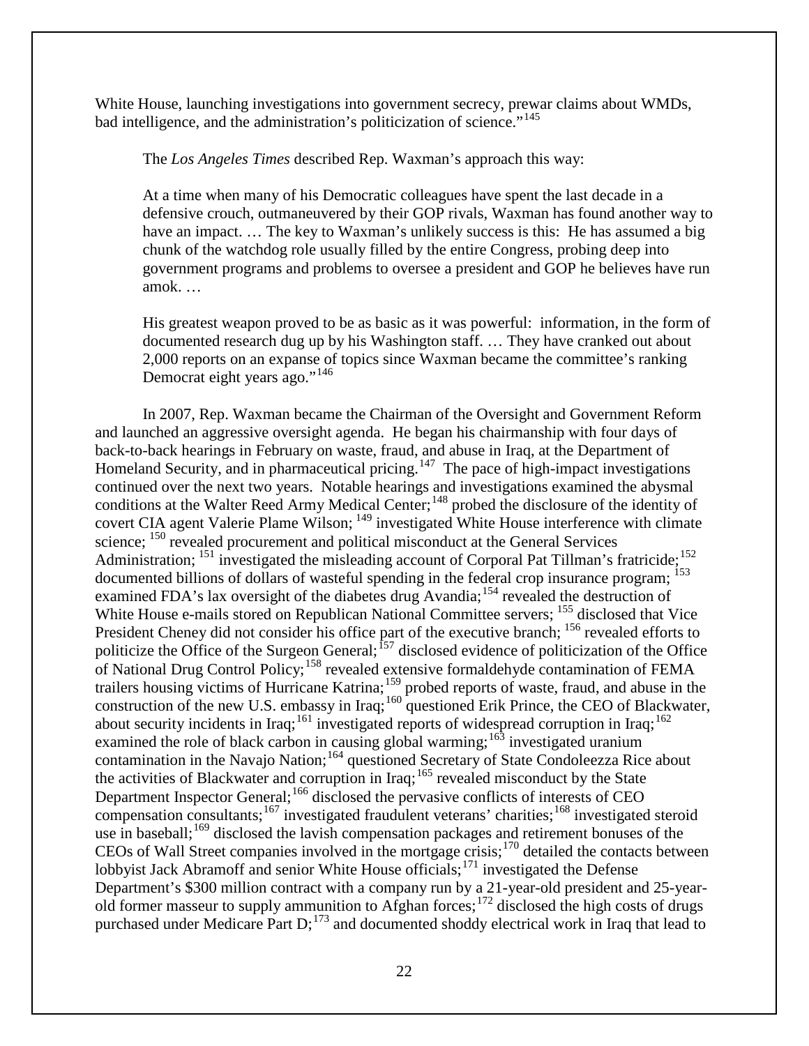White House, launching investigations into government secrecy, prewar claims about WMDs, bad intelligence, and the administration's politicization of science."[145]

The *Los Angeles Times* described Rep. Waxman's approach this way:

> At a time when many of his Democratic colleagues have spent the last decade in a defensive crouch, outmaneuvered by their GOP rivals, Waxman has found another way to have an impact. … The key to Waxman's unlikely success is this: He has assumed a big chunk of the watchdog role usually filled by the entire Congress, probing deep into government programs and problems to oversee a president and GOP he believes have run amok. …
>
> His greatest weapon proved to be as basic as it was powerful: information, in the form of documented research dug up by his Washington staff. … They have cranked out about 2,000 reports on an expanse of topics since Waxman became the committee's ranking Democrat eight years ago."[146]

In 2007, Rep. Waxman became the Chairman of the Oversight and Government Reform and launched an aggressive oversight agenda. He began his chairmanship with four days of back-to-back hearings in February on waste, fraud, and abuse in Iraq, at the Department of Homeland Security, and in pharmaceutical pricing.[147] The pace of high-impact investigations continued over the next two years. Notable hearings and investigations examined the abysmal conditions at the Walter Reed Army Medical Center;[148] probed the disclosure of the identity of covert CIA agent Valerie Plame Wilson; [149] investigated White House interference with climate science; [150] revealed procurement and political misconduct at the General Services Administration; [151] investigated the misleading account of Corporal Pat Tillman's fratricide;[152] documented billions of dollars of wasteful spending in the federal crop insurance program; [153] examined FDA's lax oversight of the diabetes drug Avandia;[154] revealed the destruction of White House e-mails stored on Republican National Committee servers; [155] disclosed that Vice President Cheney did not consider his office part of the executive branch; [156] revealed efforts to politicize the Office of the Surgeon General;[157] disclosed evidence of politicization of the Office of National Drug Control Policy;[158] revealed extensive formaldehyde contamination of FEMA trailers housing victims of Hurricane Katrina;[159] probed reports of waste, fraud, and abuse in the construction of the new U.S. embassy in Iraq;[160] questioned Erik Prince, the CEO of Blackwater, about security incidents in Iraq;[161] investigated reports of widespread corruption in Iraq;[162] examined the role of black carbon in causing global warming;[163] investigated uranium contamination in the Navajo Nation;[164] questioned Secretary of State Condoleezza Rice about the activities of Blackwater and corruption in Iraq;[165] revealed misconduct by the State Department Inspector General;[166] disclosed the pervasive conflicts of interests of CEO compensation consultants;[167] investigated fraudulent veterans' charities;[168] investigated steroid use in baseball;[169] disclosed the lavish compensation packages and retirement bonuses of the CEOs of Wall Street companies involved in the mortgage crisis;[170] detailed the contacts between lobbyist Jack Abramoff and senior White House officials;[171] investigated the Defense Department's $300 million contract with a company run by a 21-year-old president and 25-year-old former masseur to supply ammunition to Afghan forces;[172] disclosed the high costs of drugs purchased under Medicare Part D;[173] and documented shoddy electrical work in Iraq that lead to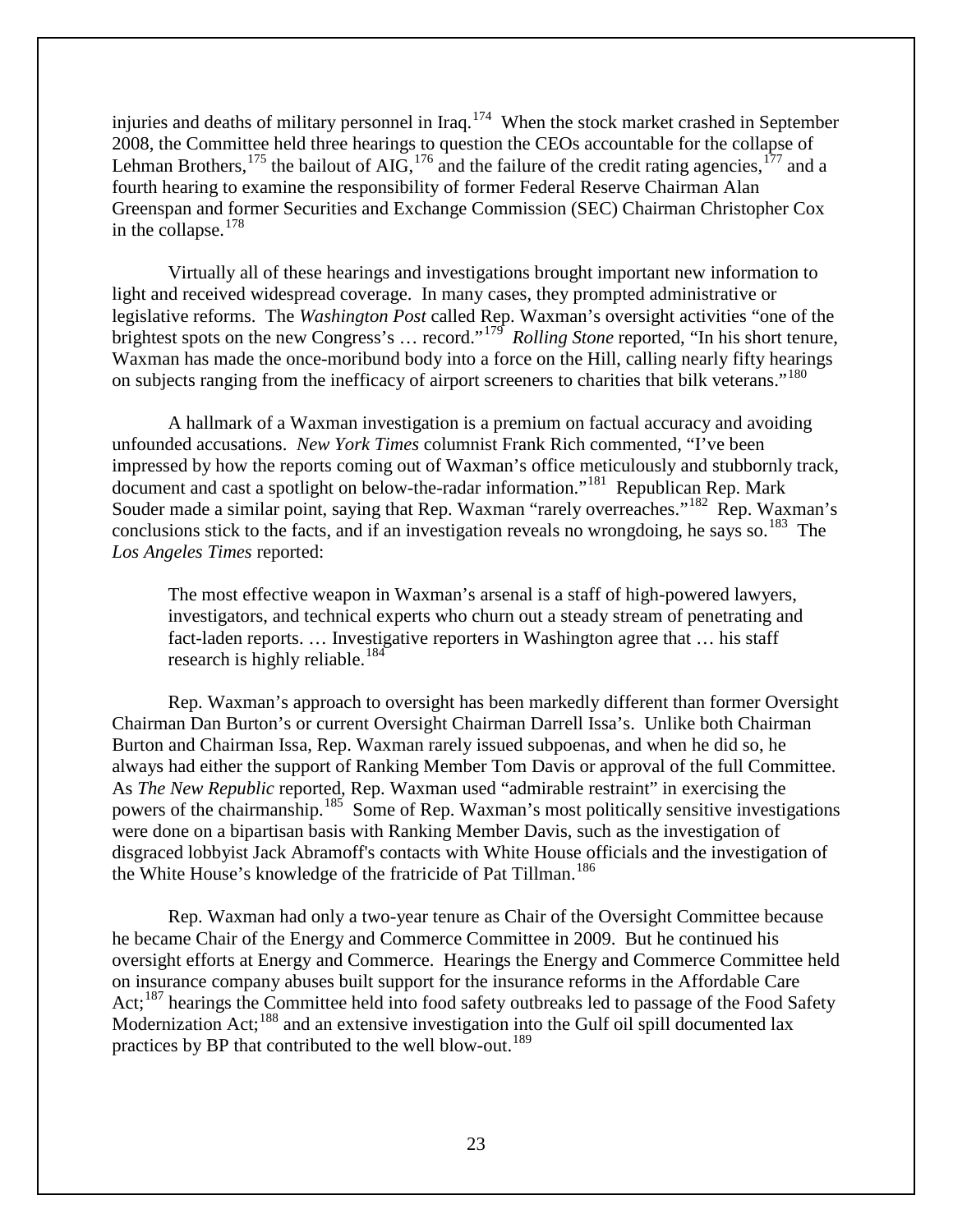injuries and deaths of military personnel in Iraq.[174] When the stock market crashed in September 2008, the Committee held three hearings to question the CEOs accountable for the collapse of Lehman Brothers,[175] the bailout of AIG,[176] and the failure of the credit rating agencies,[177] and a fourth hearing to examine the responsibility of former Federal Reserve Chairman Alan Greenspan and former Securities and Exchange Commission (SEC) Chairman Christopher Cox in the collapse.[178]

Virtually all of these hearings and investigations brought important new information to light and received widespread coverage. In many cases, they prompted administrative or legislative reforms. The *Washington Post* called Rep. Waxman's oversight activities "one of the brightest spots on the new Congress's … record."[179] *Rolling Stone* reported, "In his short tenure, Waxman has made the once-moribund body into a force on the Hill, calling nearly fifty hearings on subjects ranging from the inefficacy of airport screeners to charities that bilk veterans."[180]

A hallmark of a Waxman investigation is a premium on factual accuracy and avoiding unfounded accusations. *New York Times* columnist Frank Rich commented, "I've been impressed by how the reports coming out of Waxman's office meticulously and stubbornly track, document and cast a spotlight on below-the-radar information."[181] Republican Rep. Mark Souder made a similar point, saying that Rep. Waxman "rarely overreaches."[182] Rep. Waxman's conclusions stick to the facts, and if an investigation reveals no wrongdoing, he says so.[183] The *Los Angeles Times* reported:

> The most effective weapon in Waxman's arsenal is a staff of high-powered lawyers, investigators, and technical experts who churn out a steady stream of penetrating and fact-laden reports. … Investigative reporters in Washington agree that … his staff research is highly reliable.[184]

Rep. Waxman's approach to oversight has been markedly different than former Oversight Chairman Dan Burton's or current Oversight Chairman Darrell Issa's. Unlike both Chairman Burton and Chairman Issa, Rep. Waxman rarely issued subpoenas, and when he did so, he always had either the support of Ranking Member Tom Davis or approval of the full Committee. As *The New Republic* reported, Rep. Waxman used "admirable restraint" in exercising the powers of the chairmanship.[185] Some of Rep. Waxman's most politically sensitive investigations were done on a bipartisan basis with Ranking Member Davis, such as the investigation of disgraced lobbyist Jack Abramoff's contacts with White House officials and the investigation of the White House's knowledge of the fratricide of Pat Tillman.[186]

Rep. Waxman had only a two-year tenure as Chair of the Oversight Committee because he became Chair of the Energy and Commerce Committee in 2009. But he continued his oversight efforts at Energy and Commerce. Hearings the Energy and Commerce Committee held on insurance company abuses built support for the insurance reforms in the Affordable Care Act;[187] hearings the Committee held into food safety outbreaks led to passage of the Food Safety Modernization Act;[188] and an extensive investigation into the Gulf oil spill documented lax practices by BP that contributed to the well blow-out.[189]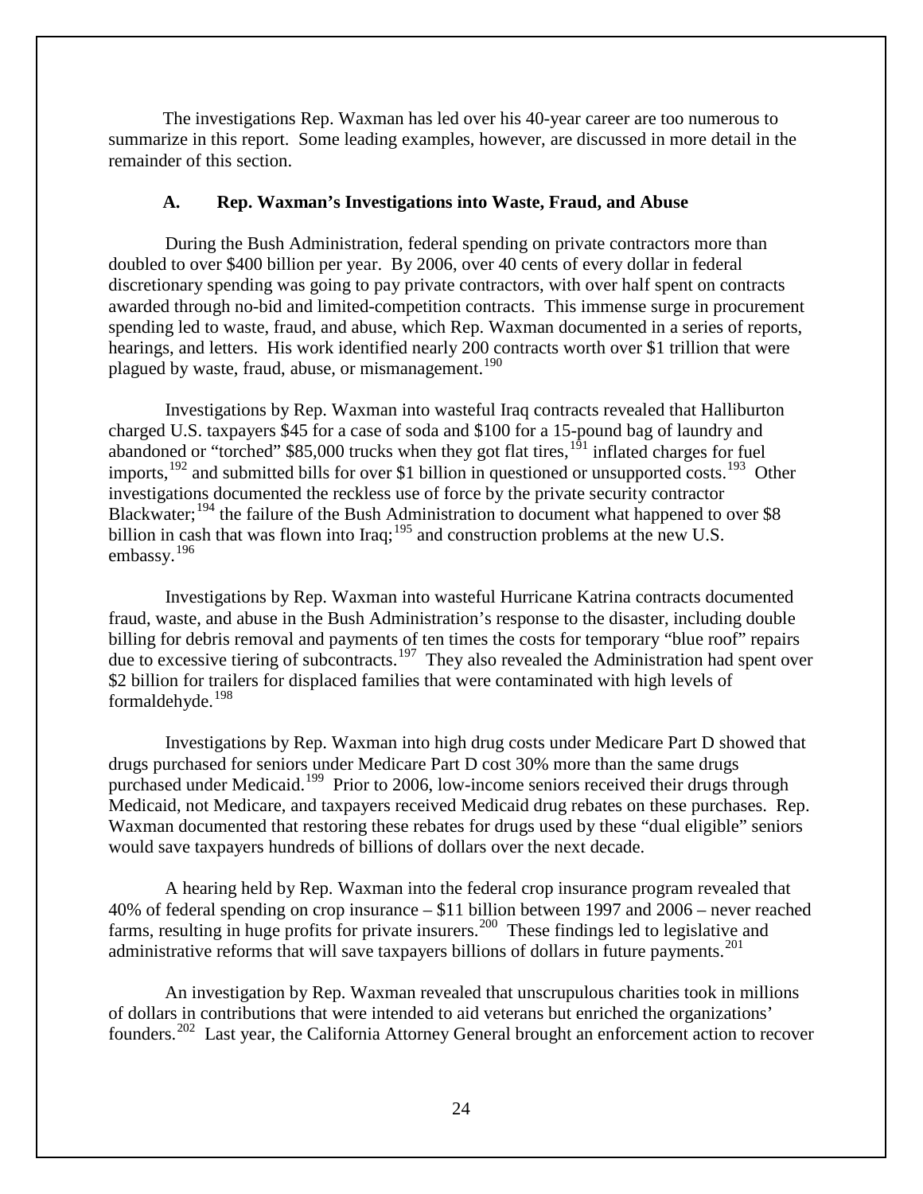The investigations Rep. Waxman has led over his 40-year career are too numerous to summarize in this report. Some leading examples, however, are discussed in more detail in the remainder of this section.

### A. Rep. Waxman's Investigations into Waste, Fraud, and Abuse

During the Bush Administration, federal spending on private contractors more than doubled to over $400 billion per year. By 2006, over 40 cents of every dollar in federal discretionary spending was going to pay private contractors, with over half spent on contracts awarded through no-bid and limited-competition contracts. This immense surge in procurement spending led to waste, fraud, and abuse, which Rep. Waxman documented in a series of reports, hearings, and letters. His work identified nearly 200 contracts worth over $1 trillion that were plagued by waste, fraud, abuse, or mismanagement.[190]

Investigations by Rep. Waxman into wasteful Iraq contracts revealed that Halliburton charged U.S. taxpayers $45 for a case of soda and $100 for a 15-pound bag of laundry and abandoned or "torched" $85,000 trucks when they got flat tires,[191] inflated charges for fuel imports,[192] and submitted bills for over $1 billion in questioned or unsupported costs.[193] Other investigations documented the reckless use of force by the private security contractor Blackwater;[194] the failure of the Bush Administration to document what happened to over $8 billion in cash that was flown into Iraq;[195] and construction problems at the new U.S. embassy.[196]

Investigations by Rep. Waxman into wasteful Hurricane Katrina contracts documented fraud, waste, and abuse in the Bush Administration's response to the disaster, including double billing for debris removal and payments of ten times the costs for temporary "blue roof" repairs due to excessive tiering of subcontracts.[197] They also revealed the Administration had spent over $2 billion for trailers for displaced families that were contaminated with high levels of formaldehyde.[198]

Investigations by Rep. Waxman into high drug costs under Medicare Part D showed that drugs purchased for seniors under Medicare Part D cost 30% more than the same drugs purchased under Medicaid.[199] Prior to 2006, low-income seniors received their drugs through Medicaid, not Medicare, and taxpayers received Medicaid drug rebates on these purchases. Rep. Waxman documented that restoring these rebates for drugs used by these "dual eligible" seniors would save taxpayers hundreds of billions of dollars over the next decade.

A hearing held by Rep. Waxman into the federal crop insurance program revealed that 40% of federal spending on crop insurance – $11 billion between 1997 and 2006 – never reached farms, resulting in huge profits for private insurers.[200] These findings led to legislative and administrative reforms that will save taxpayers billions of dollars in future payments.[201]

An investigation by Rep. Waxman revealed that unscrupulous charities took in millions of dollars in contributions that were intended to aid veterans but enriched the organizations' founders.[202] Last year, the California Attorney General brought an enforcement action to recover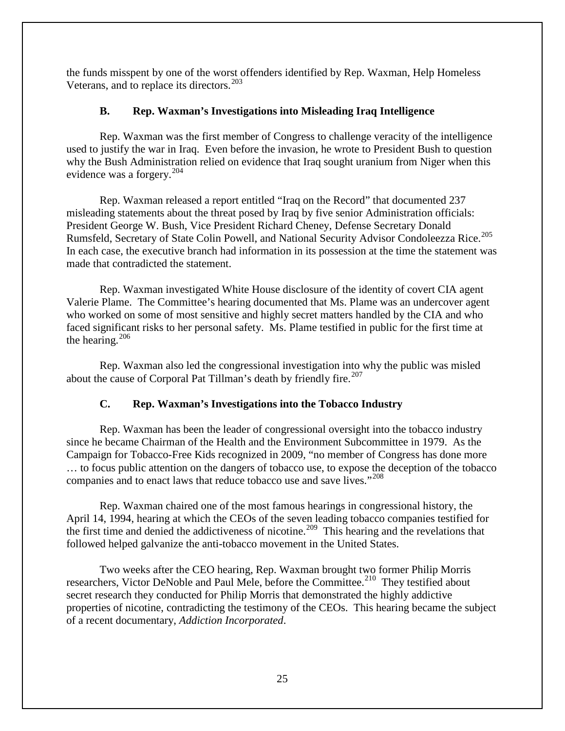the funds misspent by one of the worst offenders identified by Rep. Waxman, Help Homeless Veterans, and to replace its directors.[203]

### B. Rep. Waxman's Investigations into Misleading Iraq Intelligence

Rep. Waxman was the first member of Congress to challenge veracity of the intelligence used to justify the war in Iraq. Even before the invasion, he wrote to President Bush to question why the Bush Administration relied on evidence that Iraq sought uranium from Niger when this evidence was a forgery.[204]

Rep. Waxman released a report entitled "Iraq on the Record" that documented 237 misleading statements about the threat posed by Iraq by five senior Administration officials: President George W. Bush, Vice President Richard Cheney, Defense Secretary Donald Rumsfeld, Secretary of State Colin Powell, and National Security Advisor Condoleezza Rice.[205] In each case, the executive branch had information in its possession at the time the statement was made that contradicted the statement.

Rep. Waxman investigated White House disclosure of the identity of covert CIA agent Valerie Plame. The Committee's hearing documented that Ms. Plame was an undercover agent who worked on some of most sensitive and highly secret matters handled by the CIA and who faced significant risks to her personal safety. Ms. Plame testified in public for the first time at the hearing.[206]

Rep. Waxman also led the congressional investigation into why the public was misled about the cause of Corporal Pat Tillman's death by friendly fire.[207]

### C. Rep. Waxman's Investigations into the Tobacco Industry

Rep. Waxman has been the leader of congressional oversight into the tobacco industry since he became Chairman of the Health and the Environment Subcommittee in 1979. As the Campaign for Tobacco-Free Kids recognized in 2009, "no member of Congress has done more … to focus public attention on the dangers of tobacco use, to expose the deception of the tobacco companies and to enact laws that reduce tobacco use and save lives."[208]

Rep. Waxman chaired one of the most famous hearings in congressional history, the April 14, 1994, hearing at which the CEOs of the seven leading tobacco companies testified for the first time and denied the addictiveness of nicotine.[209] This hearing and the revelations that followed helped galvanize the anti-tobacco movement in the United States.

Two weeks after the CEO hearing, Rep. Waxman brought two former Philip Morris researchers, Victor DeNoble and Paul Mele, before the Committee.[210] They testified about secret research they conducted for Philip Morris that demonstrated the highly addictive properties of nicotine, contradicting the testimony of the CEOs. This hearing became the subject of a recent documentary, *Addiction Incorporated*.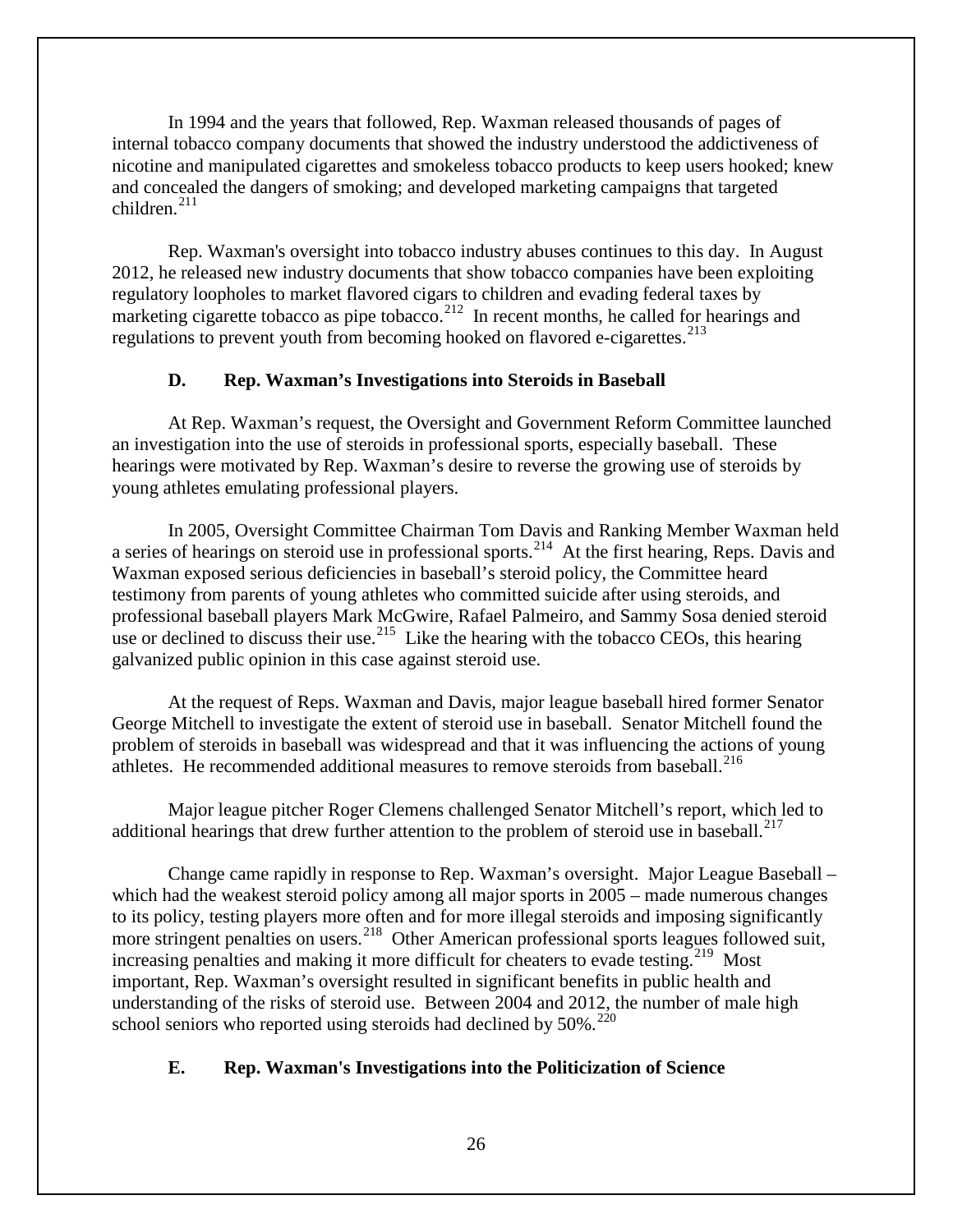In 1994 and the years that followed, Rep. Waxman released thousands of pages of internal tobacco company documents that showed the industry understood the addictiveness of nicotine and manipulated cigarettes and smokeless tobacco products to keep users hooked; knew and concealed the dangers of smoking; and developed marketing campaigns that targeted children.[211]

Rep. Waxman's oversight into tobacco industry abuses continues to this day. In August 2012, he released new industry documents that show tobacco companies have been exploiting regulatory loopholes to market flavored cigars to children and evading federal taxes by marketing cigarette tobacco as pipe tobacco.[212] In recent months, he called for hearings and regulations to prevent youth from becoming hooked on flavored e-cigarettes.[213]

### D. Rep. Waxman's Investigations into Steroids in Baseball

At Rep. Waxman's request, the Oversight and Government Reform Committee launched an investigation into the use of steroids in professional sports, especially baseball. These hearings were motivated by Rep. Waxman's desire to reverse the growing use of steroids by young athletes emulating professional players.

In 2005, Oversight Committee Chairman Tom Davis and Ranking Member Waxman held a series of hearings on steroid use in professional sports.[214] At the first hearing, Reps. Davis and Waxman exposed serious deficiencies in baseball's steroid policy, the Committee heard testimony from parents of young athletes who committed suicide after using steroids, and professional baseball players Mark McGwire, Rafael Palmeiro, and Sammy Sosa denied steroid use or declined to discuss their use.[215] Like the hearing with the tobacco CEOs, this hearing galvanized public opinion in this case against steroid use.

At the request of Reps. Waxman and Davis, major league baseball hired former Senator George Mitchell to investigate the extent of steroid use in baseball. Senator Mitchell found the problem of steroids in baseball was widespread and that it was influencing the actions of young athletes. He recommended additional measures to remove steroids from baseball.[216]

Major league pitcher Roger Clemens challenged Senator Mitchell's report, which led to additional hearings that drew further attention to the problem of steroid use in baseball.[217]

Change came rapidly in response to Rep. Waxman's oversight. Major League Baseball – which had the weakest steroid policy among all major sports in 2005 – made numerous changes to its policy, testing players more often and for more illegal steroids and imposing significantly more stringent penalties on users.[218] Other American professional sports leagues followed suit, increasing penalties and making it more difficult for cheaters to evade testing.[219] Most important, Rep. Waxman's oversight resulted in significant benefits in public health and understanding of the risks of steroid use. Between 2004 and 2012, the number of male high school seniors who reported using steroids had declined by 50%.[220]

### E. Rep. Waxman's Investigations into the Politicization of Science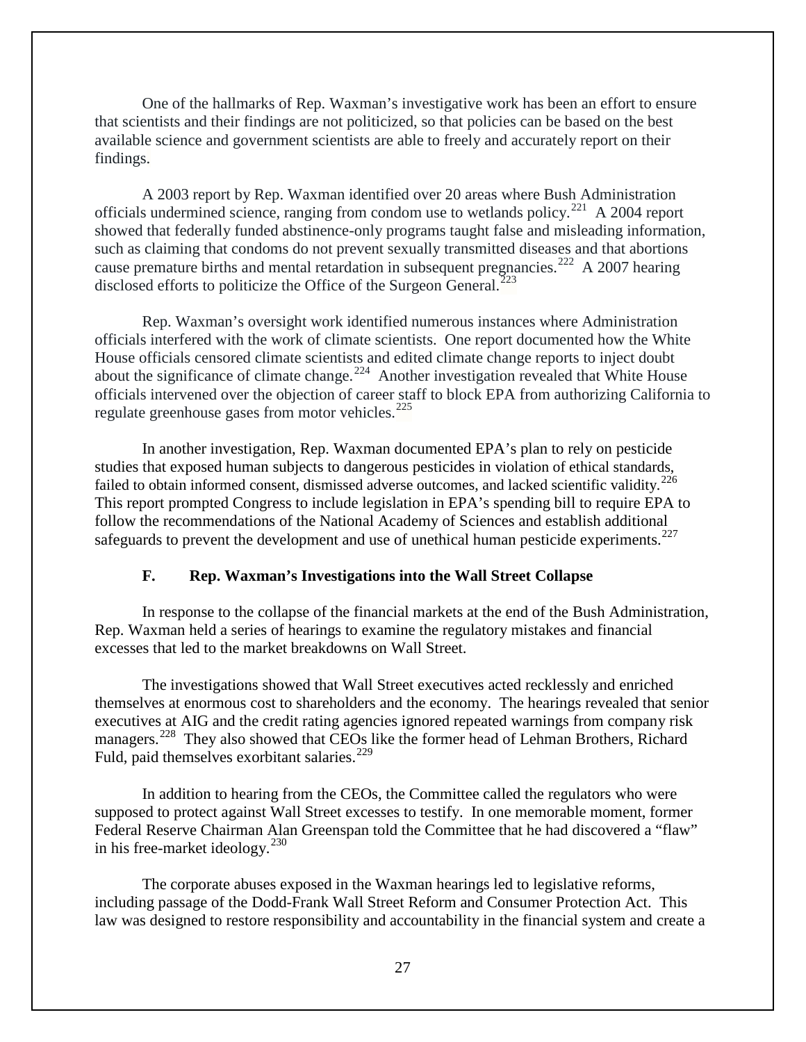One of the hallmarks of Rep. Waxman's investigative work has been an effort to ensure that scientists and their findings are not politicized, so that policies can be based on the best available science and government scientists are able to freely and accurately report on their findings.

A 2003 report by Rep. Waxman identified over 20 areas where Bush Administration officials undermined science, ranging from condom use to wetlands policy.[221] A 2004 report showed that federally funded abstinence-only programs taught false and misleading information, such as claiming that condoms do not prevent sexually transmitted diseases and that abortions cause premature births and mental retardation in subsequent pregnancies.[222] A 2007 hearing disclosed efforts to politicize the Office of the Surgeon General.[223]

Rep. Waxman's oversight work identified numerous instances where Administration officials interfered with the work of climate scientists. One report documented how the White House officials censored climate scientists and edited climate change reports to inject doubt about the significance of climate change.[224] Another investigation revealed that White House officials intervened over the objection of career staff to block EPA from authorizing California to regulate greenhouse gases from motor vehicles.[225]

In another investigation, Rep. Waxman documented EPA's plan to rely on pesticide studies that exposed human subjects to dangerous pesticides in violation of ethical standards, failed to obtain informed consent, dismissed adverse outcomes, and lacked scientific validity.[226] This report prompted Congress to include legislation in EPA's spending bill to require EPA to follow the recommendations of the National Academy of Sciences and establish additional safeguards to prevent the development and use of unethical human pesticide experiments.[227]

### F. Rep. Waxman's Investigations into the Wall Street Collapse

In response to the collapse of the financial markets at the end of the Bush Administration, Rep. Waxman held a series of hearings to examine the regulatory mistakes and financial excesses that led to the market breakdowns on Wall Street.

The investigations showed that Wall Street executives acted recklessly and enriched themselves at enormous cost to shareholders and the economy. The hearings revealed that senior executives at AIG and the credit rating agencies ignored repeated warnings from company risk managers.[228] They also showed that CEOs like the former head of Lehman Brothers, Richard Fuld, paid themselves exorbitant salaries.[229]

In addition to hearing from the CEOs, the Committee called the regulators who were supposed to protect against Wall Street excesses to testify. In one memorable moment, former Federal Reserve Chairman Alan Greenspan told the Committee that he had discovered a "flaw" in his free-market ideology.[230]

The corporate abuses exposed in the Waxman hearings led to legislative reforms, including passage of the Dodd-Frank Wall Street Reform and Consumer Protection Act. This law was designed to restore responsibility and accountability in the financial system and create a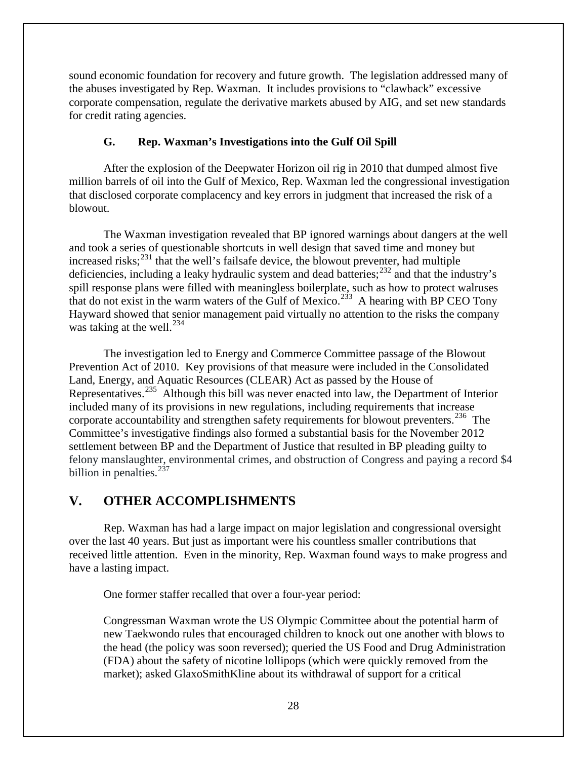sound economic foundation for recovery and future growth. The legislation addressed many of the abuses investigated by Rep. Waxman. It includes provisions to "clawback" excessive corporate compensation, regulate the derivative markets abused by AIG, and set new standards for credit rating agencies.

### G. Rep. Waxman's Investigations into the Gulf Oil Spill

After the explosion of the Deepwater Horizon oil rig in 2010 that dumped almost five million barrels of oil into the Gulf of Mexico, Rep. Waxman led the congressional investigation that disclosed corporate complacency and key errors in judgment that increased the risk of a blowout.

The Waxman investigation revealed that BP ignored warnings about dangers at the well and took a series of questionable shortcuts in well design that saved time and money but increased risks;[231] that the well's failsafe device, the blowout preventer, had multiple deficiencies, including a leaky hydraulic system and dead batteries;[232] and that the industry's spill response plans were filled with meaningless boilerplate, such as how to protect walruses that do not exist in the warm waters of the Gulf of Mexico.[233] A hearing with BP CEO Tony Hayward showed that senior management paid virtually no attention to the risks the company was taking at the well.[234]

The investigation led to Energy and Commerce Committee passage of the Blowout Prevention Act of 2010. Key provisions of that measure were included in the Consolidated Land, Energy, and Aquatic Resources (CLEAR) Act as passed by the House of Representatives.[235] Although this bill was never enacted into law, the Department of Interior included many of its provisions in new regulations, including requirements that increase corporate accountability and strengthen safety requirements for blowout preventers.[236] The Committee's investigative findings also formed a substantial basis for the November 2012 settlement between BP and the Department of Justice that resulted in BP pleading guilty to felony manslaughter, environmental crimes, and obstruction of Congress and paying a record $4 billion in penalties.[237]

## V. OTHER ACCOMPLISHMENTS

Rep. Waxman has had a large impact on major legislation and congressional oversight over the last 40 years. But just as important were his countless smaller contributions that received little attention. Even in the minority, Rep. Waxman found ways to make progress and have a lasting impact.

One former staffer recalled that over a four-year period:

> Congressman Waxman wrote the US Olympic Committee about the potential harm of new Taekwondo rules that encouraged children to knock out one another with blows to the head (the policy was soon reversed); queried the US Food and Drug Administration (FDA) about the safety of nicotine lollipops (which were quickly removed from the market); asked GlaxoSmithKline about its withdrawal of support for a critical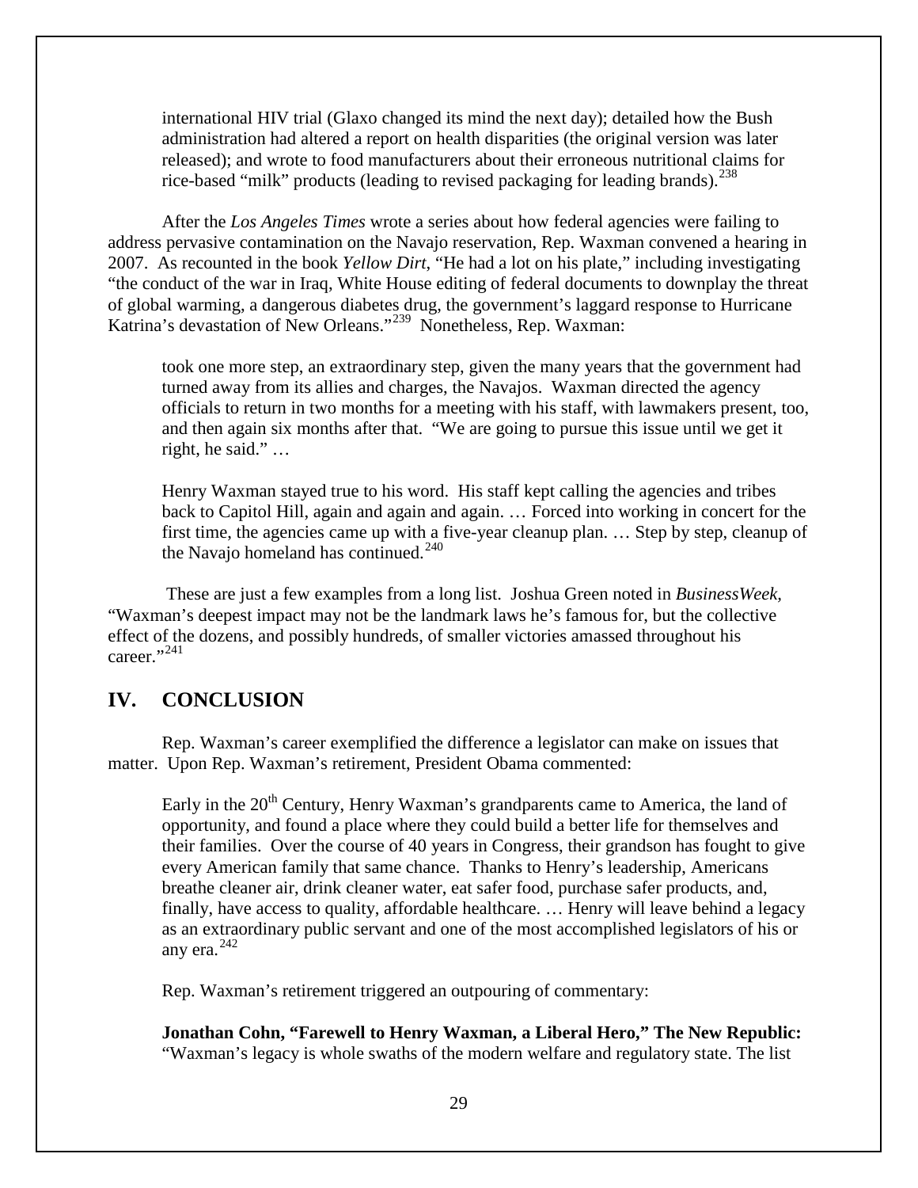international HIV trial (Glaxo changed its mind the next day); detailed how the Bush administration had altered a report on health disparities (the original version was later released); and wrote to food manufacturers about their erroneous nutritional claims for rice-based "milk" products (leading to revised packaging for leading brands).[238]

After the *Los Angeles Times* wrote a series about how federal agencies were failing to address pervasive contamination on the Navajo reservation, Rep. Waxman convened a hearing in 2007. As recounted in the book *Yellow Dirt*, "He had a lot on his plate," including investigating "the conduct of the war in Iraq, White House editing of federal documents to downplay the threat of global warming, a dangerous diabetes drug, the government's laggard response to Hurricane Katrina's devastation of New Orleans."[239] Nonetheless, Rep. Waxman:

> took one more step, an extraordinary step, given the many years that the government had turned away from its allies and charges, the Navajos. Waxman directed the agency officials to return in two months for a meeting with his staff, with lawmakers present, too, and then again six months after that. "We are going to pursue this issue until we get it right, he said." …
>
> Henry Waxman stayed true to his word. His staff kept calling the agencies and tribes back to Capitol Hill, again and again and again. … Forced into working in concert for the first time, the agencies came up with a five-year cleanup plan. … Step by step, cleanup of the Navajo homeland has continued.[240]

These are just a few examples from a long list. Joshua Green noted in *BusinessWeek*, "Waxman's deepest impact may not be the landmark laws he's famous for, but the collective effect of the dozens, and possibly hundreds, of smaller victories amassed throughout his career."[241]

## IV. CONCLUSION

Rep. Waxman's career exemplified the difference a legislator can make on issues that matter. Upon Rep. Waxman's retirement, President Obama commented:

> Early in the 20th Century, Henry Waxman's grandparents came to America, the land of opportunity, and found a place where they could build a better life for themselves and their families. Over the course of 40 years in Congress, their grandson has fought to give every American family that same chance. Thanks to Henry's leadership, Americans breathe cleaner air, drink cleaner water, eat safer food, purchase safer products, and, finally, have access to quality, affordable healthcare. … Henry will leave behind a legacy as an extraordinary public servant and one of the most accomplished legislators of his or any era.[242]

Rep. Waxman's retirement triggered an outpouring of commentary:

> **Jonathan Cohn, "Farewell to Henry Waxman, a Liberal Hero," The New Republic:** "Waxman's legacy is whole swaths of the modern welfare and regulatory state. The list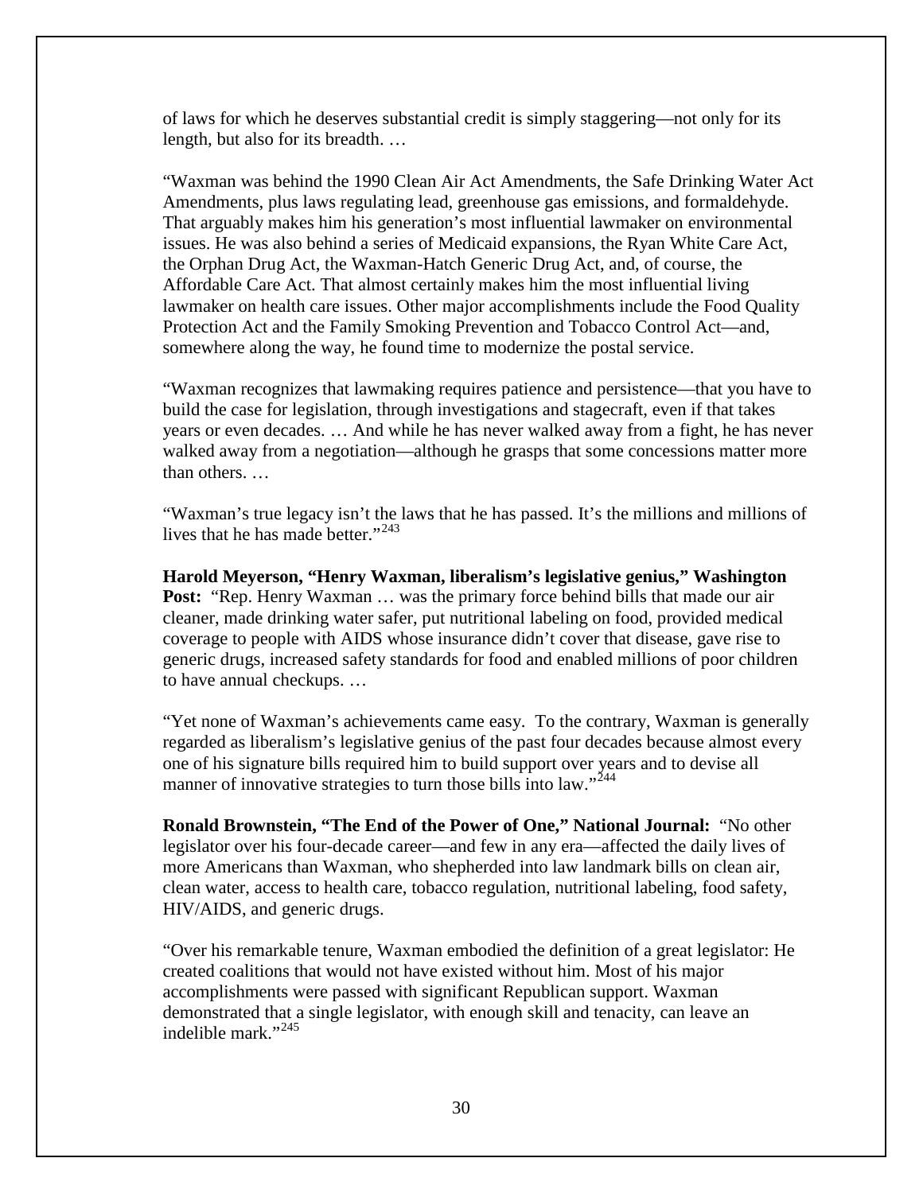of laws for which he deserves substantial credit is simply staggering—not only for its length, but also for its breadth. …

"Waxman was behind the 1990 Clean Air Act Amendments, the Safe Drinking Water Act Amendments, plus laws regulating lead, greenhouse gas emissions, and formaldehyde. That arguably makes him his generation's most influential lawmaker on environmental issues. He was also behind a series of Medicaid expansions, the Ryan White Care Act, the Orphan Drug Act, the Waxman-Hatch Generic Drug Act, and, of course, the Affordable Care Act. That almost certainly makes him the most influential living lawmaker on health care issues. Other major accomplishments include the Food Quality Protection Act and the Family Smoking Prevention and Tobacco Control Act—and, somewhere along the way, he found time to modernize the postal service.

"Waxman recognizes that lawmaking requires patience and persistence—that you have to build the case for legislation, through investigations and stagecraft, even if that takes years or even decades. … And while he has never walked away from a fight, he has never walked away from a negotiation—although he grasps that some concessions matter more than others. …

"Waxman's true legacy isn't the laws that he has passed. It's the millions and millions of lives that he has made better."[243]

**Harold Meyerson, "Henry Waxman, liberalism's legislative genius," Washington Post:** "Rep. Henry Waxman … was the primary force behind bills that made our air cleaner, made drinking water safer, put nutritional labeling on food, provided medical coverage to people with AIDS whose insurance didn't cover that disease, gave rise to generic drugs, increased safety standards for food and enabled millions of poor children to have annual checkups. …

"Yet none of Waxman's achievements came easy. To the contrary, Waxman is generally regarded as liberalism's legislative genius of the past four decades because almost every one of his signature bills required him to build support over years and to devise all manner of innovative strategies to turn those bills into law."[244]

**Ronald Brownstein, "The End of the Power of One," National Journal:** "No other legislator over his four-decade career—and few in any era—affected the daily lives of more Americans than Waxman, who shepherded into law landmark bills on clean air, clean water, access to health care, tobacco regulation, nutritional labeling, food safety, HIV/AIDS, and generic drugs.

"Over his remarkable tenure, Waxman embodied the definition of a great legislator: He created coalitions that would not have existed without him. Most of his major accomplishments were passed with significant Republican support. Waxman demonstrated that a single legislator, with enough skill and tenacity, can leave an indelible mark."[245]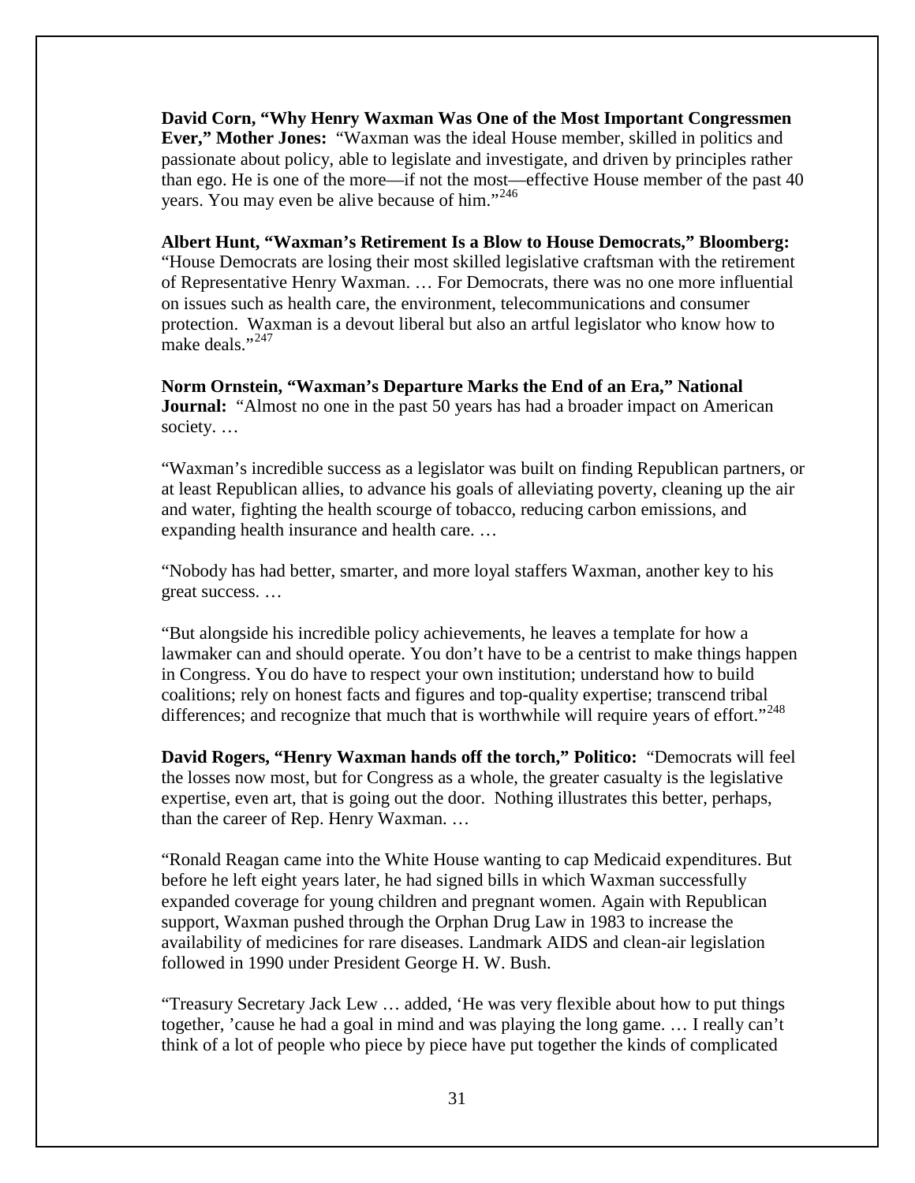**David Corn, "Why Henry Waxman Was One of the Most Important Congressmen Ever," Mother Jones:** "Waxman was the ideal House member, skilled in politics and passionate about policy, able to legislate and investigate, and driven by principles rather than ego. He is one of the more—if not the most—effective House member of the past 40 years. You may even be alive because of him."[246]

**Albert Hunt, "Waxman's Retirement Is a Blow to House Democrats," Bloomberg:** "House Democrats are losing their most skilled legislative craftsman with the retirement of Representative Henry Waxman. … For Democrats, there was no one more influential on issues such as health care, the environment, telecommunications and consumer protection. Waxman is a devout liberal but also an artful legislator who know how to make deals."[247]

**Norm Ornstein, "Waxman's Departure Marks the End of an Era," National Journal:** "Almost no one in the past 50 years has had a broader impact on American society. …

"Waxman's incredible success as a legislator was built on finding Republican partners, or at least Republican allies, to advance his goals of alleviating poverty, cleaning up the air and water, fighting the health scourge of tobacco, reducing carbon emissions, and expanding health insurance and health care. …

"Nobody has had better, smarter, and more loyal staffers Waxman, another key to his great success. …

"But alongside his incredible policy achievements, he leaves a template for how a lawmaker can and should operate. You don't have to be a centrist to make things happen in Congress. You do have to respect your own institution; understand how to build coalitions; rely on honest facts and figures and top-quality expertise; transcend tribal differences; and recognize that much that is worthwhile will require years of effort."[248]

**David Rogers, "Henry Waxman hands off the torch," Politico:** "Democrats will feel the losses now most, but for Congress as a whole, the greater casualty is the legislative expertise, even art, that is going out the door. Nothing illustrates this better, perhaps, than the career of Rep. Henry Waxman. …

"Ronald Reagan came into the White House wanting to cap Medicaid expenditures. But before he left eight years later, he had signed bills in which Waxman successfully expanded coverage for young children and pregnant women. Again with Republican support, Waxman pushed through the Orphan Drug Law in 1983 to increase the availability of medicines for rare diseases. Landmark AIDS and clean-air legislation followed in 1990 under President George H. W. Bush.

"Treasury Secretary Jack Lew … added, 'He was very flexible about how to put things together, 'cause he had a goal in mind and was playing the long game. … I really can't think of a lot of people who piece by piece have put together the kinds of complicated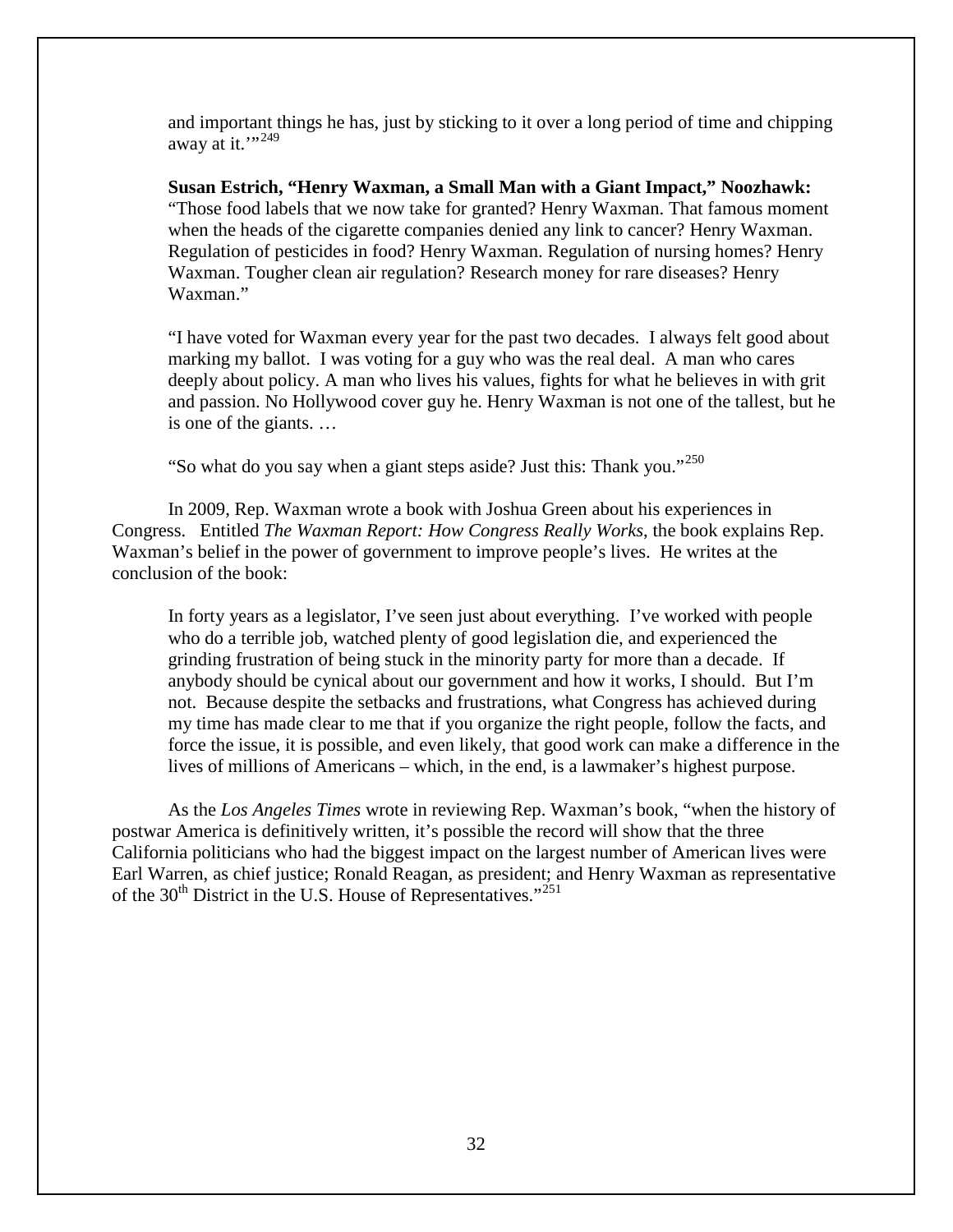and important things he has, just by sticking to it over a long period of time and chipping away at it.'"[249]

**Susan Estrich, "Henry Waxman, a Small Man with a Giant Impact," Noozhawk:** "Those food labels that we now take for granted? Henry Waxman. That famous moment when the heads of the cigarette companies denied any link to cancer? Henry Waxman. Regulation of pesticides in food? Henry Waxman. Regulation of nursing homes? Henry Waxman. Tougher clean air regulation? Research money for rare diseases? Henry Waxman."

"I have voted for Waxman every year for the past two decades. I always felt good about marking my ballot. I was voting for a guy who was the real deal. A man who cares deeply about policy. A man who lives his values, fights for what he believes in with grit and passion. No Hollywood cover guy he. Henry Waxman is not one of the tallest, but he is one of the giants. …

"So what do you say when a giant steps aside? Just this: Thank you."[250]

In 2009, Rep. Waxman wrote a book with Joshua Green about his experiences in Congress. Entitled *The Waxman Report: How Congress Really Works*, the book explains Rep. Waxman's belief in the power of government to improve people's lives. He writes at the conclusion of the book:

> In forty years as a legislator, I've seen just about everything. I've worked with people who do a terrible job, watched plenty of good legislation die, and experienced the grinding frustration of being stuck in the minority party for more than a decade. If anybody should be cynical about our government and how it works, I should. But I'm not. Because despite the setbacks and frustrations, what Congress has achieved during my time has made clear to me that if you organize the right people, follow the facts, and force the issue, it is possible, and even likely, that good work can make a difference in the lives of millions of Americans – which, in the end, is a lawmaker's highest purpose.

As the *Los Angeles Times* wrote in reviewing Rep. Waxman's book, "when the history of postwar America is definitively written, it's possible the record will show that the three California politicians who had the biggest impact on the largest number of American lives were Earl Warren, as chief justice; Ronald Reagan, as president; and Henry Waxman as representative of the 30th District in the U.S. House of Representatives."[251]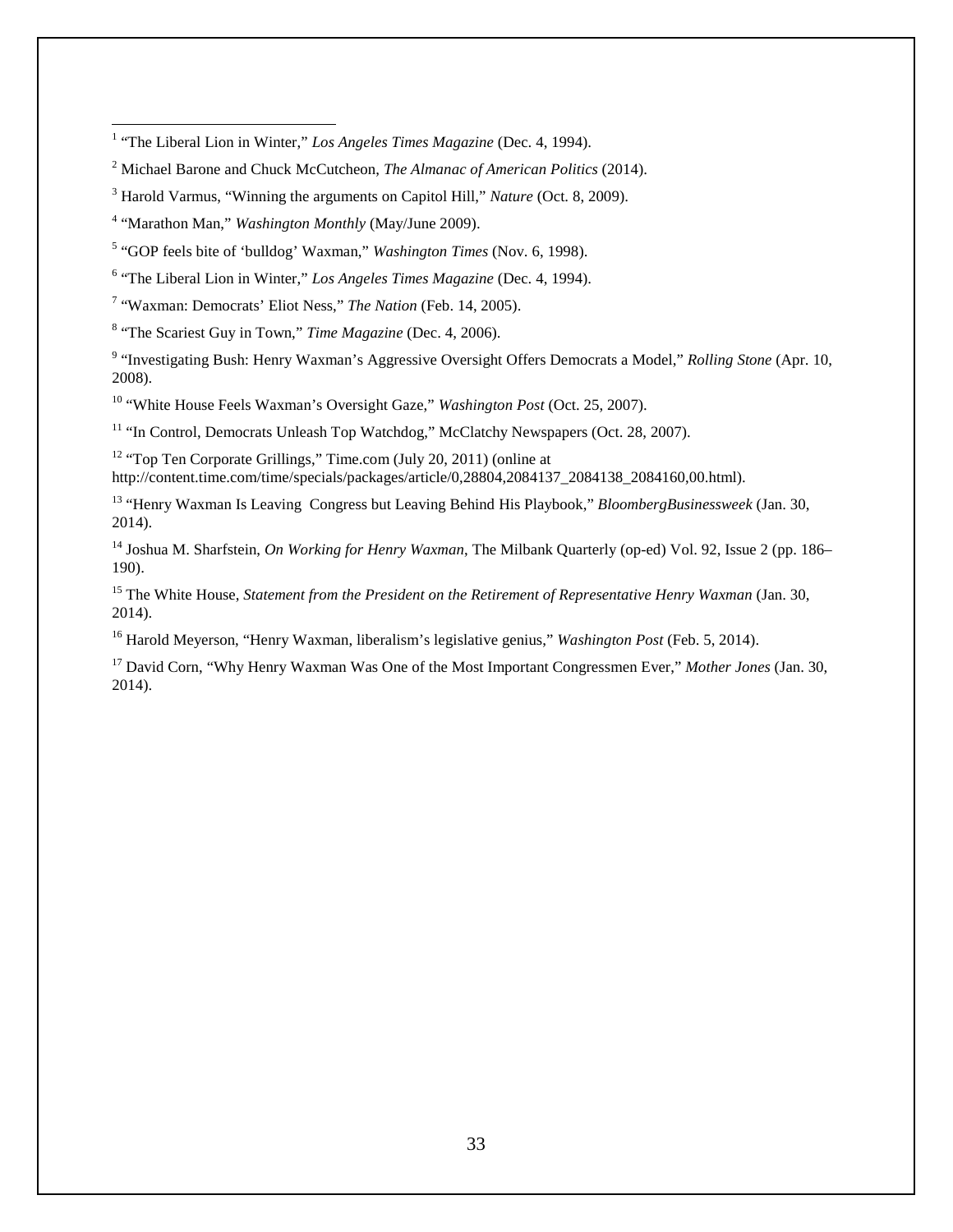[1] "The Liberal Lion in Winter," *Los Angeles Times Magazine* (Dec. 4, 1994).

[2] Michael Barone and Chuck McCutcheon, *The Almanac of American Politics* (2014).

[3] Harold Varmus, "Winning the arguments on Capitol Hill," *Nature* (Oct. 8, 2009).

[4] "Marathon Man," *Washington Monthly* (May/June 2009).

[5] "GOP feels bite of 'bulldog' Waxman," *Washington Times* (Nov. 6, 1998).

[6] "The Liberal Lion in Winter," *Los Angeles Times Magazine* (Dec. 4, 1994).

[7] "Waxman: Democrats' Eliot Ness," *The Nation* (Feb. 14, 2005).

[8] "The Scariest Guy in Town," *Time Magazine* (Dec. 4, 2006).

[9] "Investigating Bush: Henry Waxman's Aggressive Oversight Offers Democrats a Model," *Rolling Stone* (Apr. 10, 2008).

[10] "White House Feels Waxman's Oversight Gaze," *Washington Post* (Oct. 25, 2007).

[11] "In Control, Democrats Unleash Top Watchdog," McClatchy Newspapers (Oct. 28, 2007).

[12] "Top Ten Corporate Grillings," Time.com (July 20, 2011) (online at http://content.time.com/time/specials/packages/article/0,28804,2084137_2084138_2084160,00.html).

[13] "Henry Waxman Is Leaving Congress but Leaving Behind His Playbook," *BloombergBusinessweek* (Jan. 30, 2014).

[14] Joshua M. Sharfstein, *On Working for Henry Waxman*, The Milbank Quarterly (op-ed) Vol. 92, Issue 2 (pp. 186–190).

[15] The White House, *Statement from the President on the Retirement of Representative Henry Waxman* (Jan. 30, 2014).

[16] Harold Meyerson, "Henry Waxman, liberalism's legislative genius," *Washington Post* (Feb. 5, 2014).

[17] David Corn, "Why Henry Waxman Was One of the Most Important Congressmen Ever," *Mother Jones* (Jan. 30, 2014).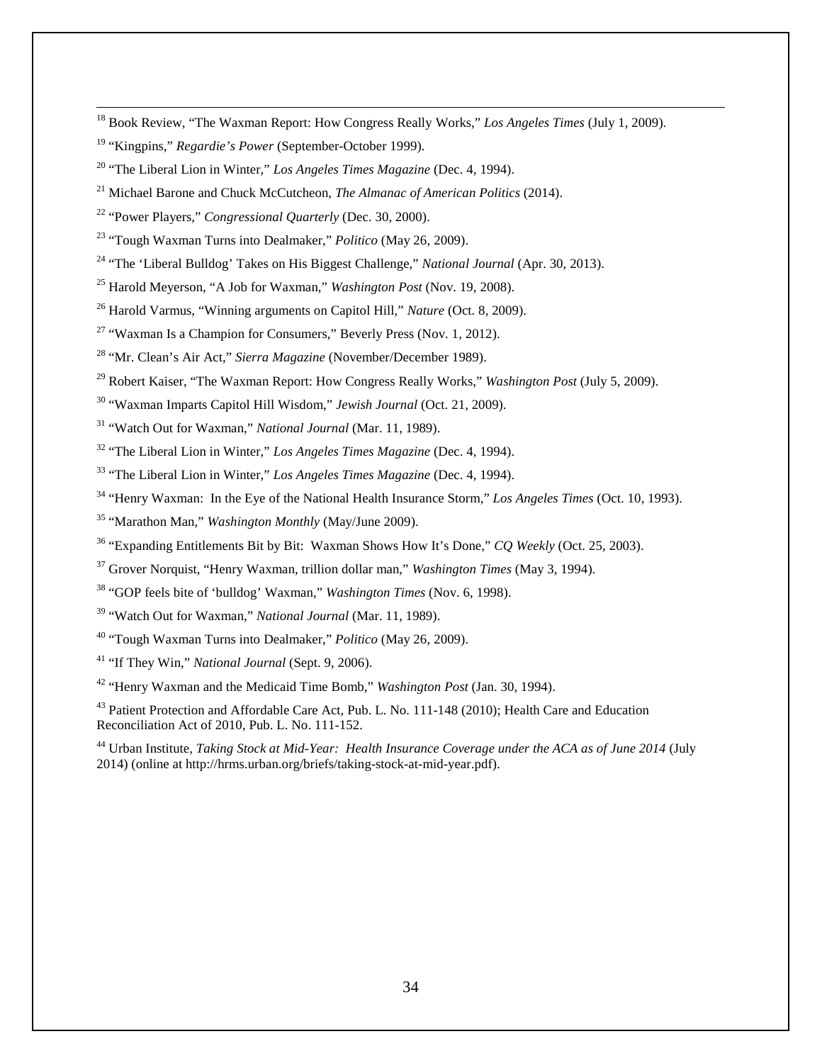[18] Book Review, "The Waxman Report: How Congress Really Works," *Los Angeles Times* (July 1, 2009).

[19] "Kingpins," *Regardie's Power* (September-October 1999).

[20] "The Liberal Lion in Winter," *Los Angeles Times Magazine* (Dec. 4, 1994).

[21] Michael Barone and Chuck McCutcheon, *The Almanac of American Politics* (2014).

[22] "Power Players," *Congressional Quarterly* (Dec. 30, 2000).

[23] "Tough Waxman Turns into Dealmaker," *Politico* (May 26, 2009).

[24] "The 'Liberal Bulldog' Takes on His Biggest Challenge," *National Journal* (Apr. 30, 2013).

[25] Harold Meyerson, "A Job for Waxman," *Washington Post* (Nov. 19, 2008).

[26] Harold Varmus, "Winning arguments on Capitol Hill," *Nature* (Oct. 8, 2009).

[27] "Waxman Is a Champion for Consumers," Beverly Press (Nov. 1, 2012).

[28] "Mr. Clean's Air Act," *Sierra Magazine* (November/December 1989).

[29] Robert Kaiser, "The Waxman Report: How Congress Really Works," *Washington Post* (July 5, 2009).

[30] "Waxman Imparts Capitol Hill Wisdom," *Jewish Journal* (Oct. 21, 2009).

[31] "Watch Out for Waxman," *National Journal* (Mar. 11, 1989).

[32] "The Liberal Lion in Winter," *Los Angeles Times Magazine* (Dec. 4, 1994).

[33] "The Liberal Lion in Winter," *Los Angeles Times Magazine* (Dec. 4, 1994).

[34] "Henry Waxman: In the Eye of the National Health Insurance Storm," *Los Angeles Times* (Oct. 10, 1993).

[35] "Marathon Man," *Washington Monthly* (May/June 2009).

[36] "Expanding Entitlements Bit by Bit: Waxman Shows How It's Done," *CQ Weekly* (Oct. 25, 2003).

[37] Grover Norquist, "Henry Waxman, trillion dollar man," *Washington Times* (May 3, 1994).

[38] "GOP feels bite of 'bulldog' Waxman," *Washington Times* (Nov. 6, 1998).

[39] "Watch Out for Waxman," *National Journal* (Mar. 11, 1989).

[40] "Tough Waxman Turns into Dealmaker," *Politico* (May 26, 2009).

[41] "If They Win," *National Journal* (Sept. 9, 2006).

[42] "Henry Waxman and the Medicaid Time Bomb," *Washington Post* (Jan. 30, 1994).

[43] Patient Protection and Affordable Care Act, Pub. L. No. 111-148 (2010); Health Care and Education Reconciliation Act of 2010, Pub. L. No. 111-152.

[44] Urban Institute, *Taking Stock at Mid-Year: Health Insurance Coverage under the ACA as of June 2014* (July 2014) (online at http://hrms.urban.org/briefs/taking-stock-at-mid-year.pdf).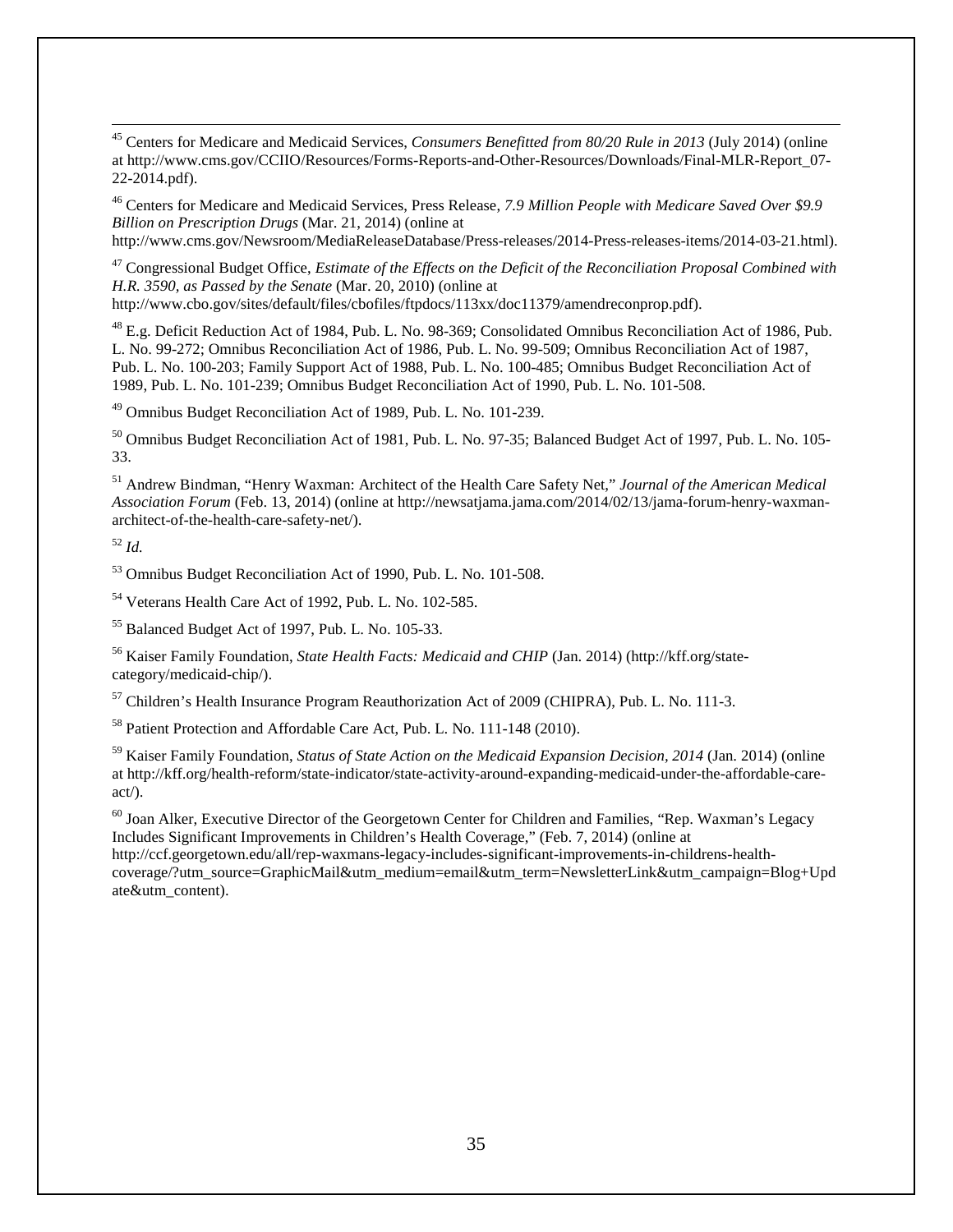[45] Centers for Medicare and Medicaid Services, *Consumers Benefitted from 80/20 Rule in 2013* (July 2014) (online at http://www.cms.gov/CCIIO/Resources/Forms-Reports-and-Other-Resources/Downloads/Final-MLR-Report_07-22-2014.pdf).

[46] Centers for Medicare and Medicaid Services, Press Release, *7.9 Million People with Medicare Saved Over $9.9 Billion on Prescription Drugs* (Mar. 21, 2014) (online at http://www.cms.gov/Newsroom/MediaReleaseDatabase/Press-releases/2014-Press-releases-items/2014-03-21.html).

[47] Congressional Budget Office, *Estimate of the Effects on the Deficit of the Reconciliation Proposal Combined with H.R. 3590, as Passed by the Senate* (Mar. 20, 2010) (online at http://www.cbo.gov/sites/default/files/cbofiles/ftpdocs/113xx/doc11379/amendreconprop.pdf).

[48] E.g. Deficit Reduction Act of 1984, Pub. L. No. 98-369; Consolidated Omnibus Reconciliation Act of 1986, Pub. L. No. 99-272; Omnibus Reconciliation Act of 1986, Pub. L. No. 99-509; Omnibus Reconciliation Act of 1987, Pub. L. No. 100-203; Family Support Act of 1988, Pub. L. No. 100-485; Omnibus Budget Reconciliation Act of 1989, Pub. L. No. 101-239; Omnibus Budget Reconciliation Act of 1990, Pub. L. No. 101-508.

[49] Omnibus Budget Reconciliation Act of 1989, Pub. L. No. 101-239.

[50] Omnibus Budget Reconciliation Act of 1981, Pub. L. No. 97-35; Balanced Budget Act of 1997, Pub. L. No. 105-33.

[51] Andrew Bindman, "Henry Waxman: Architect of the Health Care Safety Net," *Journal of the American Medical Association Forum* (Feb. 13, 2014) (online at http://newsatjama.jama.com/2014/02/13/jama-forum-henry-waxman-architect-of-the-health-care-safety-net/).

[52] *Id.*

[53] Omnibus Budget Reconciliation Act of 1990, Pub. L. No. 101-508.

[54] Veterans Health Care Act of 1992, Pub. L. No. 102-585.

[55] Balanced Budget Act of 1997, Pub. L. No. 105-33.

[56] Kaiser Family Foundation, *State Health Facts: Medicaid and CHIP* (Jan. 2014) (http://kff.org/state-category/medicaid-chip/).

[57] Children's Health Insurance Program Reauthorization Act of 2009 (CHIPRA), Pub. L. No. 111-3.

[58] Patient Protection and Affordable Care Act, Pub. L. No. 111-148 (2010).

[59] Kaiser Family Foundation, *Status of State Action on the Medicaid Expansion Decision, 2014* (Jan. 2014) (online at http://kff.org/health-reform/state-indicator/state-activity-around-expanding-medicaid-under-the-affordable-care-act/).

[60] Joan Alker, Executive Director of the Georgetown Center for Children and Families, "Rep. Waxman's Legacy Includes Significant Improvements in Children's Health Coverage," (Feb. 7, 2014) (online at http://ccf.georgetown.edu/all/rep-waxmans-legacy-includes-significant-improvements-in-childrens-health-coverage/?utm_source=GraphicMail&utm_medium=email&utm_term=NewsletterLink&utm_campaign=Blog+Update&utm_content).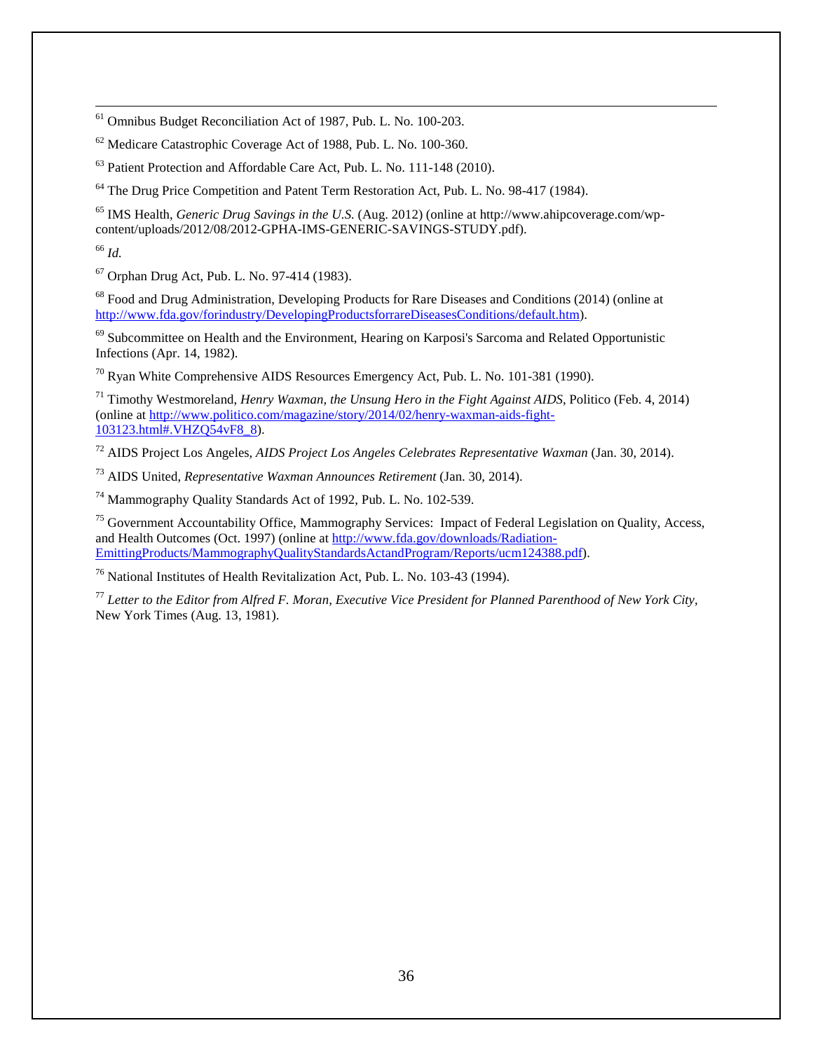[61] Omnibus Budget Reconciliation Act of 1987, Pub. L. No. 100-203.

[62] Medicare Catastrophic Coverage Act of 1988, Pub. L. No. 100-360.

[63] Patient Protection and Affordable Care Act, Pub. L. No. 111-148 (2010).

[64] The Drug Price Competition and Patent Term Restoration Act, Pub. L. No. 98-417 (1984).

[65] IMS Health, *Generic Drug Savings in the U.S.* (Aug. 2012) (online at http://www.ahipcoverage.com/wp-content/uploads/2012/08/2012-GPHA-IMS-GENERIC-SAVINGS-STUDY.pdf).

[66] *Id.*

[67] Orphan Drug Act, Pub. L. No. 97-414 (1983).

[68] Food and Drug Administration, Developing Products for Rare Diseases and Conditions (2014) (online at http://www.fda.gov/forindustry/DevelopingProductsforrareDiseasesConditions/default.htm).

[69] Subcommittee on Health and the Environment, Hearing on Karposi's Sarcoma and Related Opportunistic Infections (Apr. 14, 1982).

[70] Ryan White Comprehensive AIDS Resources Emergency Act, Pub. L. No. 101-381 (1990).

[71] Timothy Westmoreland, *Henry Waxman, the Unsung Hero in the Fight Against AIDS*, Politico (Feb. 4, 2014) (online at http://www.politico.com/magazine/story/2014/02/henry-waxman-aids-fight-103123.html#.VHZQ54vF8_8).

[72] AIDS Project Los Angeles, *AIDS Project Los Angeles Celebrates Representative Waxman* (Jan. 30, 2014).

[73] AIDS United, *Representative Waxman Announces Retirement* (Jan. 30, 2014).

[74] Mammography Quality Standards Act of 1992, Pub. L. No. 102-539.

[75] Government Accountability Office, Mammography Services: Impact of Federal Legislation on Quality, Access, and Health Outcomes (Oct. 1997) (online at http://www.fda.gov/downloads/Radiation-EmittingProducts/MammographyQualityStandardsActandProgram/Reports/ucm124388.pdf).

[76] National Institutes of Health Revitalization Act, Pub. L. No. 103-43 (1994).

[77] *Letter to the Editor from Alfred F. Moran, Executive Vice President for Planned Parenthood of New York City*, New York Times (Aug. 13, 1981).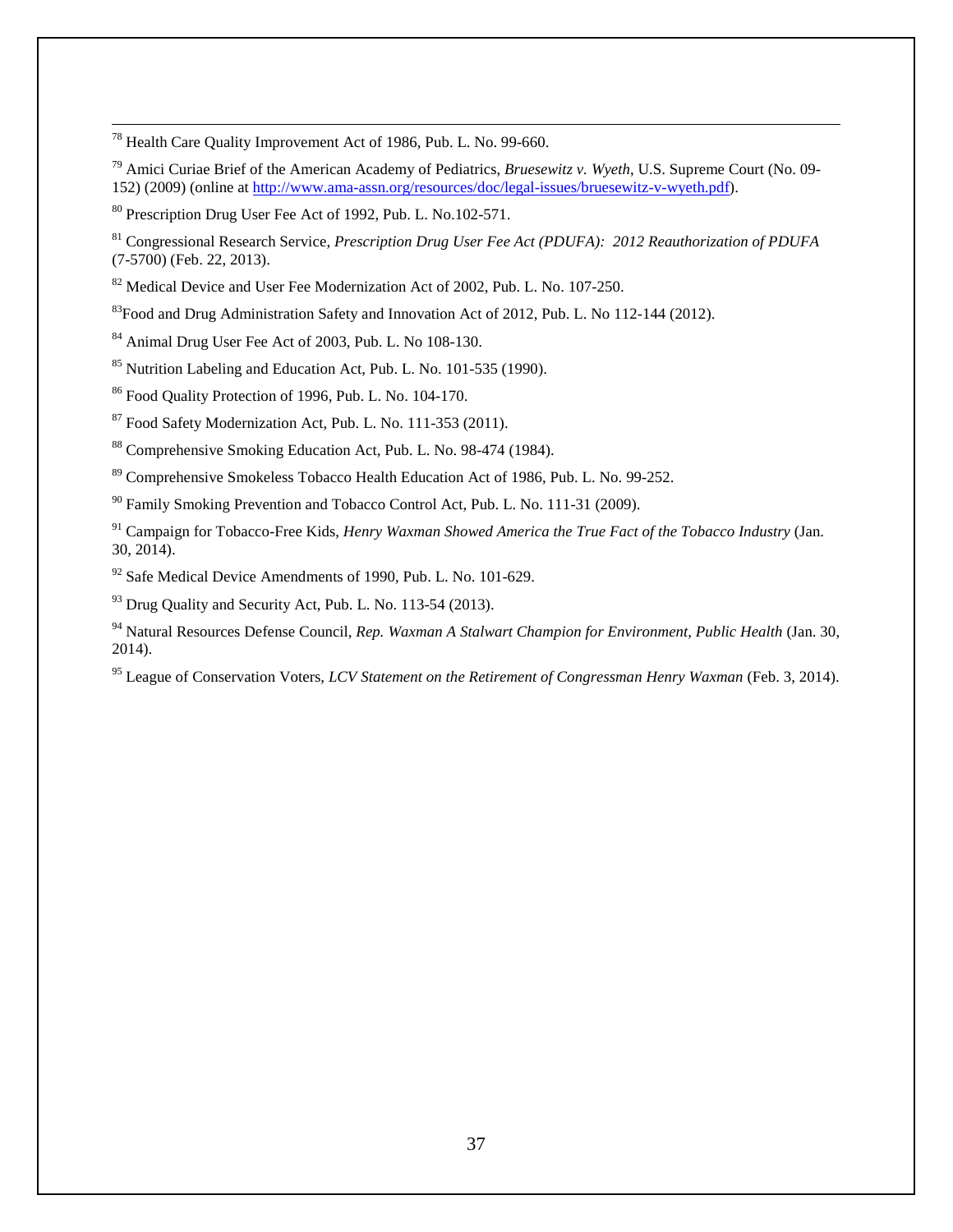[78] Health Care Quality Improvement Act of 1986, Pub. L. No. 99-660.

[79] Amici Curiae Brief of the American Academy of Pediatrics, *Bruesewitz v. Wyeth*, U.S. Supreme Court (No. 09-152) (2009) (online at http://www.ama-assn.org/resources/doc/legal-issues/bruesewitz-v-wyeth.pdf).

[80] Prescription Drug User Fee Act of 1992, Pub. L. No.102-571.

[81] Congressional Research Service, *Prescription Drug User Fee Act (PDUFA): 2012 Reauthorization of PDUFA* (7-5700) (Feb. 22, 2013).

[82] Medical Device and User Fee Modernization Act of 2002, Pub. L. No. 107-250.

[83] Food and Drug Administration Safety and Innovation Act of 2012, Pub. L. No 112-144 (2012).

[84] Animal Drug User Fee Act of 2003, Pub. L. No 108-130.

[85] Nutrition Labeling and Education Act, Pub. L. No. 101-535 (1990).

[86] Food Quality Protection of 1996, Pub. L. No. 104-170.

[87] Food Safety Modernization Act, Pub. L. No. 111-353 (2011).

[88] Comprehensive Smoking Education Act, Pub. L. No. 98-474 (1984).

[89] Comprehensive Smokeless Tobacco Health Education Act of 1986, Pub. L. No. 99-252.

[90] Family Smoking Prevention and Tobacco Control Act, Pub. L. No. 111-31 (2009).

[91] Campaign for Tobacco-Free Kids, *Henry Waxman Showed America the True Fact of the Tobacco Industry* (Jan. 30, 2014).

[92] Safe Medical Device Amendments of 1990, Pub. L. No. 101-629.

[93] Drug Quality and Security Act, Pub. L. No. 113-54 (2013).

[94] Natural Resources Defense Council, *Rep. Waxman A Stalwart Champion for Environment, Public Health* (Jan. 30, 2014).

[95] League of Conservation Voters, *LCV Statement on the Retirement of Congressman Henry Waxman* (Feb. 3, 2014).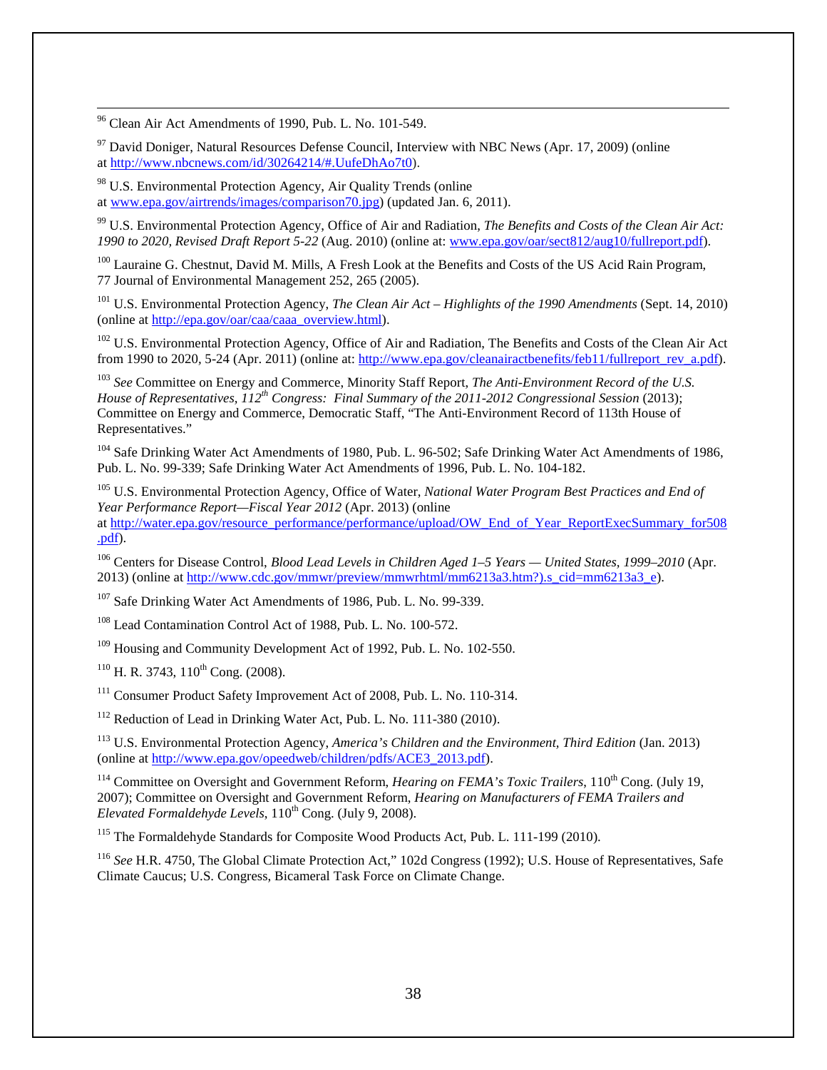[96] Clean Air Act Amendments of 1990, Pub. L. No. 101-549.

[97] David Doniger, Natural Resources Defense Council, Interview with NBC News (Apr. 17, 2009) (online at http://www.nbcnews.com/id/30264214/#.UufeDhAo7t0).

[98] U.S. Environmental Protection Agency, Air Quality Trends (online at www.epa.gov/airtrends/images/comparison70.jpg) (updated Jan. 6, 2011).

[99] U.S. Environmental Protection Agency, Office of Air and Radiation, *The Benefits and Costs of the Clean Air Act: 1990 to 2020, Revised Draft Report 5-22* (Aug. 2010) (online at: www.epa.gov/oar/sect812/aug10/fullreport.pdf).

[100] Lauraine G. Chestnut, David M. Mills, A Fresh Look at the Benefits and Costs of the US Acid Rain Program, 77 Journal of Environmental Management 252, 265 (2005).

[101] U.S. Environmental Protection Agency, *The Clean Air Act – Highlights of the 1990 Amendments* (Sept. 14, 2010) (online at http://epa.gov/oar/caa/caaa_overview.html).

[102] U.S. Environmental Protection Agency, Office of Air and Radiation, The Benefits and Costs of the Clean Air Act from 1990 to 2020, 5-24 (Apr. 2011) (online at: http://www.epa.gov/cleanairactbenefits/feb11/fullreport_rev_a.pdf).

[103] *See* Committee on Energy and Commerce, Minority Staff Report, *The Anti-Environment Record of the U.S. House of Representatives, 112th Congress: Final Summary of the 2011-2012 Congressional Session* (2013); Committee on Energy and Commerce, Democratic Staff, "The Anti-Environment Record of 113th House of Representatives."

[104] Safe Drinking Water Act Amendments of 1980, Pub. L. 96-502; Safe Drinking Water Act Amendments of 1986, Pub. L. No. 99-339; Safe Drinking Water Act Amendments of 1996, Pub. L. No. 104-182.

[105] U.S. Environmental Protection Agency, Office of Water, *National Water Program Best Practices and End of Year Performance Report—Fiscal Year 2012* (Apr. 2013) (online at http://water.epa.gov/resource_performance/performance/upload/OW_End_of_Year_ReportExecSummary_for508.pdf).

[106] Centers for Disease Control, *Blood Lead Levels in Children Aged 1–5 Years — United States, 1999–2010* (Apr. 2013) (online at http://www.cdc.gov/mmwr/preview/mmwrhtml/mm6213a3.htm?).s_cid=mm6213a3_e).

[107] Safe Drinking Water Act Amendments of 1986, Pub. L. No. 99-339.

[108] Lead Contamination Control Act of 1988, Pub. L. No. 100-572.

[109] Housing and Community Development Act of 1992, Pub. L. No. 102-550.

[110] H. R. 3743, 110th Cong. (2008).

[111] Consumer Product Safety Improvement Act of 2008, Pub. L. No. 110-314.

[112] Reduction of Lead in Drinking Water Act, Pub. L. No. 111-380 (2010).

[113] U.S. Environmental Protection Agency, *America's Children and the Environment, Third Edition* (Jan. 2013) (online at http://www.epa.gov/opeedweb/children/pdfs/ACE3_2013.pdf).

[114] Committee on Oversight and Government Reform, *Hearing on FEMA's Toxic Trailers*, 110th Cong. (July 19, 2007); Committee on Oversight and Government Reform, *Hearing on Manufacturers of FEMA Trailers and Elevated Formaldehyde Levels*, 110th Cong. (July 9, 2008).

[115] The Formaldehyde Standards for Composite Wood Products Act, Pub. L. 111-199 (2010).

[116] *See* H.R. 4750, The Global Climate Protection Act," 102d Congress (1992); U.S. House of Representatives, Safe Climate Caucus; U.S. Congress, Bicameral Task Force on Climate Change.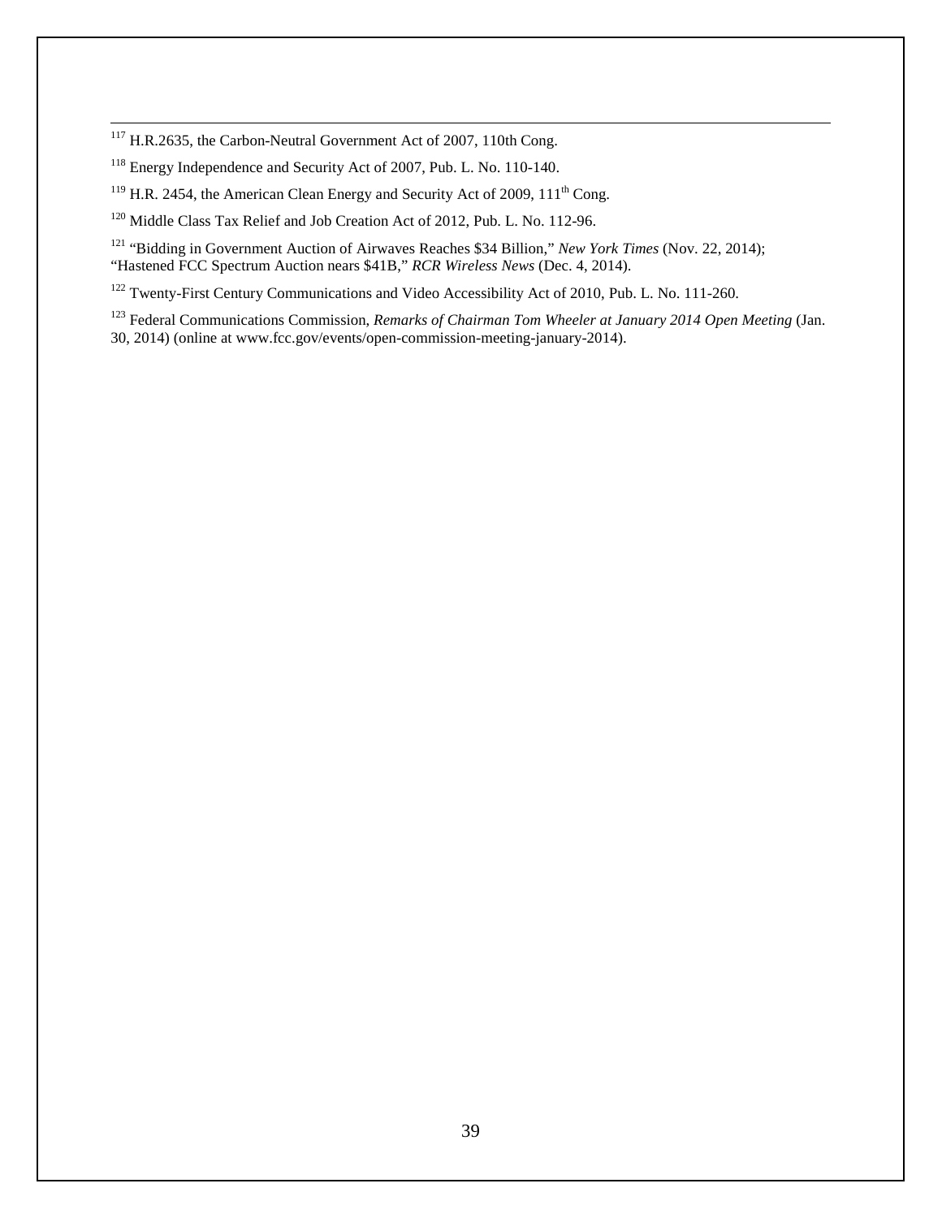[117] H.R.2635, the Carbon-Neutral Government Act of 2007, 110th Cong.

[118] Energy Independence and Security Act of 2007, Pub. L. No. 110-140.

[119] H.R. 2454, the American Clean Energy and Security Act of 2009, 111th Cong.

[120] Middle Class Tax Relief and Job Creation Act of 2012, Pub. L. No. 112-96.

[121] "Bidding in Government Auction of Airwaves Reaches $34 Billion," *New York Times* (Nov. 22, 2014); "Hastened FCC Spectrum Auction nears $41B," *RCR Wireless News* (Dec. 4, 2014).

[122] Twenty-First Century Communications and Video Accessibility Act of 2010, Pub. L. No. 111-260.

[123] Federal Communications Commission, *Remarks of Chairman Tom Wheeler at January 2014 Open Meeting* (Jan. 30, 2014) (online at www.fcc.gov/events/open-commission-meeting-january-2014).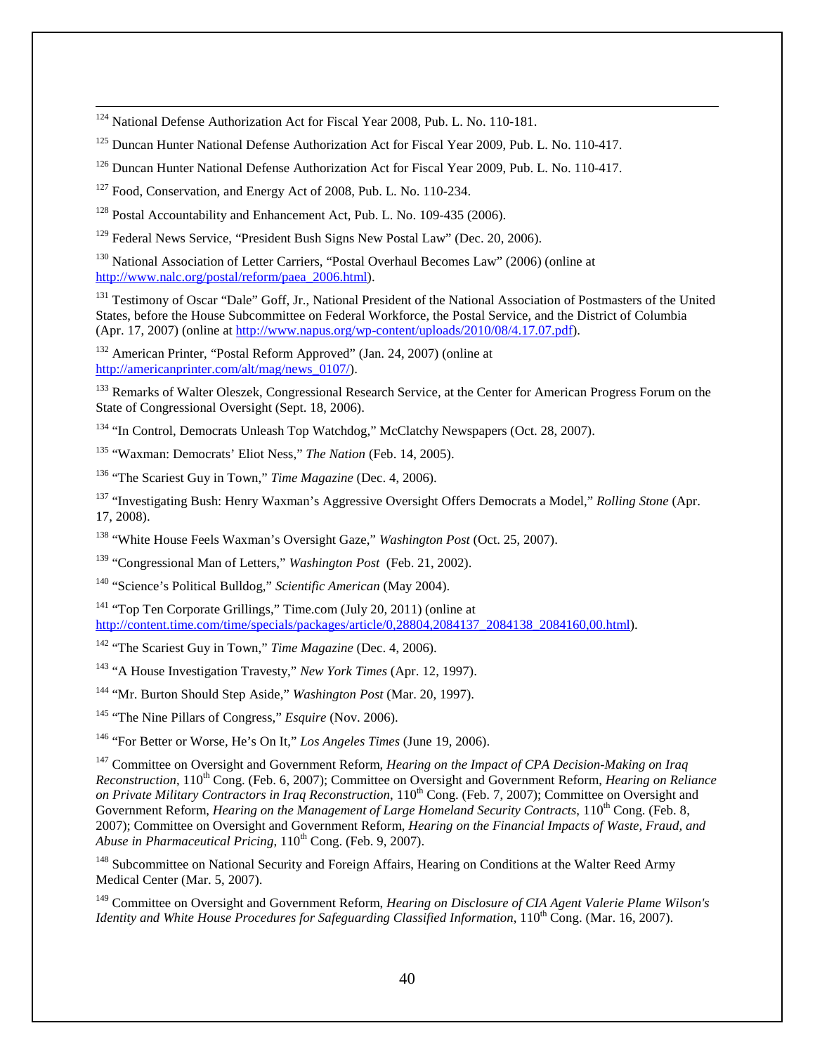[124] National Defense Authorization Act for Fiscal Year 2008, Pub. L. No. 110-181.

[125] Duncan Hunter National Defense Authorization Act for Fiscal Year 2009, Pub. L. No. 110-417.

[126] Duncan Hunter National Defense Authorization Act for Fiscal Year 2009, Pub. L. No. 110-417.

[127] Food, Conservation, and Energy Act of 2008, Pub. L. No. 110-234.

[128] Postal Accountability and Enhancement Act, Pub. L. No. 109-435 (2006).

[129] Federal News Service, "President Bush Signs New Postal Law" (Dec. 20, 2006).

[130] National Association of Letter Carriers, "Postal Overhaul Becomes Law" (2006) (online at http://www.nalc.org/postal/reform/paea_2006.html).

[131] Testimony of Oscar "Dale" Goff, Jr., National President of the National Association of Postmasters of the United States, before the House Subcommittee on Federal Workforce, the Postal Service, and the District of Columbia (Apr. 17, 2007) (online at http://www.napus.org/wp-content/uploads/2010/08/4.17.07.pdf).

[132] American Printer, "Postal Reform Approved" (Jan. 24, 2007) (online at http://americanprinter.com/alt/mag/news_0107/).

[133] Remarks of Walter Oleszek, Congressional Research Service, at the Center for American Progress Forum on the State of Congressional Oversight (Sept. 18, 2006).

[134] "In Control, Democrats Unleash Top Watchdog," McClatchy Newspapers (Oct. 28, 2007).

[135] "Waxman: Democrats' Eliot Ness," *The Nation* (Feb. 14, 2005).

[136] "The Scariest Guy in Town," *Time Magazine* (Dec. 4, 2006).

[137] "Investigating Bush: Henry Waxman's Aggressive Oversight Offers Democrats a Model," *Rolling Stone* (Apr. 17, 2008).

[138] "White House Feels Waxman's Oversight Gaze," *Washington Post* (Oct. 25, 2007).

[139] "Congressional Man of Letters," *Washington Post* (Feb. 21, 2002).

[140] "Science's Political Bulldog," *Scientific American* (May 2004).

[141] "Top Ten Corporate Grillings," Time.com (July 20, 2011) (online at http://content.time.com/time/specials/packages/article/0,28804,2084137_2084138_2084160,00.html).

[142] "The Scariest Guy in Town," *Time Magazine* (Dec. 4, 2006).

[143] "A House Investigation Travesty," *New York Times* (Apr. 12, 1997).

[144] "Mr. Burton Should Step Aside," *Washington Post* (Mar. 20, 1997).

[145] "The Nine Pillars of Congress," *Esquire* (Nov. 2006).

[146] "For Better or Worse, He's On It," *Los Angeles Times* (June 19, 2006).

[147] Committee on Oversight and Government Reform, *Hearing on the Impact of CPA Decision-Making on Iraq Reconstruction*, 110th Cong. (Feb. 6, 2007); Committee on Oversight and Government Reform, *Hearing on Reliance on Private Military Contractors in Iraq Reconstruction*, 110th Cong. (Feb. 7, 2007); Committee on Oversight and Government Reform, *Hearing on the Management of Large Homeland Security Contracts*, 110th Cong. (Feb. 8, 2007); Committee on Oversight and Government Reform, *Hearing on the Financial Impacts of Waste, Fraud, and Abuse in Pharmaceutical Pricing*, 110th Cong. (Feb. 9, 2007).

[148] Subcommittee on National Security and Foreign Affairs, Hearing on Conditions at the Walter Reed Army Medical Center (Mar. 5, 2007).

[149] Committee on Oversight and Government Reform, *Hearing on Disclosure of CIA Agent Valerie Plame Wilson's Identity and White House Procedures for Safeguarding Classified Information*, 110th Cong. (Mar. 16, 2007).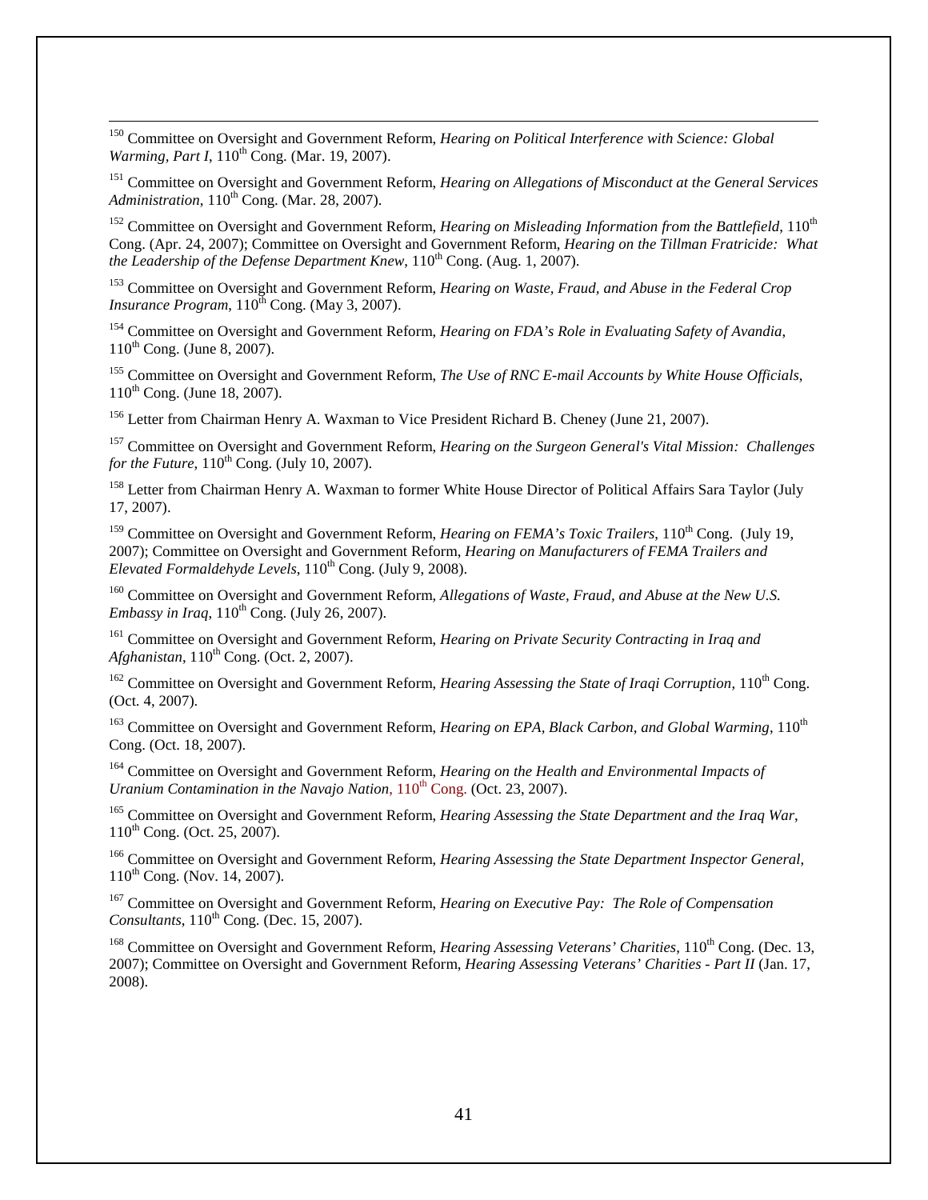[150] Committee on Oversight and Government Reform, *Hearing on Political Interference with Science: Global Warming, Part I*, 110th Cong. (Mar. 19, 2007).

[151] Committee on Oversight and Government Reform, *Hearing on Allegations of Misconduct at the General Services Administration*, 110th Cong. (Mar. 28, 2007).

[152] Committee on Oversight and Government Reform, *Hearing on Misleading Information from the Battlefield*, 110th Cong. (Apr. 24, 2007); Committee on Oversight and Government Reform, *Hearing on the Tillman Fratricide: What the Leadership of the Defense Department Knew*, 110th Cong. (Aug. 1, 2007).

[153] Committee on Oversight and Government Reform, *Hearing on Waste, Fraud, and Abuse in the Federal Crop Insurance Program*, 110th Cong. (May 3, 2007).

[154] Committee on Oversight and Government Reform, *Hearing on FDA's Role in Evaluating Safety of Avandia*, 110th Cong. (June 8, 2007).

[155] Committee on Oversight and Government Reform, *The Use of RNC E-mail Accounts by White House Officials*, 110th Cong. (June 18, 2007).

[156] Letter from Chairman Henry A. Waxman to Vice President Richard B. Cheney (June 21, 2007).

[157] Committee on Oversight and Government Reform, *Hearing on the Surgeon General's Vital Mission: Challenges for the Future*, 110th Cong. (July 10, 2007).

[158] Letter from Chairman Henry A. Waxman to former White House Director of Political Affairs Sara Taylor (July 17, 2007).

[159] Committee on Oversight and Government Reform, *Hearing on FEMA's Toxic Trailers*, 110th Cong. (July 19, 2007); Committee on Oversight and Government Reform, *Hearing on Manufacturers of FEMA Trailers and Elevated Formaldehyde Levels*, 110th Cong. (July 9, 2008).

[160] Committee on Oversight and Government Reform, *Allegations of Waste, Fraud, and Abuse at the New U.S. Embassy in Iraq*, 110th Cong. (July 26, 2007).

[161] Committee on Oversight and Government Reform, *Hearing on Private Security Contracting in Iraq and Afghanistan*, 110th Cong. (Oct. 2, 2007).

[162] Committee on Oversight and Government Reform, *Hearing Assessing the State of Iraqi Corruption*, 110th Cong. (Oct. 4, 2007).

[163] Committee on Oversight and Government Reform, *Hearing on EPA, Black Carbon, and Global Warming*, 110th Cong. (Oct. 18, 2007).

[164] Committee on Oversight and Government Reform, *Hearing on the Health and Environmental Impacts of Uranium Contamination in the Navajo Nation*, 110th Cong. (Oct. 23, 2007).

[165] Committee on Oversight and Government Reform, *Hearing Assessing the State Department and the Iraq War*, 110th Cong. (Oct. 25, 2007).

[166] Committee on Oversight and Government Reform, *Hearing Assessing the State Department Inspector General*, 110th Cong. (Nov. 14, 2007).

[167] Committee on Oversight and Government Reform, *Hearing on Executive Pay: The Role of Compensation Consultants*, 110th Cong. (Dec. 15, 2007).

[168] Committee on Oversight and Government Reform, *Hearing Assessing Veterans' Charities*, 110th Cong. (Dec. 13, 2007); Committee on Oversight and Government Reform, *Hearing Assessing Veterans' Charities - Part II* (Jan. 17, 2008).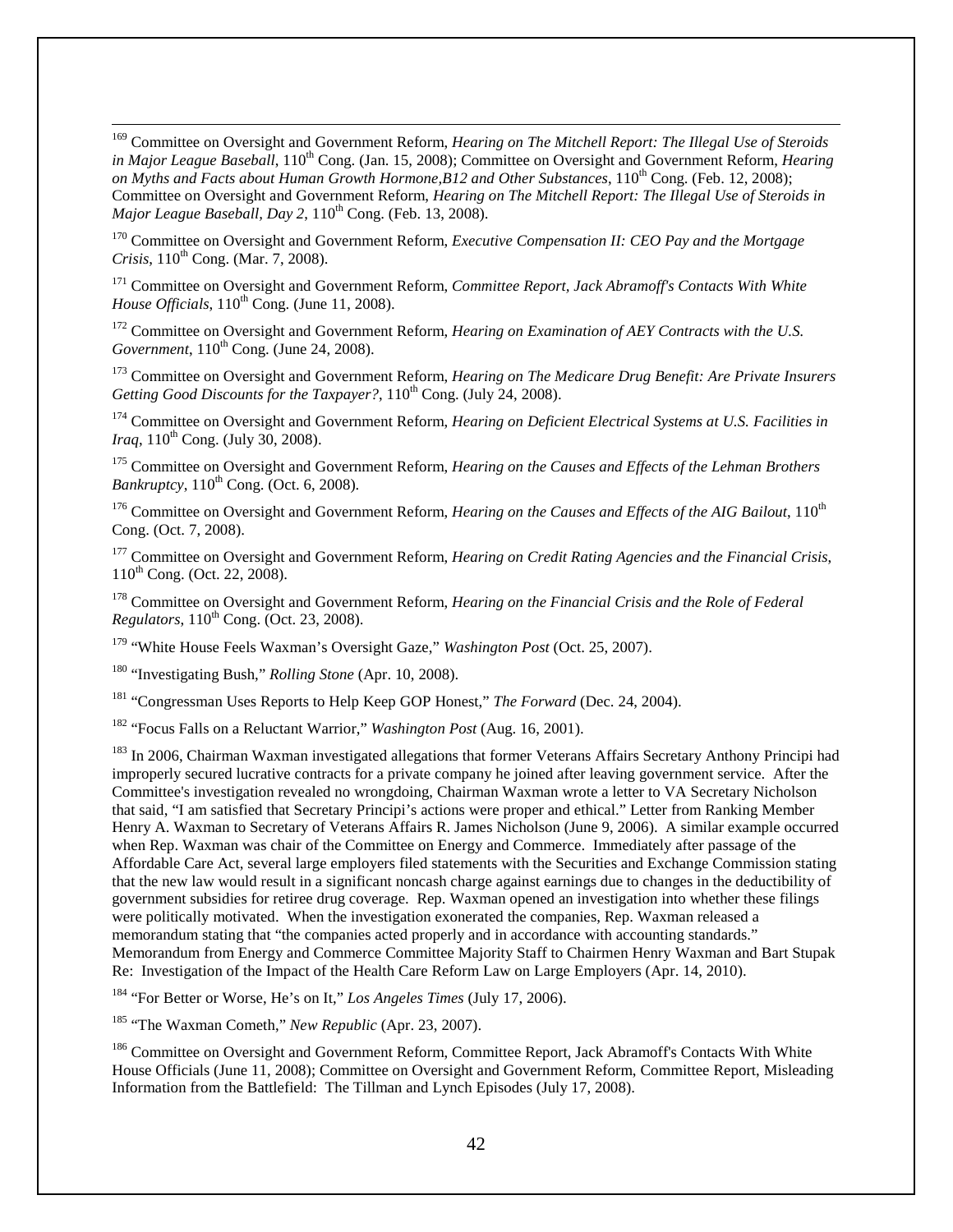[169] Committee on Oversight and Government Reform, *Hearing on The Mitchell Report: The Illegal Use of Steroids in Major League Baseball*, 110th Cong. (Jan. 15, 2008); Committee on Oversight and Government Reform, *Hearing on Myths and Facts about Human Growth Hormone,B12 and Other Substances*, 110th Cong. (Feb. 12, 2008); Committee on Oversight and Government Reform, *Hearing on The Mitchell Report: The Illegal Use of Steroids in Major League Baseball, Day 2*, 110th Cong. (Feb. 13, 2008).

[170] Committee on Oversight and Government Reform, *Executive Compensation II: CEO Pay and the Mortgage Crisis*, 110th Cong. (Mar. 7, 2008).

[171] Committee on Oversight and Government Reform, *Committee Report, Jack Abramoff's Contacts With White House Officials*, 110th Cong. (June 11, 2008).

[172] Committee on Oversight and Government Reform, *Hearing on Examination of AEY Contracts with the U.S. Government*, 110th Cong. (June 24, 2008).

[173] Committee on Oversight and Government Reform, *Hearing on The Medicare Drug Benefit: Are Private Insurers Getting Good Discounts for the Taxpayer?*, 110th Cong. (July 24, 2008).

[174] Committee on Oversight and Government Reform, *Hearing on Deficient Electrical Systems at U.S. Facilities in Iraq*, 110th Cong. (July 30, 2008).

[175] Committee on Oversight and Government Reform, *Hearing on the Causes and Effects of the Lehman Brothers Bankruptcy*, 110th Cong. (Oct. 6, 2008).

[176] Committee on Oversight and Government Reform, *Hearing on the Causes and Effects of the AIG Bailout*, 110th Cong. (Oct. 7, 2008).

[177] Committee on Oversight and Government Reform, *Hearing on Credit Rating Agencies and the Financial Crisis*, 110th Cong. (Oct. 22, 2008).

[178] Committee on Oversight and Government Reform, *Hearing on the Financial Crisis and the Role of Federal Regulators*, 110th Cong. (Oct. 23, 2008).

[179] "White House Feels Waxman's Oversight Gaze," *Washington Post* (Oct. 25, 2007).

[180] "Investigating Bush," *Rolling Stone* (Apr. 10, 2008).

[181] "Congressman Uses Reports to Help Keep GOP Honest," *The Forward* (Dec. 24, 2004).

[182] "Focus Falls on a Reluctant Warrior," *Washington Post* (Aug. 16, 2001).

[183] In 2006, Chairman Waxman investigated allegations that former Veterans Affairs Secretary Anthony Principi had improperly secured lucrative contracts for a private company he joined after leaving government service. After the Committee's investigation revealed no wrongdoing, Chairman Waxman wrote a letter to VA Secretary Nicholson that said, "I am satisfied that Secretary Principi's actions were proper and ethical." Letter from Ranking Member Henry A. Waxman to Secretary of Veterans Affairs R. James Nicholson (June 9, 2006). A similar example occurred when Rep. Waxman was chair of the Committee on Energy and Commerce. Immediately after passage of the Affordable Care Act, several large employers filed statements with the Securities and Exchange Commission stating that the new law would result in a significant noncash charge against earnings due to changes in the deductibility of government subsidies for retiree drug coverage. Rep. Waxman opened an investigation into whether these filings were politically motivated. When the investigation exonerated the companies, Rep. Waxman released a memorandum stating that "the companies acted properly and in accordance with accounting standards." Memorandum from Energy and Commerce Committee Majority Staff to Chairmen Henry Waxman and Bart Stupak Re: Investigation of the Impact of the Health Care Reform Law on Large Employers (Apr. 14, 2010).

[184] "For Better or Worse, He's on It," *Los Angeles Times* (July 17, 2006).

[185] "The Waxman Cometh," *New Republic* (Apr. 23, 2007).

[186] Committee on Oversight and Government Reform, Committee Report, Jack Abramoff's Contacts With White House Officials (June 11, 2008); Committee on Oversight and Government Reform, Committee Report, Misleading Information from the Battlefield: The Tillman and Lynch Episodes (July 17, 2008).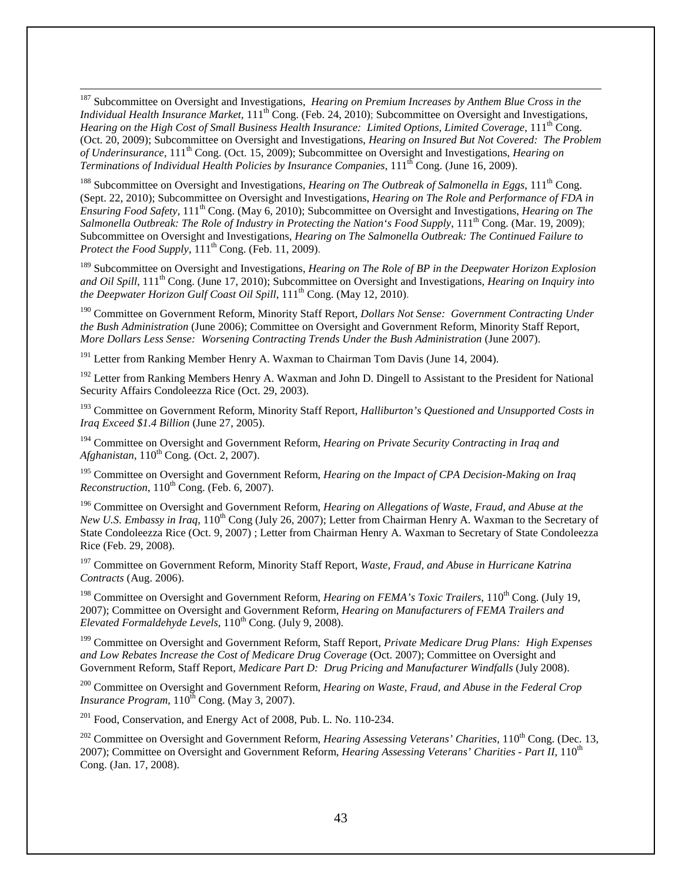[187] Subcommittee on Oversight and Investigations, *Hearing on Premium Increases by Anthem Blue Cross in the Individual Health Insurance Market*, 111th Cong. (Feb. 24, 2010); Subcommittee on Oversight and Investigations, *Hearing on the High Cost of Small Business Health Insurance: Limited Options, Limited Coverage*, 111th Cong. (Oct. 20, 2009); Subcommittee on Oversight and Investigations, *Hearing on Insured But Not Covered: The Problem of Underinsurance*, 111th Cong. (Oct. 15, 2009); Subcommittee on Oversight and Investigations, *Hearing on Terminations of Individual Health Policies by Insurance Companies*, 111th Cong. (June 16, 2009).

[188] Subcommittee on Oversight and Investigations, *Hearing on The Outbreak of Salmonella in Eggs*, 111th Cong. (Sept. 22, 2010); Subcommittee on Oversight and Investigations, *Hearing on The Role and Performance of FDA in Ensuring Food Safety*, 111th Cong. (May 6, 2010); Subcommittee on Oversight and Investigations, *Hearing on The Salmonella Outbreak: The Role of Industry in Protecting the Nation's Food Supply*, 111th Cong. (Mar. 19, 2009); Subcommittee on Oversight and Investigations, *Hearing on The Salmonella Outbreak: The Continued Failure to Protect the Food Supply*, 111th Cong. (Feb. 11, 2009).

[189] Subcommittee on Oversight and Investigations, *Hearing on The Role of BP in the Deepwater Horizon Explosion and Oil Spill*, 111th Cong. (June 17, 2010); Subcommittee on Oversight and Investigations, *Hearing on Inquiry into the Deepwater Horizon Gulf Coast Oil Spill*, 111th Cong. (May 12, 2010).

[190] Committee on Government Reform, Minority Staff Report, *Dollars Not Sense: Government Contracting Under the Bush Administration* (June 2006); Committee on Oversight and Government Reform, Minority Staff Report, *More Dollars Less Sense: Worsening Contracting Trends Under the Bush Administration* (June 2007).

[191] Letter from Ranking Member Henry A. Waxman to Chairman Tom Davis (June 14, 2004).

[192] Letter from Ranking Members Henry A. Waxman and John D. Dingell to Assistant to the President for National Security Affairs Condoleezza Rice (Oct. 29, 2003).

[193] Committee on Government Reform, Minority Staff Report, *Halliburton's Questioned and Unsupported Costs in Iraq Exceed $1.4 Billion* (June 27, 2005).

[194] Committee on Oversight and Government Reform, *Hearing on Private Security Contracting in Iraq and Afghanistan*, 110th Cong. (Oct. 2, 2007).

[195] Committee on Oversight and Government Reform, *Hearing on the Impact of CPA Decision-Making on Iraq Reconstruction*, 110th Cong. (Feb. 6, 2007).

[196] Committee on Oversight and Government Reform, *Hearing on Allegations of Waste, Fraud, and Abuse at the New U.S. Embassy in Iraq*, 110th Cong (July 26, 2007); Letter from Chairman Henry A. Waxman to the Secretary of State Condoleezza Rice (Oct. 9, 2007) ; Letter from Chairman Henry A. Waxman to Secretary of State Condoleezza Rice (Feb. 29, 2008).

[197] Committee on Government Reform, Minority Staff Report, *Waste, Fraud, and Abuse in Hurricane Katrina Contracts* (Aug. 2006).

[198] Committee on Oversight and Government Reform, *Hearing on FEMA's Toxic Trailers*, 110th Cong. (July 19, 2007); Committee on Oversight and Government Reform, *Hearing on Manufacturers of FEMA Trailers and Elevated Formaldehyde Levels*, 110th Cong. (July 9, 2008).

[199] Committee on Oversight and Government Reform, Staff Report, *Private Medicare Drug Plans: High Expenses and Low Rebates Increase the Cost of Medicare Drug Coverage* (Oct. 2007); Committee on Oversight and Government Reform, Staff Report, *Medicare Part D: Drug Pricing and Manufacturer Windfalls* (July 2008).

[200] Committee on Oversight and Government Reform, *Hearing on Waste, Fraud, and Abuse in the Federal Crop Insurance Program*, 110th Cong. (May 3, 2007).

[201] Food, Conservation, and Energy Act of 2008, Pub. L. No. 110-234.

[202] Committee on Oversight and Government Reform, *Hearing Assessing Veterans' Charities*, 110th Cong. (Dec. 13, 2007); Committee on Oversight and Government Reform, *Hearing Assessing Veterans' Charities - Part II*, 110th Cong. (Jan. 17, 2008).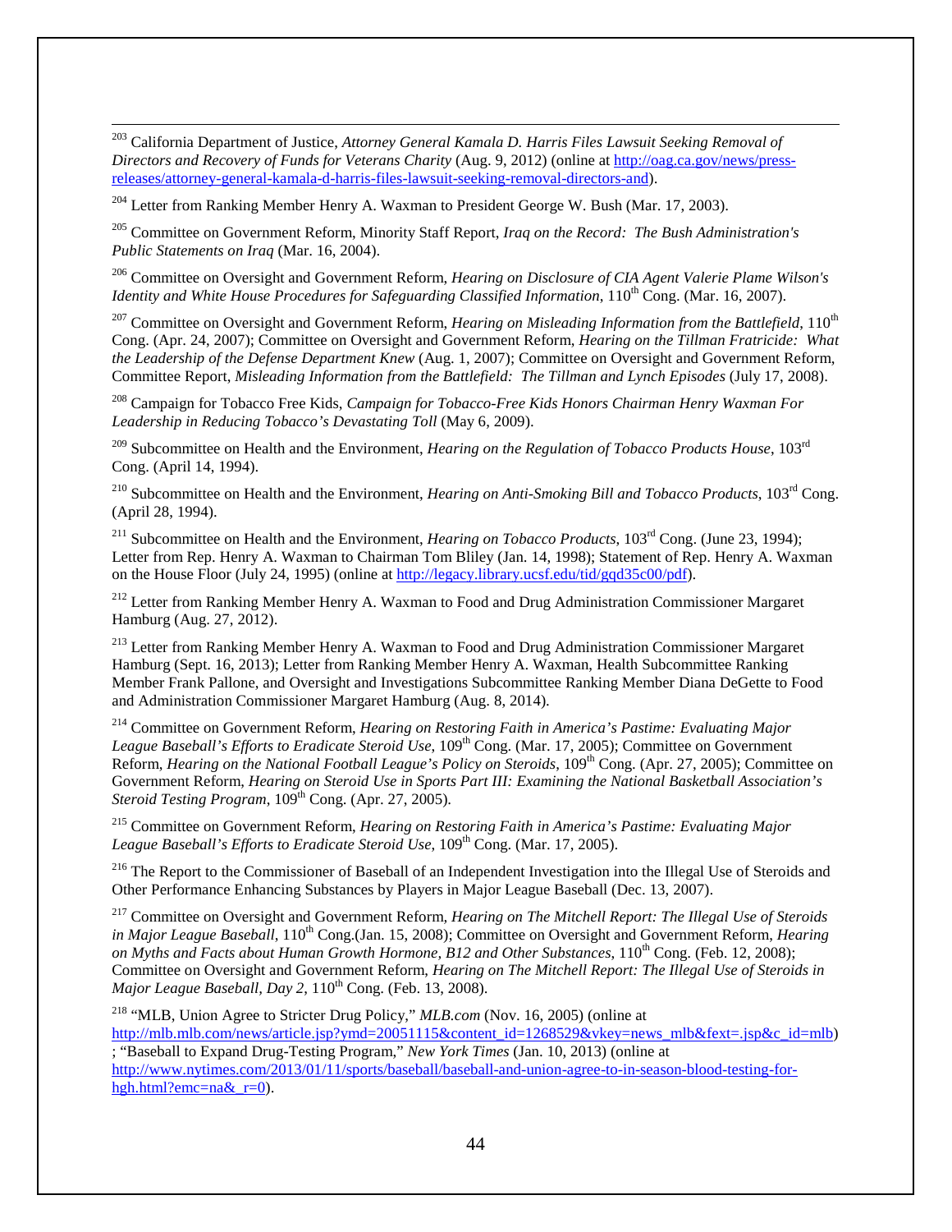[203] California Department of Justice, *Attorney General Kamala D. Harris Files Lawsuit Seeking Removal of Directors and Recovery of Funds for Veterans Charity* (Aug. 9, 2012) (online at http://oag.ca.gov/news/press-releases/attorney-general-kamala-d-harris-files-lawsuit-seeking-removal-directors-and).

[204] Letter from Ranking Member Henry A. Waxman to President George W. Bush (Mar. 17, 2003).

[205] Committee on Government Reform, Minority Staff Report, *Iraq on the Record: The Bush Administration's Public Statements on Iraq* (Mar. 16, 2004).

[206] Committee on Oversight and Government Reform, *Hearing on Disclosure of CIA Agent Valerie Plame Wilson's Identity and White House Procedures for Safeguarding Classified Information*, 110th Cong. (Mar. 16, 2007).

[207] Committee on Oversight and Government Reform, *Hearing on Misleading Information from the Battlefield*, 110th Cong. (Apr. 24, 2007); Committee on Oversight and Government Reform, *Hearing on the Tillman Fratricide: What the Leadership of the Defense Department Knew* (Aug. 1, 2007); Committee on Oversight and Government Reform, Committee Report, *Misleading Information from the Battlefield: The Tillman and Lynch Episodes* (July 17, 2008).

[208] Campaign for Tobacco Free Kids, *Campaign for Tobacco-Free Kids Honors Chairman Henry Waxman For Leadership in Reducing Tobacco's Devastating Toll* (May 6, 2009).

[209] Subcommittee on Health and the Environment, *Hearing on the Regulation of Tobacco Products House*, 103rd Cong. (April 14, 1994).

[210] Subcommittee on Health and the Environment, *Hearing on Anti-Smoking Bill and Tobacco Products*, 103rd Cong. (April 28, 1994).

[211] Subcommittee on Health and the Environment, *Hearing on Tobacco Products*, 103rd Cong. (June 23, 1994); Letter from Rep. Henry A. Waxman to Chairman Tom Bliley (Jan. 14, 1998); Statement of Rep. Henry A. Waxman on the House Floor (July 24, 1995) (online at http://legacy.library.ucsf.edu/tid/gqd35c00/pdf).

[212] Letter from Ranking Member Henry A. Waxman to Food and Drug Administration Commissioner Margaret Hamburg (Aug. 27, 2012).

[213] Letter from Ranking Member Henry A. Waxman to Food and Drug Administration Commissioner Margaret Hamburg (Sept. 16, 2013); Letter from Ranking Member Henry A. Waxman, Health Subcommittee Ranking Member Frank Pallone, and Oversight and Investigations Subcommittee Ranking Member Diana DeGette to Food and Administration Commissioner Margaret Hamburg (Aug. 8, 2014).

[214] Committee on Government Reform, *Hearing on Restoring Faith in America's Pastime: Evaluating Major League Baseball's Efforts to Eradicate Steroid Use*, 109th Cong. (Mar. 17, 2005); Committee on Government Reform, *Hearing on the National Football League's Policy on Steroids*, 109th Cong. (Apr. 27, 2005); Committee on Government Reform, *Hearing on Steroid Use in Sports Part III: Examining the National Basketball Association's Steroid Testing Program*, 109th Cong. (Apr. 27, 2005).

[215] Committee on Government Reform, *Hearing on Restoring Faith in America's Pastime: Evaluating Major League Baseball's Efforts to Eradicate Steroid Use*, 109th Cong. (Mar. 17, 2005).

[216] The Report to the Commissioner of Baseball of an Independent Investigation into the Illegal Use of Steroids and Other Performance Enhancing Substances by Players in Major League Baseball (Dec. 13, 2007).

[217] Committee on Oversight and Government Reform, *Hearing on The Mitchell Report: The Illegal Use of Steroids in Major League Baseball*, 110th Cong.(Jan. 15, 2008); Committee on Oversight and Government Reform, *Hearing on Myths and Facts about Human Growth Hormone, B12 and Other Substances*, 110th Cong. (Feb. 12, 2008); Committee on Oversight and Government Reform, *Hearing on The Mitchell Report: The Illegal Use of Steroids in Major League Baseball, Day 2*, 110th Cong. (Feb. 13, 2008).

[218] "MLB, Union Agree to Stricter Drug Policy," *MLB.com* (Nov. 16, 2005) (online at http://mlb.mlb.com/news/article.jsp?ymd=20051115&content_id=1268529&vkey=news_mlb&fext=.jsp&c_id=mlb); "Baseball to Expand Drug-Testing Program," *New York Times* (Jan. 10, 2013) (online at http://www.nytimes.com/2013/01/11/sports/baseball/baseball-and-union-agree-to-in-season-blood-testing-for-hgh.html?emc=na&_r=0).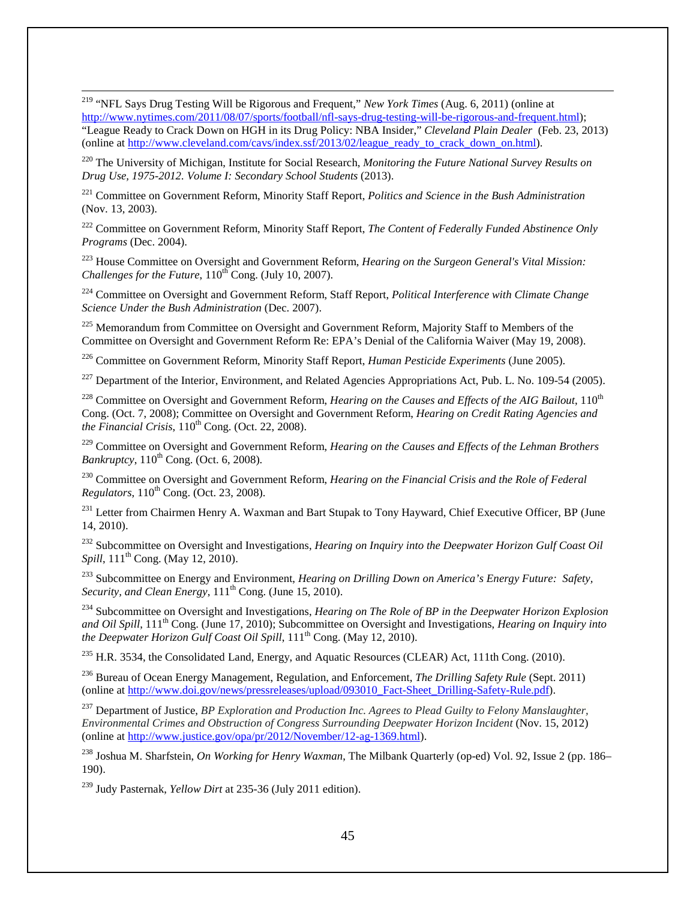[219] "NFL Says Drug Testing Will be Rigorous and Frequent," *New York Times* (Aug. 6, 2011) (online at http://www.nytimes.com/2011/08/07/sports/football/nfl-says-drug-testing-will-be-rigorous-and-frequent.html); "League Ready to Crack Down on HGH in its Drug Policy: NBA Insider," *Cleveland Plain Dealer* (Feb. 23, 2013) (online at http://www.cleveland.com/cavs/index.ssf/2013/02/league_ready_to_crack_down_on.html).

[220] The University of Michigan, Institute for Social Research, *Monitoring the Future National Survey Results on Drug Use, 1975-2012. Volume I: Secondary School Students* (2013).

[221] Committee on Government Reform, Minority Staff Report, *Politics and Science in the Bush Administration* (Nov. 13, 2003).

[222] Committee on Government Reform, Minority Staff Report, *The Content of Federally Funded Abstinence Only Programs* (Dec. 2004).

[223] House Committee on Oversight and Government Reform, *Hearing on the Surgeon General's Vital Mission: Challenges for the Future*, 110th Cong. (July 10, 2007).

[224] Committee on Oversight and Government Reform, Staff Report, *Political Interference with Climate Change Science Under the Bush Administration* (Dec. 2007).

[225] Memorandum from Committee on Oversight and Government Reform, Majority Staff to Members of the Committee on Oversight and Government Reform Re: EPA's Denial of the California Waiver (May 19, 2008).

[226] Committee on Government Reform, Minority Staff Report, *Human Pesticide Experiments* (June 2005).

[227] Department of the Interior, Environment, and Related Agencies Appropriations Act, Pub. L. No. 109-54 (2005).

[228] Committee on Oversight and Government Reform, *Hearing on the Causes and Effects of the AIG Bailout*, 110th Cong. (Oct. 7, 2008); Committee on Oversight and Government Reform, *Hearing on Credit Rating Agencies and the Financial Crisis*, 110th Cong. (Oct. 22, 2008).

[229] Committee on Oversight and Government Reform, *Hearing on the Causes and Effects of the Lehman Brothers Bankruptcy*, 110th Cong. (Oct. 6, 2008).

[230] Committee on Oversight and Government Reform, *Hearing on the Financial Crisis and the Role of Federal Regulators*, 110th Cong. (Oct. 23, 2008).

[231] Letter from Chairmen Henry A. Waxman and Bart Stupak to Tony Hayward, Chief Executive Officer, BP (June 14, 2010).

[232] Subcommittee on Oversight and Investigations, *Hearing on Inquiry into the Deepwater Horizon Gulf Coast Oil Spill*, 111th Cong. (May 12, 2010).

[233] Subcommittee on Energy and Environment, *Hearing on Drilling Down on America's Energy Future: Safety, Security, and Clean Energy*, 111th Cong. (June 15, 2010).

[234] Subcommittee on Oversight and Investigations, *Hearing on The Role of BP in the Deepwater Horizon Explosion and Oil Spill*, 111th Cong. (June 17, 2010); Subcommittee on Oversight and Investigations, *Hearing on Inquiry into the Deepwater Horizon Gulf Coast Oil Spill*, 111th Cong. (May 12, 2010).

[235] H.R. 3534, the Consolidated Land, Energy, and Aquatic Resources (CLEAR) Act, 111th Cong. (2010).

[236] Bureau of Ocean Energy Management, Regulation, and Enforcement, *The Drilling Safety Rule* (Sept. 2011) (online at http://www.doi.gov/news/pressreleases/upload/093010_Fact-Sheet_Drilling-Safety-Rule.pdf).

[237] Department of Justice, *BP Exploration and Production Inc. Agrees to Plead Guilty to Felony Manslaughter, Environmental Crimes and Obstruction of Congress Surrounding Deepwater Horizon Incident* (Nov. 15, 2012) (online at http://www.justice.gov/opa/pr/2012/November/12-ag-1369.html).

[238] Joshua M. Sharfstein, *On Working for Henry Waxman*, The Milbank Quarterly (op-ed) Vol. 92, Issue 2 (pp. 186–190).

[239] Judy Pasternak, *Yellow Dirt* at 235-36 (July 2011 edition).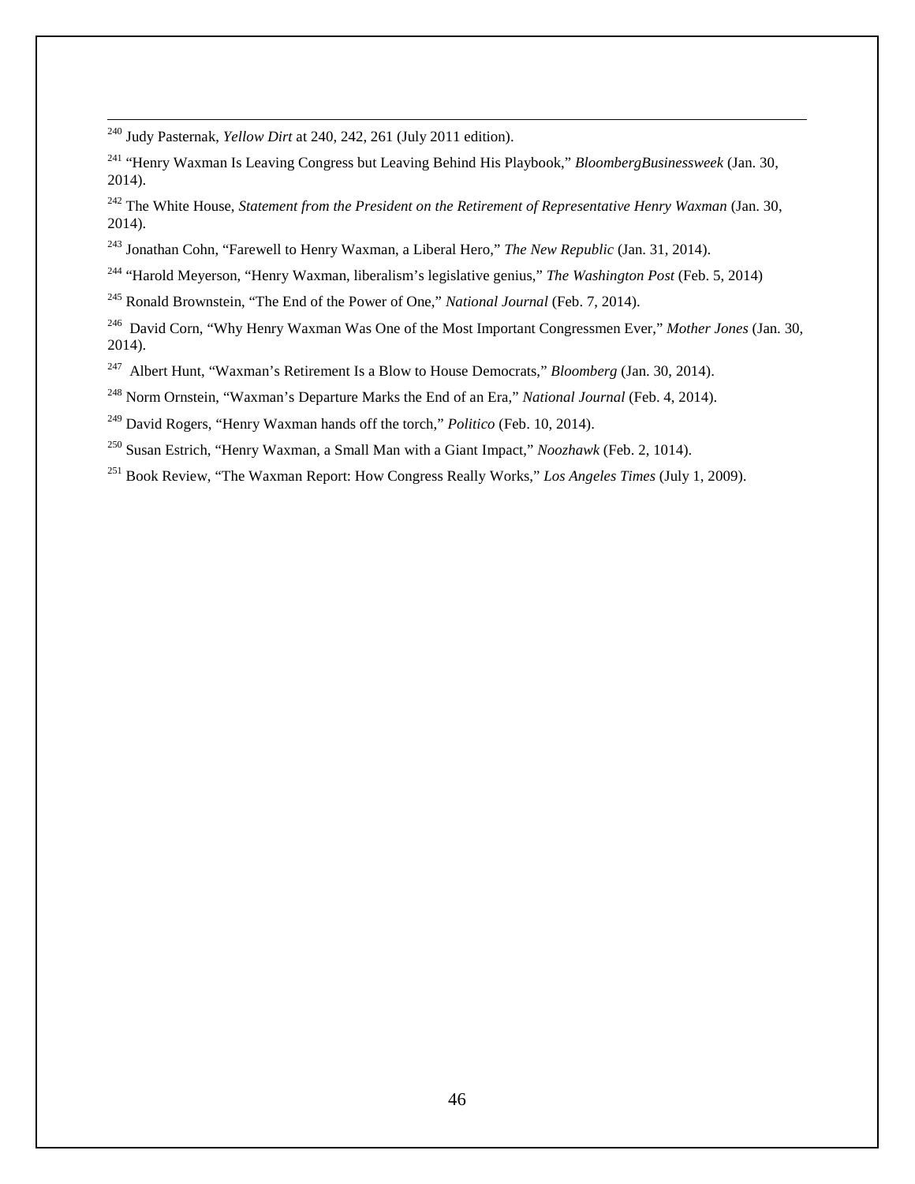[240] Judy Pasternak, *Yellow Dirt* at 240, 242, 261 (July 2011 edition).

[241] "Henry Waxman Is Leaving Congress but Leaving Behind His Playbook," *BloombergBusinessweek* (Jan. 30, 2014).

[242] The White House, *Statement from the President on the Retirement of Representative Henry Waxman* (Jan. 30, 2014).

[243] Jonathan Cohn, "Farewell to Henry Waxman, a Liberal Hero," *The New Republic* (Jan. 31, 2014).

[244] "Harold Meyerson, "Henry Waxman, liberalism's legislative genius," *The Washington Post* (Feb. 5, 2014)

[245] Ronald Brownstein, "The End of the Power of One," *National Journal* (Feb. 7, 2014).

[246] David Corn, "Why Henry Waxman Was One of the Most Important Congressmen Ever," *Mother Jones* (Jan. 30, 2014).

[247] Albert Hunt, "Waxman's Retirement Is a Blow to House Democrats," *Bloomberg* (Jan. 30, 2014).

[248] Norm Ornstein, "Waxman's Departure Marks the End of an Era," *National Journal* (Feb. 4, 2014).

[249] David Rogers, "Henry Waxman hands off the torch," *Politico* (Feb. 10, 2014).

[250] Susan Estrich, "Henry Waxman, a Small Man with a Giant Impact," *Noozhawk* (Feb. 2, 1014).

[251] Book Review, "The Waxman Report: How Congress Really Works," *Los Angeles Times* (July 1, 2009).